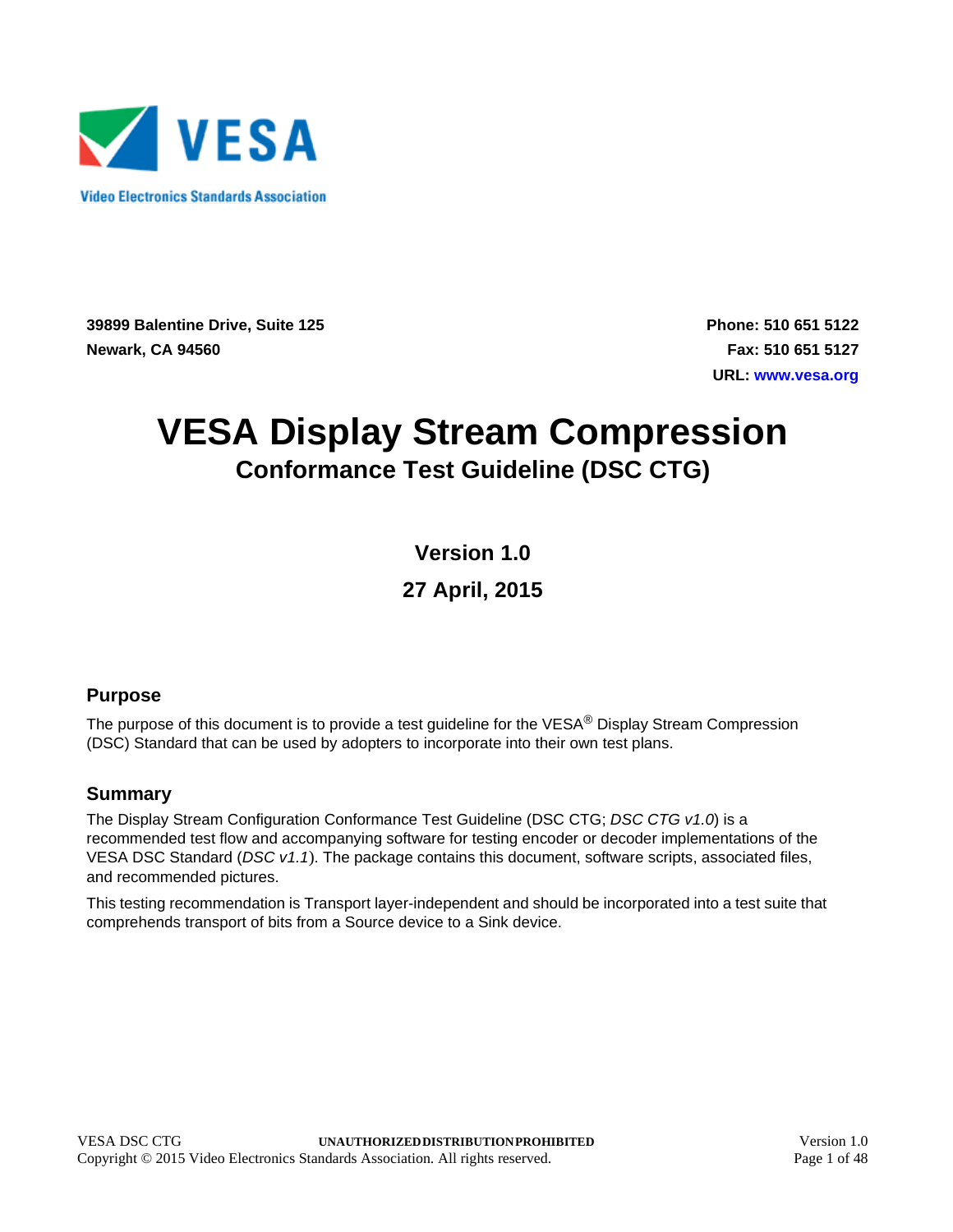VESA

Video Electronics Standards Association

**39899 Balentine Drive, Suite 125**
**Newark, CA 94560**

**Phone: 510 651 5122**
**Fax: 510 651 5127**
**URL: www.vesa.org**

# VESA Display Stream Compression

## Conformance Test Guideline (DSC CTG)

**Version 1.0**

**27 April, 2015**

### Purpose

The purpose of this document is to provide a test guideline for the VESA® Display Stream Compression (DSC) Standard that can be used by adopters to incorporate into their own test plans.

### Summary

The Display Stream Configuration Conformance Test Guideline (DSC CTG; *DSC CTG v1.0*) is a recommended test flow and accompanying software for testing encoder or decoder implementations of the VESA DSC Standard (*DSC v1.1*). The package contains this document, software scripts, associated files, and recommended pictures.

This testing recommendation is Transport layer-independent and should be incorporated into a test suite that comprehends transport of bits from a Source device to a Sink device.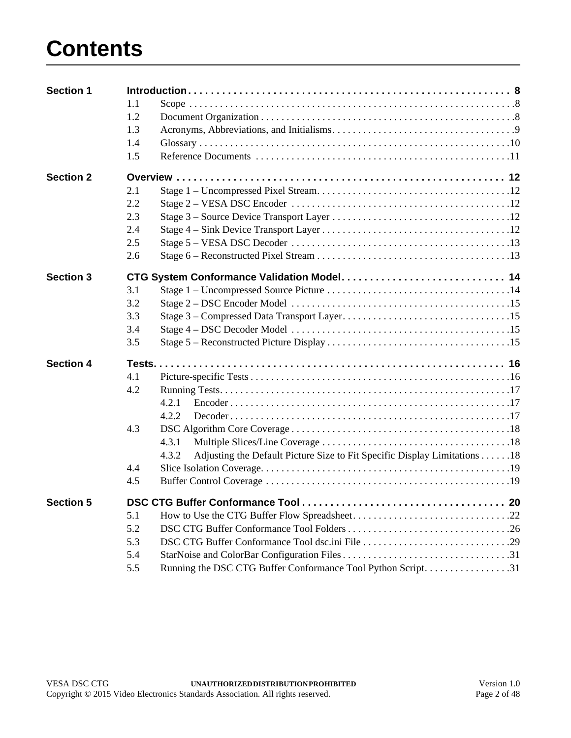# Contents

**Section 1 Introduction** . . . . . . . . . . 8

- 1.1 Scope . . . . . . . . . . 8
- 1.2 Document Organization . . . . . . . . . . 8
- 1.3 Acronyms, Abbreviations, and Initialisms . . . . . . . . . . 9
- 1.4 Glossary . . . . . . . . . . 10
- 1.5 Reference Documents . . . . . . . . . . 11

**Section 2 Overview** . . . . . . . . . . 12

- 2.1 Stage 1 – Uncompressed Pixel Stream . . . . . . . . . . 12
- 2.2 Stage 2 – VESA DSC Encoder . . . . . . . . . . 12
- 2.3 Stage 3 – Source Device Transport Layer . . . . . . . . . . 12
- 2.4 Stage 4 – Sink Device Transport Layer . . . . . . . . . . 12
- 2.5 Stage 5 – VESA DSC Decoder . . . . . . . . . . 13
- 2.6 Stage 6 – Reconstructed Pixel Stream . . . . . . . . . . 13

**Section 3 CTG System Conformance Validation Model** . . . . . . . . . . 14

- 3.1 Stage 1 – Uncompressed Source Picture . . . . . . . . . . 14
- 3.2 Stage 2 – DSC Encoder Model . . . . . . . . . . 15
- 3.3 Stage 3 – Compressed Data Transport Layer . . . . . . . . . . 15
- 3.4 Stage 4 – DSC Decoder Model . . . . . . . . . . 15
- 3.5 Stage 5 – Reconstructed Picture Display . . . . . . . . . . 15

**Section 4 Tests** . . . . . . . . . . 16

- 4.1 Picture-specific Tests . . . . . . . . . . 16
- 4.2 Running Tests . . . . . . . . . . 17
  - 4.2.1 Encoder . . . . . . . . . . 17
  - 4.2.2 Decoder . . . . . . . . . . 17
- 4.3 DSC Algorithm Core Coverage . . . . . . . . . . 18
  - 4.3.1 Multiple Slices/Line Coverage . . . . . . . . . . 18
  - 4.3.2 Adjusting the Default Picture Size to Fit Specific Display Limitations . . . . . . 18
- 4.4 Slice Isolation Coverage . . . . . . . . . . 19
- 4.5 Buffer Control Coverage . . . . . . . . . . 19

**Section 5 DSC CTG Buffer Conformance Tool** . . . . . . . . . . 20

- 5.1 How to Use the CTG Buffer Flow Spreadsheet . . . . . . . . . . 22
- 5.2 DSC CTG Buffer Conformance Tool Folders . . . . . . . . . . 26
- 5.3 DSC CTG Buffer Conformance Tool dsc.ini File . . . . . . . . . . 29
- 5.4 StarNoise and ColorBar Configuration Files . . . . . . . . . . 31
- 5.5 Running the DSC CTG Buffer Conformance Tool Python Script . . . . . . . . . . 31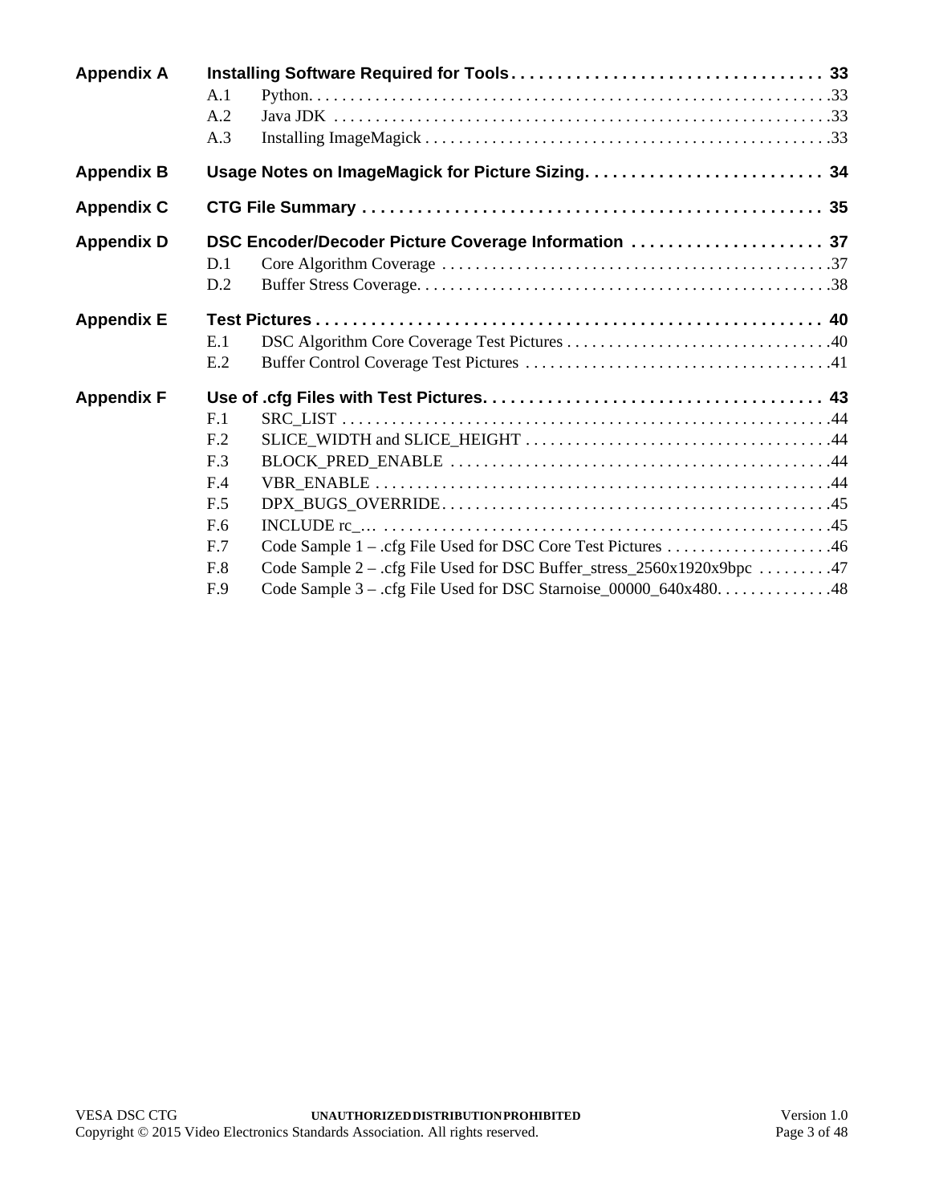**Appendix A** **Installing Software Required for Tools** . . . . . . . . . . . . . . . . . . . . . . . . . . . . . . . . . . 33

- A.1 Python. . . . . . . . . . . . . . . . . . . . . . . . . . . . . . . . . . . . . . . . . . . . . . . . . . . . . . . . . . . . . . .33
- A.2 Java JDK . . . . . . . . . . . . . . . . . . . . . . . . . . . . . . . . . . . . . . . . . . . . . . . . . . . . . . . . . . . . .33
- A.3 Installing ImageMagick . . . . . . . . . . . . . . . . . . . . . . . . . . . . . . . . . . . . . . . . . . . . . . . . . .33

**Appendix B** **Usage Notes on ImageMagick for Picture Sizing**. . . . . . . . . . . . . . . . . . . . . . . . . . 34

**Appendix C** **CTG File Summary** . . . . . . . . . . . . . . . . . . . . . . . . . . . . . . . . . . . . . . . . . . . . . . . . . . 35

**Appendix D** **DSC Encoder/Decoder Picture Coverage Information** . . . . . . . . . . . . . . . . . . . . . 37

- D.1 Core Algorithm Coverage . . . . . . . . . . . . . . . . . . . . . . . . . . . . . . . . . . . . . . . . . . . . . . .37
- D.2 Buffer Stress Coverage. . . . . . . . . . . . . . . . . . . . . . . . . . . . . . . . . . . . . . . . . . . . . . . . . .38

**Appendix E** **Test Pictures** . . . . . . . . . . . . . . . . . . . . . . . . . . . . . . . . . . . . . . . . . . . . . . . . . . . . . . . 40

- E.1 DSC Algorithm Core Coverage Test Pictures . . . . . . . . . . . . . . . . . . . . . . . . . . . . . . . .40
- E.2 Buffer Control Coverage Test Pictures . . . . . . . . . . . . . . . . . . . . . . . . . . . . . . . . . . . . .41

**Appendix F** **Use of .cfg Files with Test Pictures**. . . . . . . . . . . . . . . . . . . . . . . . . . . . . . . . . . . . . 43

- F.1 SRC_LIST . . . . . . . . . . . . . . . . . . . . . . . . . . . . . . . . . . . . . . . . . . . . . . . . . . . . . . . . . . .44
- F.2 SLICE_WIDTH and SLICE_HEIGHT . . . . . . . . . . . . . . . . . . . . . . . . . . . . . . . . . . . . .44
- F.3 BLOCK_PRED_ENABLE . . . . . . . . . . . . . . . . . . . . . . . . . . . . . . . . . . . . . . . . . . . . .44
- F.4 VBR_ENABLE . . . . . . . . . . . . . . . . . . . . . . . . . . . . . . . . . . . . . . . . . . . . . . . . . . . . . . .44
- F.5 DPX_BUGS_OVERRIDE. . . . . . . . . . . . . . . . . . . . . . . . . . . . . . . . . . . . . . . . . . . . . . .45
- F.6 INCLUDE rc_… . . . . . . . . . . . . . . . . . . . . . . . . . . . . . . . . . . . . . . . . . . . . . . . . . . . . . .45
- F.7 Code Sample 1 – .cfg File Used for DSC Core Test Pictures . . . . . . . . . . . . . . . . . . . .46
- F.8 Code Sample 2 – .cfg File Used for DSC Buffer_stress_2560x1920x9bpc . . . . . . . . .47
- F.9 Code Sample 3 – .cfg File Used for DSC Starnoise_00000_640x480. . . . . . . . . . . . . .48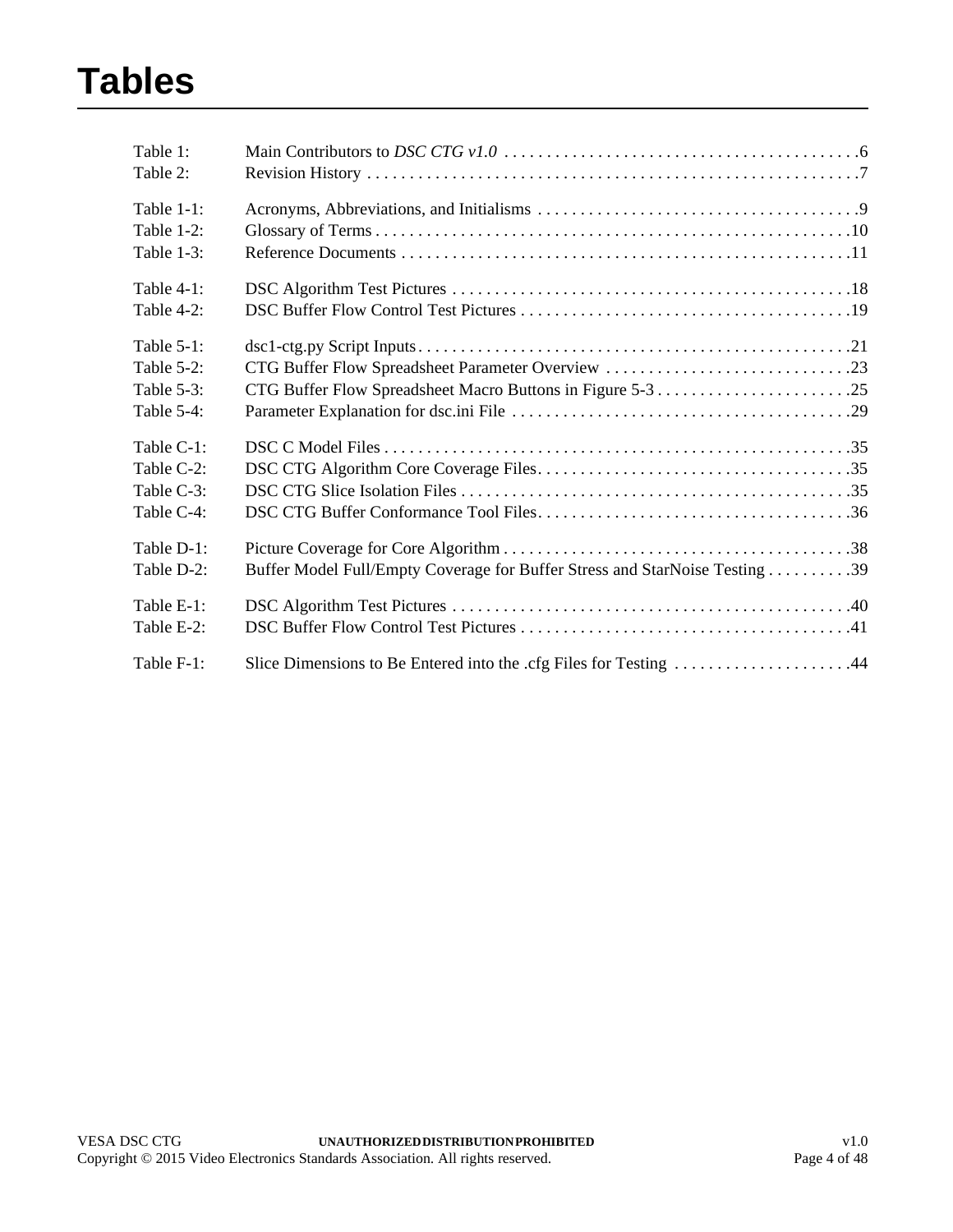# Tables

Table 1: Main Contributors to *DSC CTG v1.0* . . . . . . . . . . . . . . . . . . . . . . . . . . . . . . . . . . . . . . . . . .6
Table 2: Revision History . . . . . . . . . . . . . . . . . . . . . . . . . . . . . . . . . . . . . . . . . . . . . . . . . . . . . . . . . . .7

Table 1-1: Acronyms, Abbreviations, and Initialisms . . . . . . . . . . . . . . . . . . . . . . . . . . . . . . . . . . . . . .9
Table 1-2: Glossary of Terms . . . . . . . . . . . . . . . . . . . . . . . . . . . . . . . . . . . . . . . . . . . . . . . . . . . . . . . .10
Table 1-3: Reference Documents . . . . . . . . . . . . . . . . . . . . . . . . . . . . . . . . . . . . . . . . . . . . . . . . . . . . .11

Table 4-1: DSC Algorithm Test Pictures . . . . . . . . . . . . . . . . . . . . . . . . . . . . . . . . . . . . . . . . . . . . . . .18
Table 4-2: DSC Buffer Flow Control Test Pictures . . . . . . . . . . . . . . . . . . . . . . . . . . . . . . . . . . . . . . .19

Table 5-1: dsc1-ctg.py Script Inputs . . . . . . . . . . . . . . . . . . . . . . . . . . . . . . . . . . . . . . . . . . . . . . . . . . .21
Table 5-2: CTG Buffer Flow Spreadsheet Parameter Overview . . . . . . . . . . . . . . . . . . . . . . . . . . . . .23
Table 5-3: CTG Buffer Flow Spreadsheet Macro Buttons in Figure 5-3 . . . . . . . . . . . . . . . . . . . . . . .25
Table 5-4: Parameter Explanation for dsc.ini File . . . . . . . . . . . . . . . . . . . . . . . . . . . . . . . . . . . . . . . .29

Table C-1: DSC C Model Files . . . . . . . . . . . . . . . . . . . . . . . . . . . . . . . . . . . . . . . . . . . . . . . . . . . . . . .35
Table C-2: DSC CTG Algorithm Core Coverage Files. . . . . . . . . . . . . . . . . . . . . . . . . . . . . . . . . . . . .35
Table C-3: DSC CTG Slice Isolation Files . . . . . . . . . . . . . . . . . . . . . . . . . . . . . . . . . . . . . . . . . . . . . .35
Table C-4: DSC CTG Buffer Conformance Tool Files. . . . . . . . . . . . . . . . . . . . . . . . . . . . . . . . . . . . .36

Table D-1: Picture Coverage for Core Algorithm . . . . . . . . . . . . . . . . . . . . . . . . . . . . . . . . . . . . . . . . .38
Table D-2: Buffer Model Full/Empty Coverage for Buffer Stress and StarNoise Testing . . . . . . . . . .39

Table E-1: DSC Algorithm Test Pictures . . . . . . . . . . . . . . . . . . . . . . . . . . . . . . . . . . . . . . . . . . . . . . .40
Table E-2: DSC Buffer Flow Control Test Pictures . . . . . . . . . . . . . . . . . . . . . . . . . . . . . . . . . . . . . . .41

Table F-1: Slice Dimensions to Be Entered into the .cfg Files for Testing . . . . . . . . . . . . . . . . . . . . .44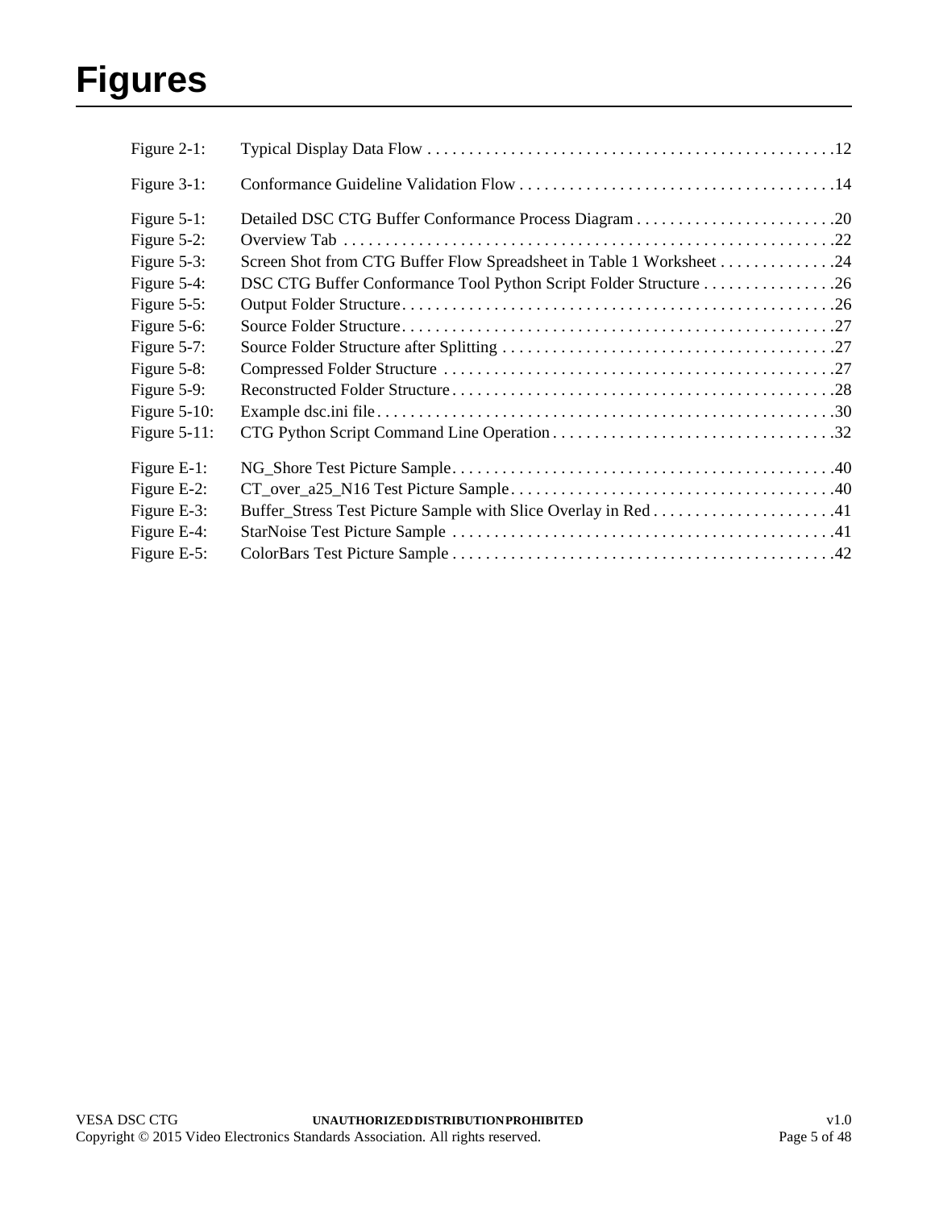# Figures

| | | |
|---|---|---|
| Figure 2-1: | Typical Display Data Flow | 12 |
| Figure 3-1: | Conformance Guideline Validation Flow | 14 |
| Figure 5-1: | Detailed DSC CTG Buffer Conformance Process Diagram | 20 |
| Figure 5-2: | Overview Tab | 22 |
| Figure 5-3: | Screen Shot from CTG Buffer Flow Spreadsheet in Table 1 Worksheet | 24 |
| Figure 5-4: | DSC CTG Buffer Conformance Tool Python Script Folder Structure | 26 |
| Figure 5-5: | Output Folder Structure | 26 |
| Figure 5-6: | Source Folder Structure | 27 |
| Figure 5-7: | Source Folder Structure after Splitting | 27 |
| Figure 5-8: | Compressed Folder Structure | 27 |
| Figure 5-9: | Reconstructed Folder Structure | 28 |
| Figure 5-10: | Example dsc.ini file | 30 |
| Figure 5-11: | CTG Python Script Command Line Operation | 32 |
| Figure E-1: | NG_Shore Test Picture Sample | 40 |
| Figure E-2: | CT_over_a25_N16 Test Picture Sample | 40 |
| Figure E-3: | Buffer_Stress Test Picture Sample with Slice Overlay in Red | 41 |
| Figure E-4: | StarNoise Test Picture Sample | 41 |
| Figure E-5: | ColorBars Test Picture Sample | 42 |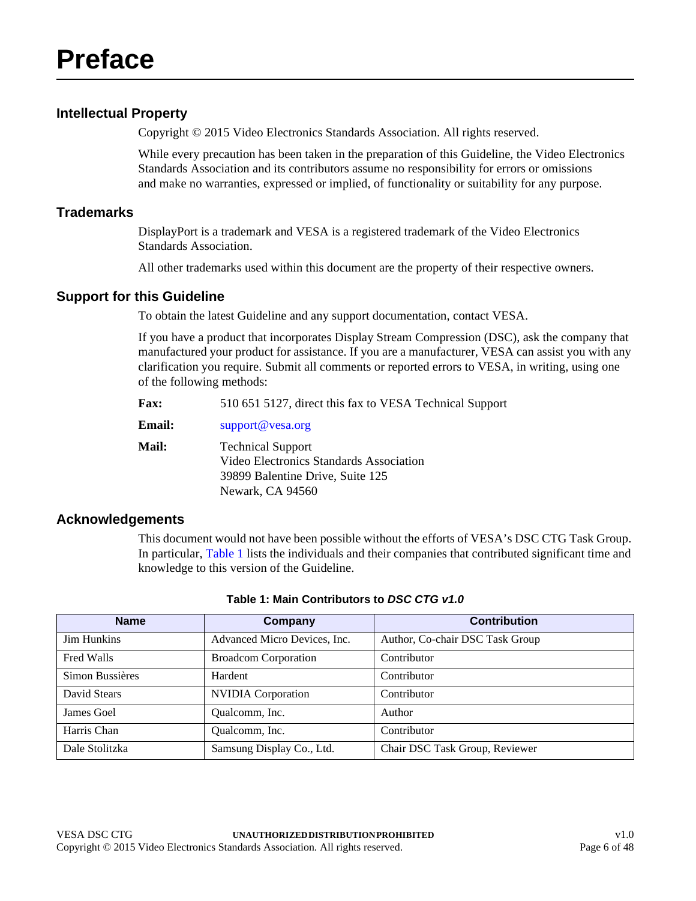# Preface

## Intellectual Property

Copyright © 2015 Video Electronics Standards Association. All rights reserved.

While every precaution has been taken in the preparation of this Guideline, the Video Electronics Standards Association and its contributors assume no responsibility for errors or omissions and make no warranties, expressed or implied, of functionality or suitability for any purpose.

## Trademarks

DisplayPort is a trademark and VESA is a registered trademark of the Video Electronics Standards Association.

All other trademarks used within this document are the property of their respective owners.

## Support for this Guideline

To obtain the latest Guideline and any support documentation, contact VESA.

If you have a product that incorporates Display Stream Compression (DSC), ask the company that manufactured your product for assistance. If you are a manufacturer, VESA can assist you with any clarification you require. Submit all comments or reported errors to VESA, in writing, using one of the following methods:

**Fax:** 510 651 5127, direct this fax to VESA Technical Support

**Email:** support@vesa.org

**Mail:** Technical Support
Video Electronics Standards Association
39899 Balentine Drive, Suite 125
Newark, CA 94560

## Acknowledgements

This document would not have been possible without the efforts of VESA's DSC CTG Task Group. In particular, Table 1 lists the individuals and their companies that contributed significant time and knowledge to this version of the Guideline.

**Table 1: Main Contributors to *DSC CTG v1.0***

| Name | Company | Contribution |
|---|---|---|
| Jim Hunkins | Advanced Micro Devices, Inc. | Author, Co-chair DSC Task Group |
| Fred Walls | Broadcom Corporation | Contributor |
| Simon Bussières | Hardent | Contributor |
| David Stears | NVIDIA Corporation | Contributor |
| James Goel | Qualcomm, Inc. | Author |
| Harris Chan | Qualcomm, Inc. | Contributor |
| Dale Stolitzka | Samsung Display Co., Ltd. | Chair DSC Task Group, Reviewer |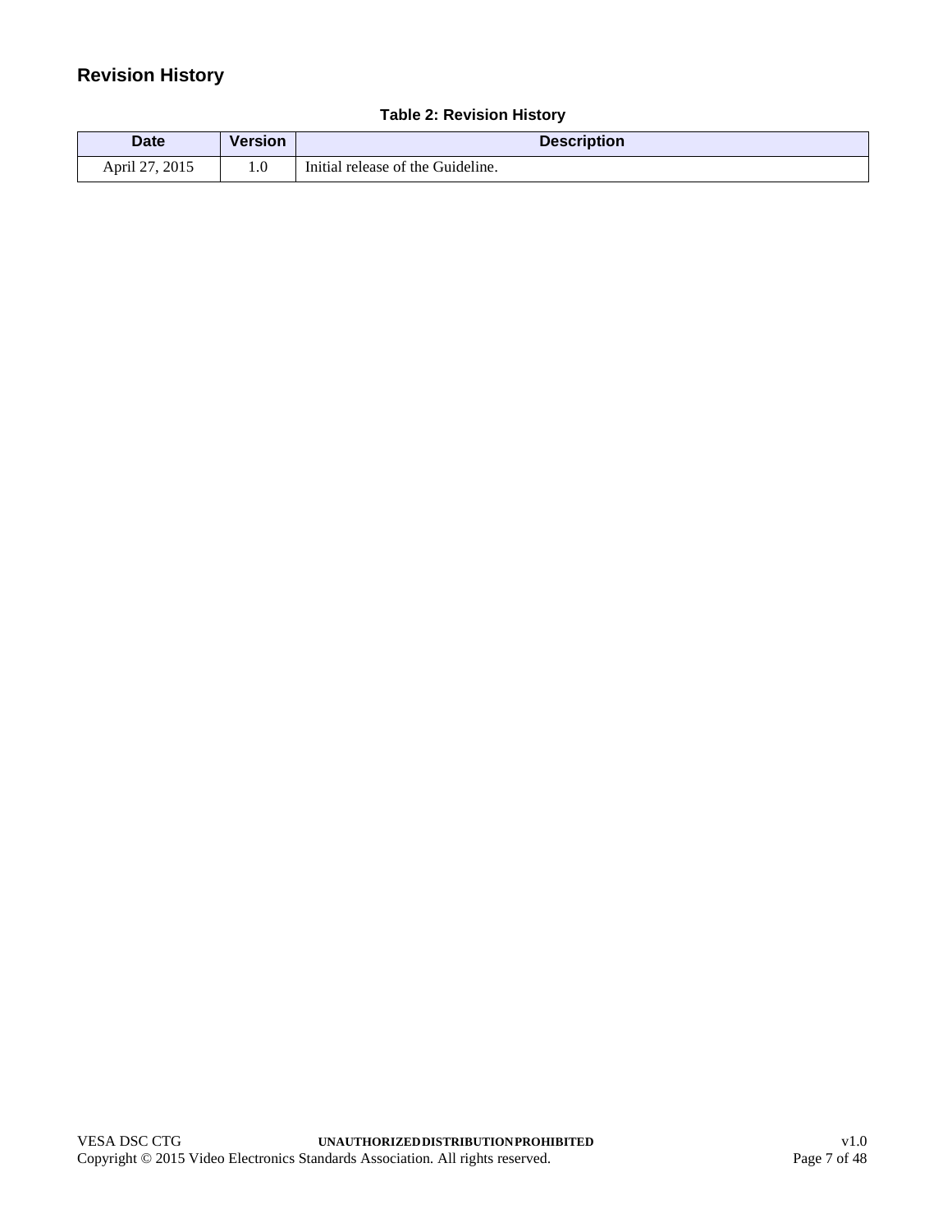## Revision History

**Table 2: Revision History**

| Date | Version | Description |
|---|---|---|
| April 27, 2015 | 1.0 | Initial release of the Guideline. |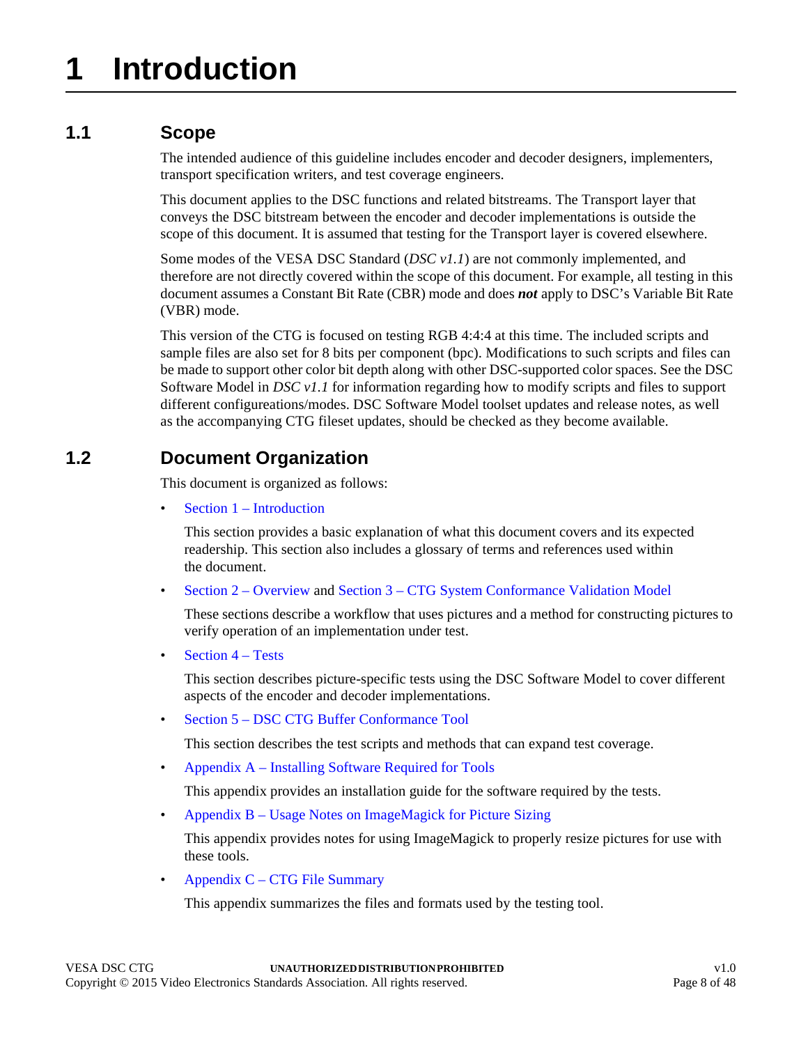# 1 Introduction

## 1.1 Scope

The intended audience of this guideline includes encoder and decoder designers, implementers, transport specification writers, and test coverage engineers.

This document applies to the DSC functions and related bitstreams. The Transport layer that conveys the DSC bitstream between the encoder and decoder implementations is outside the scope of this document. It is assumed that testing for the Transport layer is covered elsewhere.

Some modes of the VESA DSC Standard (*DSC v1.1*) are not commonly implemented, and therefore are not directly covered within the scope of this document. For example, all testing in this document assumes a Constant Bit Rate (CBR) mode and does ***not*** apply to DSC's Variable Bit Rate (VBR) mode.

This version of the CTG is focused on testing RGB 4:4:4 at this time. The included scripts and sample files are also set for 8 bits per component (bpc). Modifications to such scripts and files can be made to support other color bit depth along with other DSC-supported color spaces. See the DSC Software Model in *DSC v1.1* for information regarding how to modify scripts and files to support different configureations/modes. DSC Software Model toolset updates and release notes, as well as the accompanying CTG fileset updates, should be checked as they become available.

## 1.2 Document Organization

This document is organized as follows:

- Section 1 – Introduction

  This section provides a basic explanation of what this document covers and its expected readership. This section also includes a glossary of terms and references used within the document.

- Section 2 – Overview and Section 3 – CTG System Conformance Validation Model

  These sections describe a workflow that uses pictures and a method for constructing pictures to verify operation of an implementation under test.

- Section 4 – Tests

  This section describes picture-specific tests using the DSC Software Model to cover different aspects of the encoder and decoder implementations.

- Section 5 – DSC CTG Buffer Conformance Tool

  This section describes the test scripts and methods that can expand test coverage.

- Appendix A – Installing Software Required for Tools

  This appendix provides an installation guide for the software required by the tests.

- Appendix B – Usage Notes on ImageMagick for Picture Sizing

  This appendix provides notes for using ImageMagick to properly resize pictures for use with these tools.

- Appendix C – CTG File Summary

  This appendix summarizes the files and formats used by the testing tool.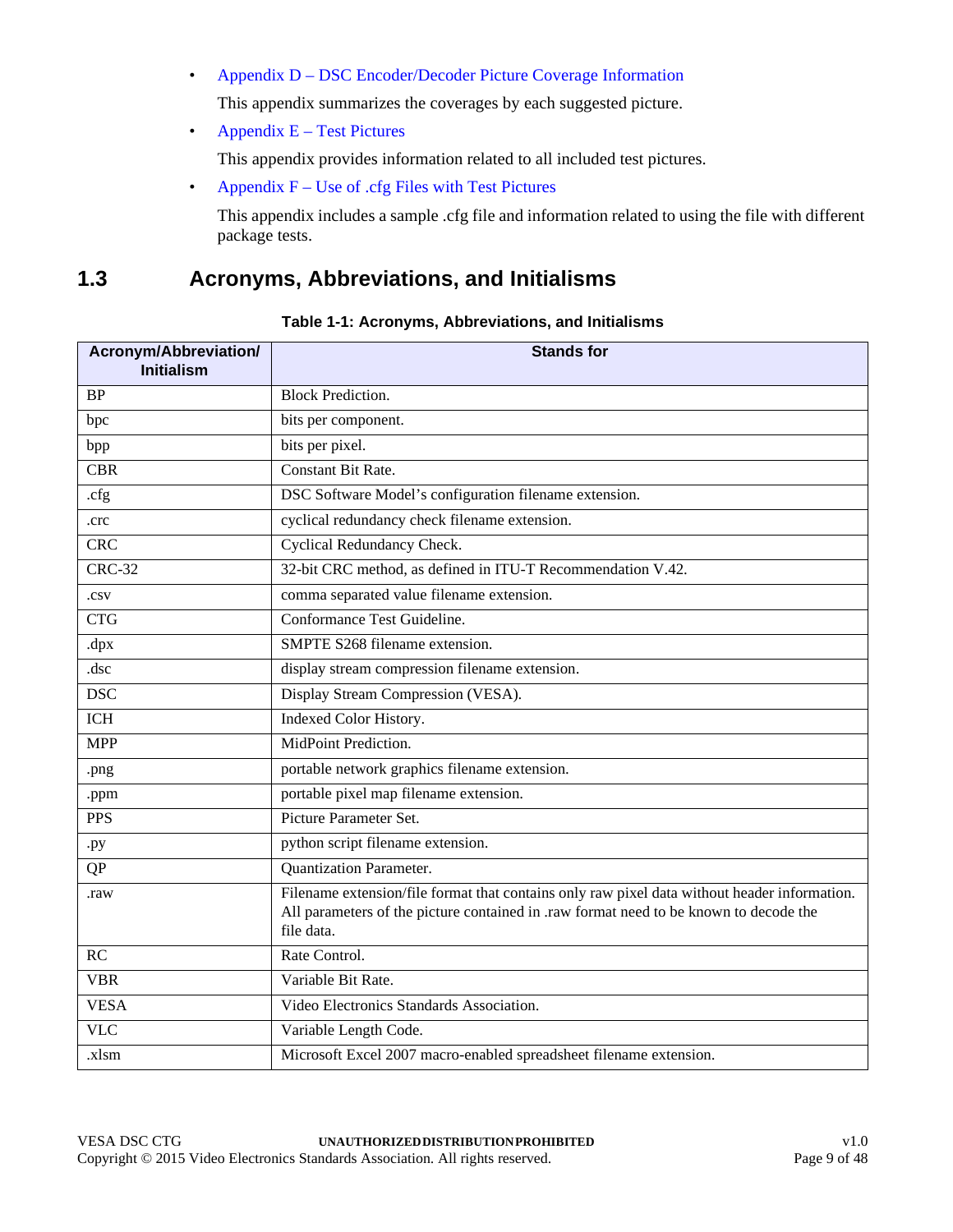- Appendix D – DSC Encoder/Decoder Picture Coverage Information

  This appendix summarizes the coverages by each suggested picture.

- Appendix E – Test Pictures

  This appendix provides information related to all included test pictures.

- Appendix F – Use of .cfg Files with Test Pictures

  This appendix includes a sample .cfg file and information related to using the file with different package tests.

## 1.3 Acronyms, Abbreviations, and Initialisms

**Table 1-1: Acronyms, Abbreviations, and Initialisms**

| Acronym/Abbreviation/ Initialism | Stands for |
|---|---|
| BP | Block Prediction. |
| bpc | bits per component. |
| bpp | bits per pixel. |
| CBR | Constant Bit Rate. |
| .cfg | DSC Software Model's configuration filename extension. |
| .crc | cyclical redundancy check filename extension. |
| CRC | Cyclical Redundancy Check. |
| CRC-32 | 32-bit CRC method, as defined in ITU-T Recommendation V.42. |
| .csv | comma separated value filename extension. |
| CTG | Conformance Test Guideline. |
| .dpx | SMPTE S268 filename extension. |
| .dsc | display stream compression filename extension. |
| DSC | Display Stream Compression (VESA). |
| ICH | Indexed Color History. |
| MPP | MidPoint Prediction. |
| .png | portable network graphics filename extension. |
| .ppm | portable pixel map filename extension. |
| PPS | Picture Parameter Set. |
| .py | python script filename extension. |
| QP | Quantization Parameter. |
| .raw | Filename extension/file format that contains only raw pixel data without header information. All parameters of the picture contained in .raw format need to be known to decode the file data. |
| RC | Rate Control. |
| VBR | Variable Bit Rate. |
| VESA | Video Electronics Standards Association. |
| VLC | Variable Length Code. |
| .xlsm | Microsoft Excel 2007 macro-enabled spreadsheet filename extension. |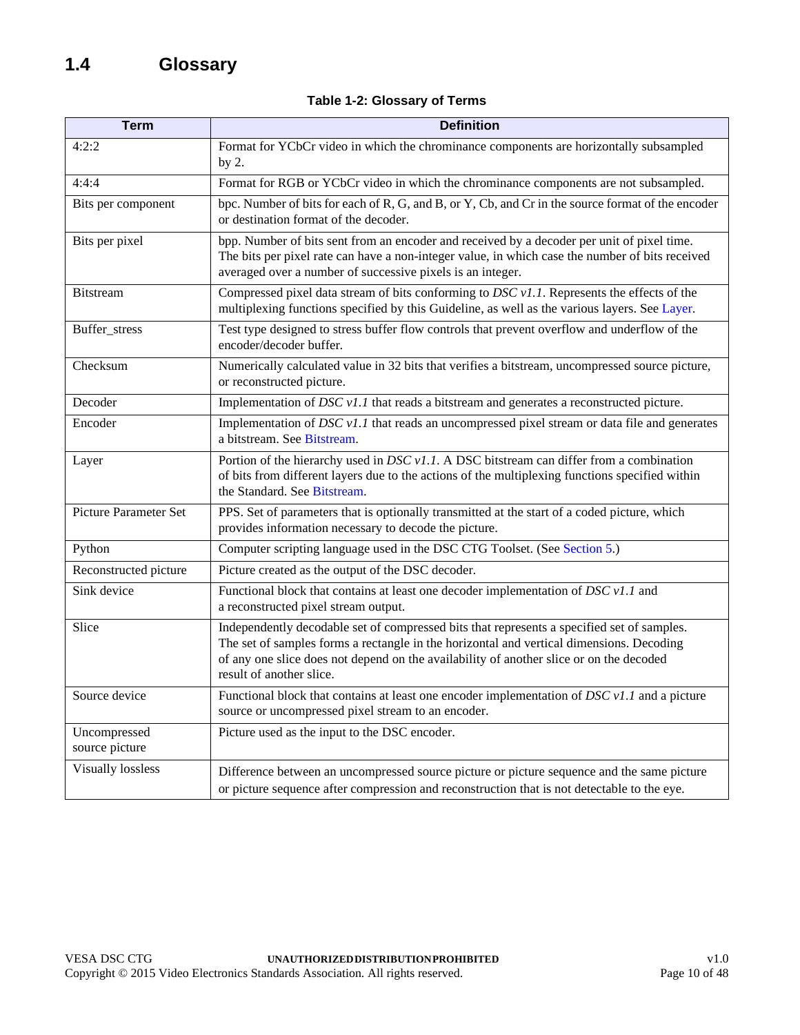## 1.4 Glossary

**Table 1-2: Glossary of Terms**

| Term | Definition |
|---|---|
| 4:2:2 | Format for YCbCr video in which the chrominance components are horizontally subsampled by 2. |
| 4:4:4 | Format for RGB or YCbCr video in which the chrominance components are not subsampled. |
| Bits per component | bpc. Number of bits for each of R, G, and B, or Y, Cb, and Cr in the source format of the encoder or destination format of the decoder. |
| Bits per pixel | bpp. Number of bits sent from an encoder and received by a decoder per unit of pixel time. The bits per pixel rate can have a non-integer value, in which case the number of bits received averaged over a number of successive pixels is an integer. |
| Bitstream | Compressed pixel data stream of bits conforming to *DSC v1.1*. Represents the effects of the multiplexing functions specified by this Guideline, as well as the various layers. See Layer. |
| Buffer_stress | Test type designed to stress buffer flow controls that prevent overflow and underflow of the encoder/decoder buffer. |
| Checksum | Numerically calculated value in 32 bits that verifies a bitstream, uncompressed source picture, or reconstructed picture. |
| Decoder | Implementation of *DSC v1.1* that reads a bitstream and generates a reconstructed picture. |
| Encoder | Implementation of *DSC v1.1* that reads an uncompressed pixel stream or data file and generates a bitstream. See Bitstream. |
| Layer | Portion of the hierarchy used in *DSC v1.1*. A DSC bitstream can differ from a combination of bits from different layers due to the actions of the multiplexing functions specified within the Standard. See Bitstream. |
| Picture Parameter Set | PPS. Set of parameters that is optionally transmitted at the start of a coded picture, which provides information necessary to decode the picture. |
| Python | Computer scripting language used in the DSC CTG Toolset. (See Section 5.) |
| Reconstructed picture | Picture created as the output of the DSC decoder. |
| Sink device | Functional block that contains at least one decoder implementation of *DSC v1.1* and a reconstructed pixel stream output. |
| Slice | Independently decodable set of compressed bits that represents a specified set of samples. The set of samples forms a rectangle in the horizontal and vertical dimensions. Decoding of any one slice does not depend on the availability of another slice or on the decoded result of another slice. |
| Source device | Functional block that contains at least one encoder implementation of *DSC v1.1* and a picture source or uncompressed pixel stream to an encoder. |
| Uncompressed source picture | Picture used as the input to the DSC encoder. |
| Visually lossless | Difference between an uncompressed source picture or picture sequence and the same picture or picture sequence after compression and reconstruction that is not detectable to the eye. |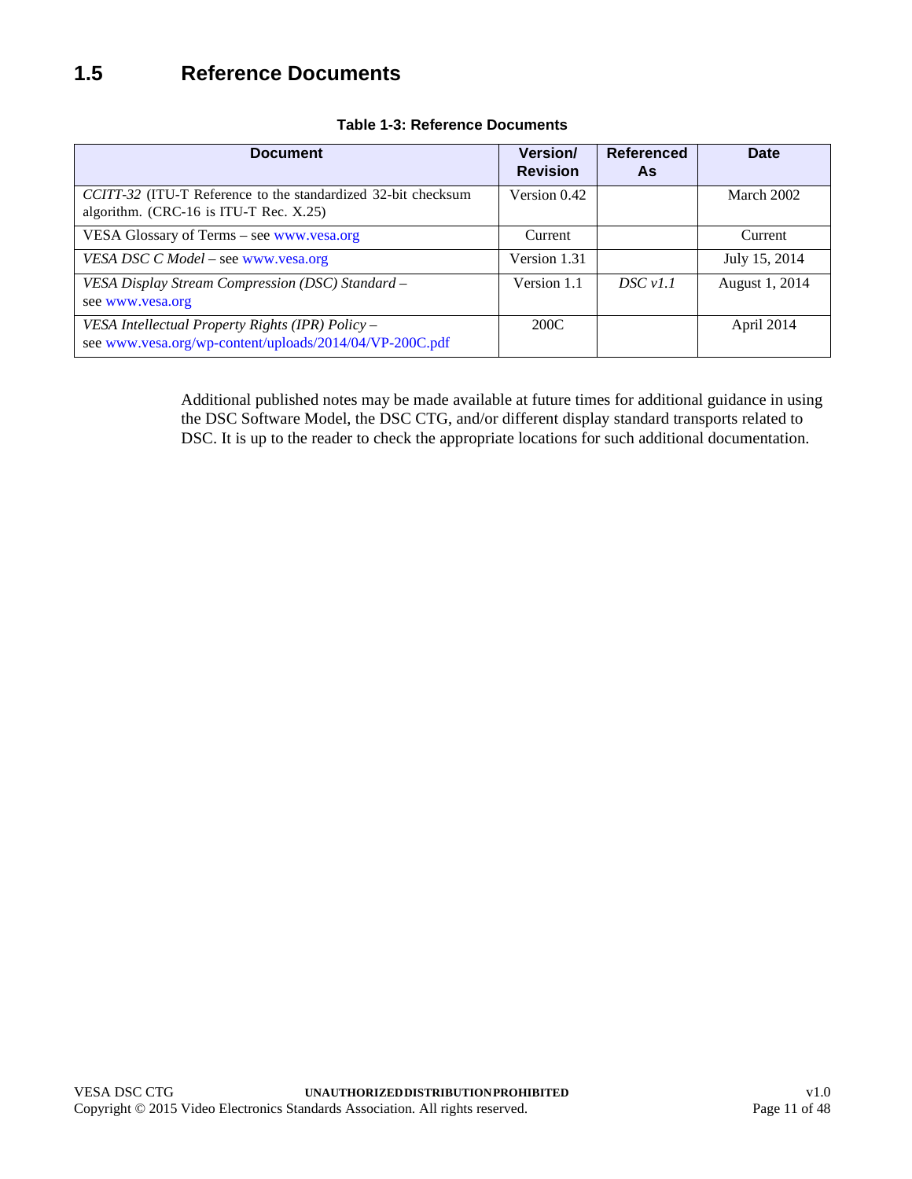## 1.5 Reference Documents

**Table 1-3: Reference Documents**

| Document | Version/ Revision | Referenced As | Date |
|---|---|---|---|
| *CCITT-32* (ITU-T Reference to the standardized 32-bit checksum algorithm. (CRC-16 is ITU-T Rec. X.25) | Version 0.42 | | March 2002 |
| VESA Glossary of Terms – see www.vesa.org | Current | | Current |
| *VESA DSC C Model* – see www.vesa.org | Version 1.31 | | July 15, 2014 |
| *VESA Display Stream Compression (DSC) Standard* – see www.vesa.org | Version 1.1 | *DSC v1.1* | August 1, 2014 |
| *VESA Intellectual Property Rights (IPR) Policy* – see www.vesa.org/wp-content/uploads/2014/04/VP-200C.pdf | 200C | | April 2014 |

Additional published notes may be made available at future times for additional guidance in using the DSC Software Model, the DSC CTG, and/or different display standard transports related to DSC. It is up to the reader to check the appropriate locations for such additional documentation.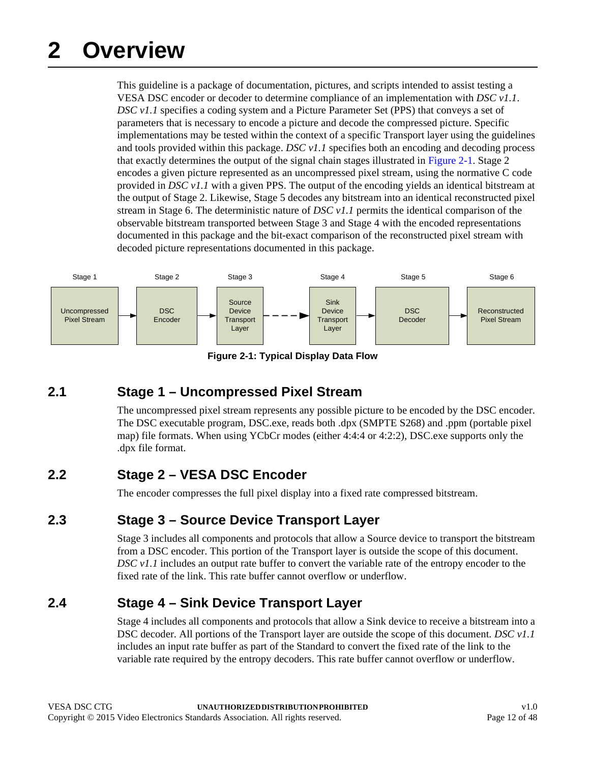# 2 Overview

This guideline is a package of documentation, pictures, and scripts intended to assist testing a VESA DSC encoder or decoder to determine compliance of an implementation with *DSC v1.1*. *DSC v1.1* specifies a coding system and a Picture Parameter Set (PPS) that conveys a set of parameters that is necessary to encode a picture and decode the compressed picture. Specific implementations may be tested within the context of a specific Transport layer using the guidelines and tools provided within this package. *DSC v1.1* specifies both an encoding and decoding process that exactly determines the output of the signal chain stages illustrated in Figure 2-1. Stage 2 encodes a given picture represented as an uncompressed pixel stream, using the normative C code provided in *DSC v1.1* with a given PPS. The output of the encoding yields an identical bitstream at the output of Stage 2. Likewise, Stage 5 decodes any bitstream into an identical reconstructed pixel stream in Stage 6. The deterministic nature of *DSC v1.1* permits the identical comparison of the observable bitstream transported between Stage 3 and Stage 4 with the encoded representations documented in this package and the bit-exact comparison of the reconstructed pixel stream with decoded picture representations documented in this package.

| Stage 1 | Stage 2 | Stage 3 | Stage 4 | Stage 5 | Stage 6 |
|---|---|---|---|---|---|
| Uncompressed Pixel Stream | DSC Encoder | Source Device Transport Layer | Sink Device Transport Layer | DSC Decoder | Reconstructed Pixel Stream |

**Figure 2-1: Typical Display Data Flow**

## 2.1 Stage 1 – Uncompressed Pixel Stream

The uncompressed pixel stream represents any possible picture to be encoded by the DSC encoder. The DSC executable program, DSC.exe, reads both .dpx (SMPTE S268) and .ppm (portable pixel map) file formats. When using YCbCr modes (either 4:4:4 or 4:2:2), DSC.exe supports only the .dpx file format.

## 2.2 Stage 2 – VESA DSC Encoder

The encoder compresses the full pixel display into a fixed rate compressed bitstream.

## 2.3 Stage 3 – Source Device Transport Layer

Stage 3 includes all components and protocols that allow a Source device to transport the bitstream from a DSC encoder. This portion of the Transport layer is outside the scope of this document. *DSC v1.1* includes an output rate buffer to convert the variable rate of the entropy encoder to the fixed rate of the link. This rate buffer cannot overflow or underflow.

## 2.4 Stage 4 – Sink Device Transport Layer

Stage 4 includes all components and protocols that allow a Sink device to receive a bitstream into a DSC decoder. All portions of the Transport layer are outside the scope of this document. *DSC v1.1* includes an input rate buffer as part of the Standard to convert the fixed rate of the link to the variable rate required by the entropy decoders. This rate buffer cannot overflow or underflow.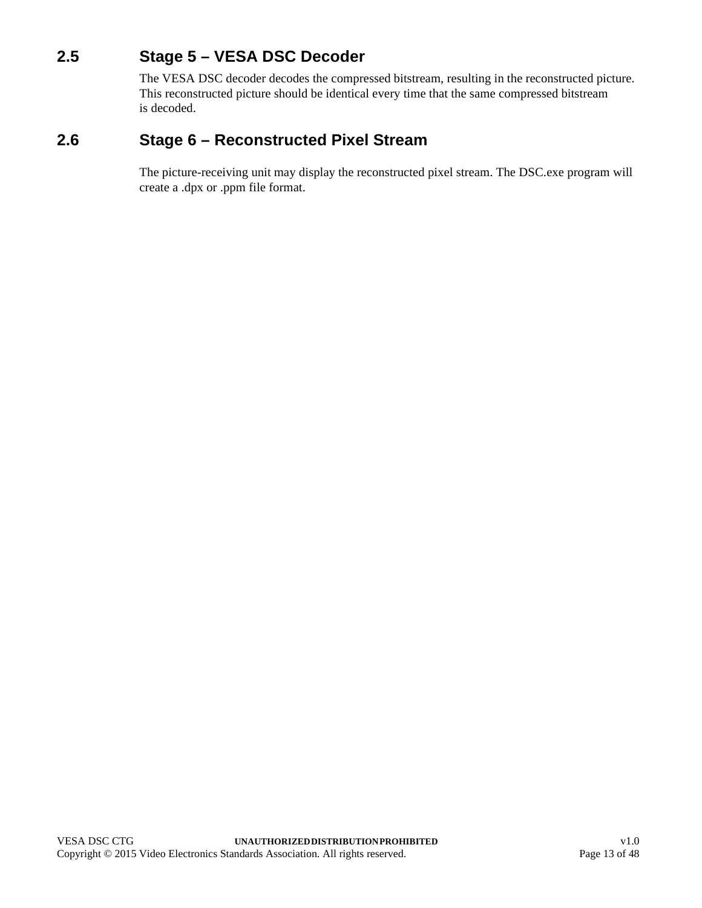## 2.5 Stage 5 – VESA DSC Decoder

The VESA DSC decoder decodes the compressed bitstream, resulting in the reconstructed picture. This reconstructed picture should be identical every time that the same compressed bitstream is decoded.

## 2.6 Stage 6 – Reconstructed Pixel Stream

The picture-receiving unit may display the reconstructed pixel stream. The DSC.exe program will create a .dpx or .ppm file format.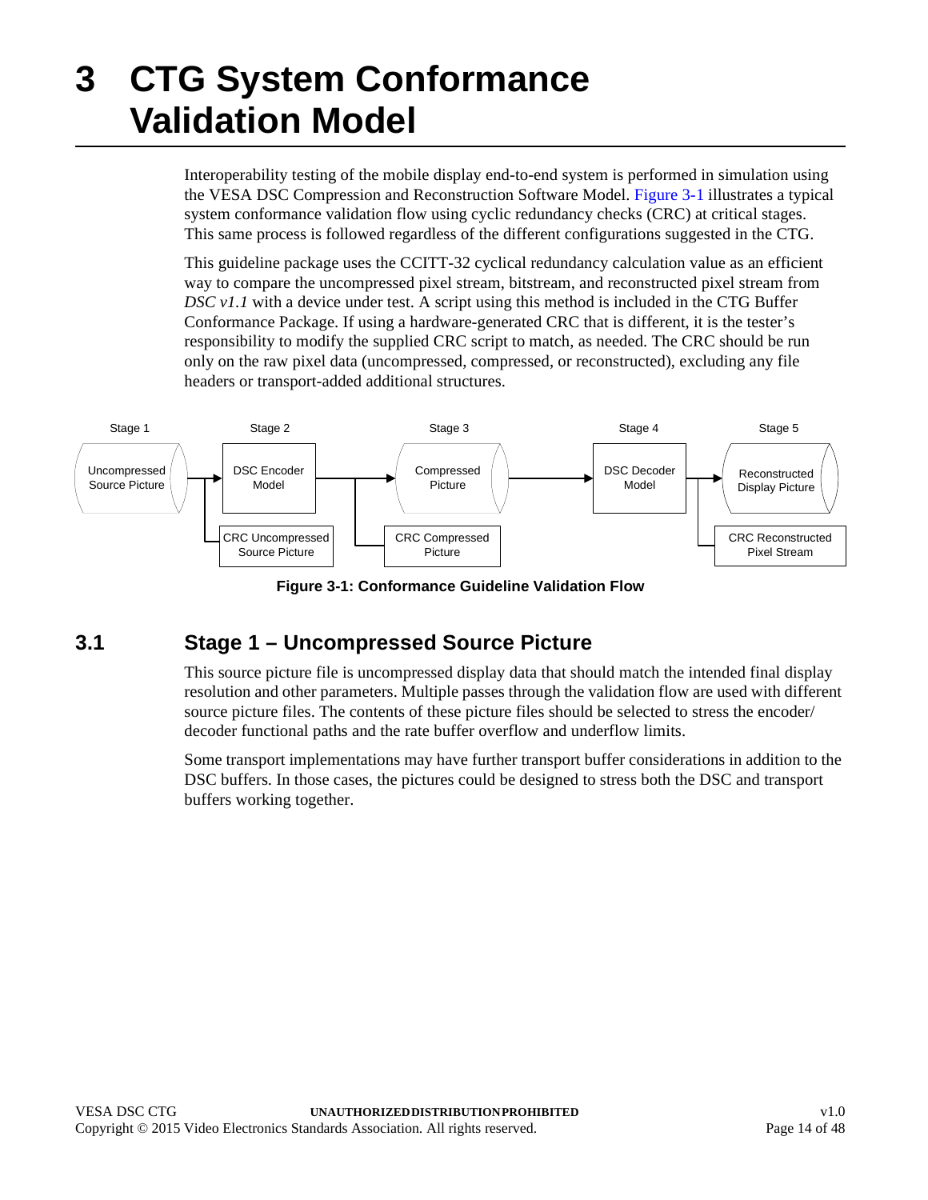# 3 CTG System Conformance Validation Model

Interoperability testing of the mobile display end-to-end system is performed in simulation using the VESA DSC Compression and Reconstruction Software Model. Figure 3-1 illustrates a typical system conformance validation flow using cyclic redundancy checks (CRC) at critical stages. This same process is followed regardless of the different configurations suggested in the CTG.

This guideline package uses the CCITT-32 cyclical redundancy calculation value as an efficient way to compare the uncompressed pixel stream, bitstream, and reconstructed pixel stream from *DSC v1.1* with a device under test. A script using this method is included in the CTG Buffer Conformance Package. If using a hardware-generated CRC that is different, it is the tester's responsibility to modify the supplied CRC script to match, as needed. The CRC should be run only on the raw pixel data (uncompressed, compressed, or reconstructed), excluding any file headers or transport-added additional structures.

Stage 1 — Uncompressed Source Picture → Stage 2 — DSC Encoder Model → Stage 3 — Compressed Picture → Stage 4 — DSC Decoder Model → Stage 5 — Reconstructed Display Picture

CRC Uncompressed Source Picture; CRC Compressed Picture; CRC Reconstructed Pixel Stream

**Figure 3-1: Conformance Guideline Validation Flow**

## 3.1 Stage 1 – Uncompressed Source Picture

This source picture file is uncompressed display data that should match the intended final display resolution and other parameters. Multiple passes through the validation flow are used with different source picture files. The contents of these picture files should be selected to stress the encoder/ decoder functional paths and the rate buffer overflow and underflow limits.

Some transport implementations may have further transport buffer considerations in addition to the DSC buffers. In those cases, the pictures could be designed to stress both the DSC and transport buffers working together.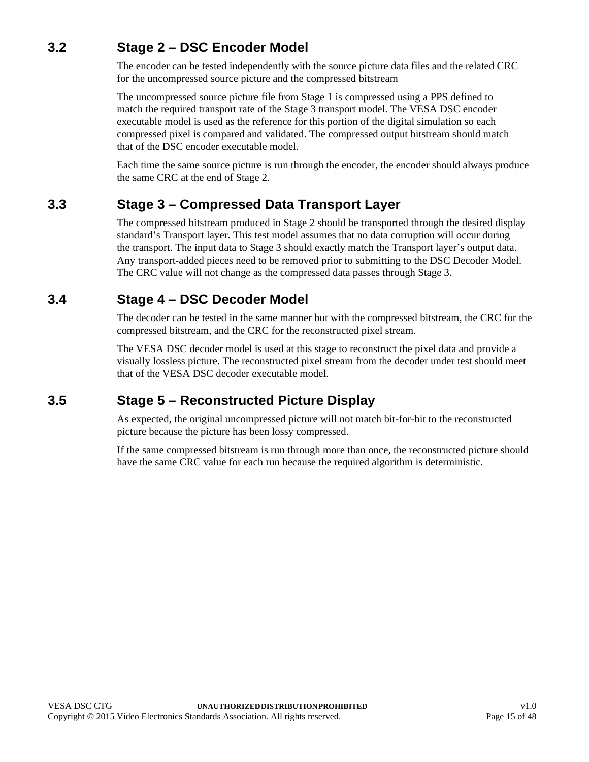## 3.2 Stage 2 – DSC Encoder Model

The encoder can be tested independently with the source picture data files and the related CRC for the uncompressed source picture and the compressed bitstream

The uncompressed source picture file from Stage 1 is compressed using a PPS defined to match the required transport rate of the Stage 3 transport model. The VESA DSC encoder executable model is used as the reference for this portion of the digital simulation so each compressed pixel is compared and validated. The compressed output bitstream should match that of the DSC encoder executable model.

Each time the same source picture is run through the encoder, the encoder should always produce the same CRC at the end of Stage 2.

## 3.3 Stage 3 – Compressed Data Transport Layer

The compressed bitstream produced in Stage 2 should be transported through the desired display standard's Transport layer. This test model assumes that no data corruption will occur during the transport. The input data to Stage 3 should exactly match the Transport layer's output data. Any transport-added pieces need to be removed prior to submitting to the DSC Decoder Model. The CRC value will not change as the compressed data passes through Stage 3.

## 3.4 Stage 4 – DSC Decoder Model

The decoder can be tested in the same manner but with the compressed bitstream, the CRC for the compressed bitstream, and the CRC for the reconstructed pixel stream.

The VESA DSC decoder model is used at this stage to reconstruct the pixel data and provide a visually lossless picture. The reconstructed pixel stream from the decoder under test should meet that of the VESA DSC decoder executable model.

## 3.5 Stage 5 – Reconstructed Picture Display

As expected, the original uncompressed picture will not match bit-for-bit to the reconstructed picture because the picture has been lossy compressed.

If the same compressed bitstream is run through more than once, the reconstructed picture should have the same CRC value for each run because the required algorithm is deterministic.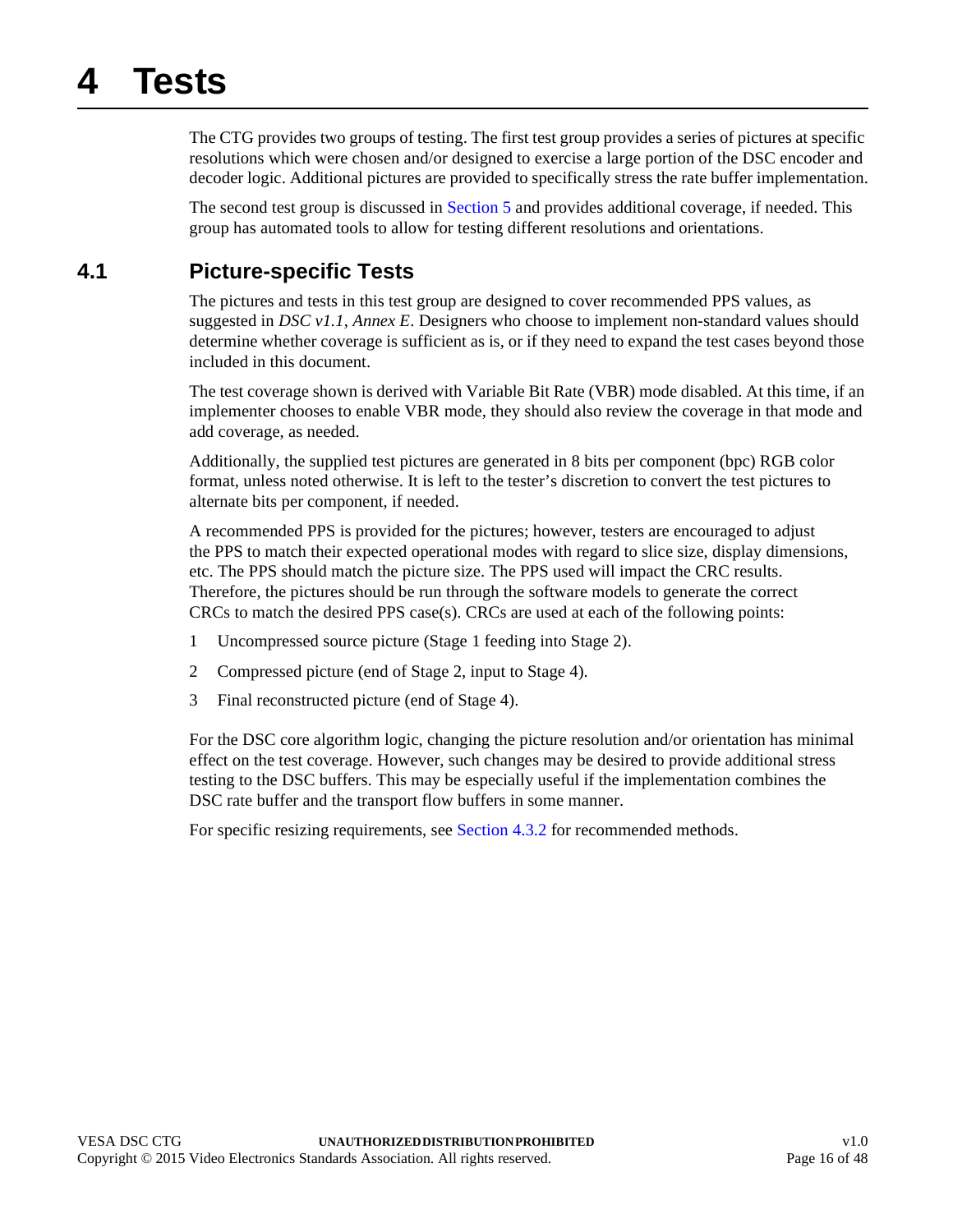# 4 Tests

The CTG provides two groups of testing. The first test group provides a series of pictures at specific resolutions which were chosen and/or designed to exercise a large portion of the DSC encoder and decoder logic. Additional pictures are provided to specifically stress the rate buffer implementation.

The second test group is discussed in Section 5 and provides additional coverage, if needed. This group has automated tools to allow for testing different resolutions and orientations.

## 4.1 Picture-specific Tests

The pictures and tests in this test group are designed to cover recommended PPS values, as suggested in *DSC v1.1, Annex E*. Designers who choose to implement non-standard values should determine whether coverage is sufficient as is, or if they need to expand the test cases beyond those included in this document.

The test coverage shown is derived with Variable Bit Rate (VBR) mode disabled. At this time, if an implementer chooses to enable VBR mode, they should also review the coverage in that mode and add coverage, as needed.

Additionally, the supplied test pictures are generated in 8 bits per component (bpc) RGB color format, unless noted otherwise. It is left to the tester's discretion to convert the test pictures to alternate bits per component, if needed.

A recommended PPS is provided for the pictures; however, testers are encouraged to adjust the PPS to match their expected operational modes with regard to slice size, display dimensions, etc. The PPS should match the picture size. The PPS used will impact the CRC results. Therefore, the pictures should be run through the software models to generate the correct CRCs to match the desired PPS case(s). CRCs are used at each of the following points:

1. Uncompressed source picture (Stage 1 feeding into Stage 2).
2. Compressed picture (end of Stage 2, input to Stage 4).
3. Final reconstructed picture (end of Stage 4).

For the DSC core algorithm logic, changing the picture resolution and/or orientation has minimal effect on the test coverage. However, such changes may be desired to provide additional stress testing to the DSC buffers. This may be especially useful if the implementation combines the DSC rate buffer and the transport flow buffers in some manner.

For specific resizing requirements, see Section 4.3.2 for recommended methods.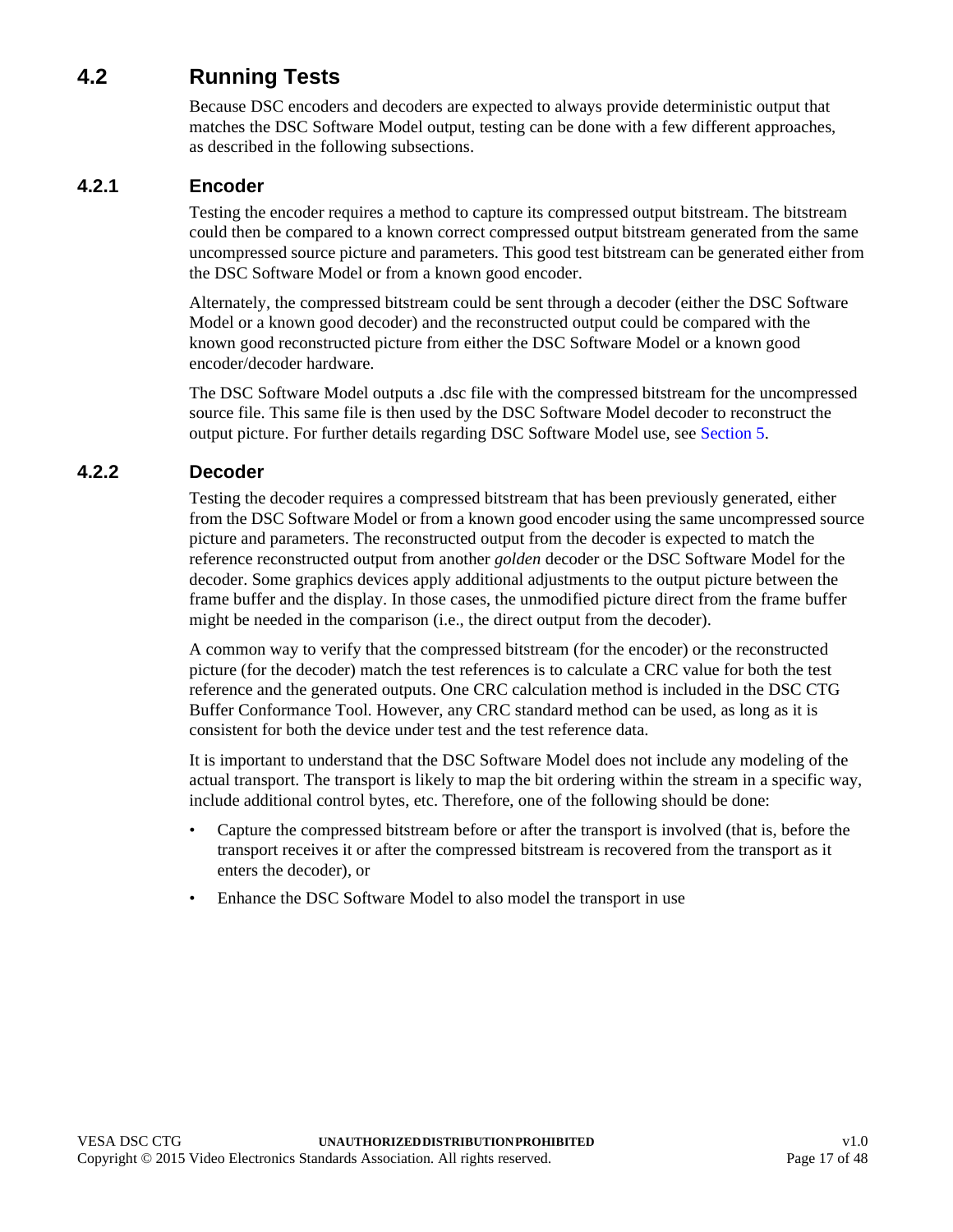## 4.2 Running Tests

Because DSC encoders and decoders are expected to always provide deterministic output that matches the DSC Software Model output, testing can be done with a few different approaches, as described in the following subsections.

### 4.2.1 Encoder

Testing the encoder requires a method to capture its compressed output bitstream. The bitstream could then be compared to a known correct compressed output bitstream generated from the same uncompressed source picture and parameters. This good test bitstream can be generated either from the DSC Software Model or from a known good encoder.

Alternately, the compressed bitstream could be sent through a decoder (either the DSC Software Model or a known good decoder) and the reconstructed output could be compared with the known good reconstructed picture from either the DSC Software Model or a known good encoder/decoder hardware.

The DSC Software Model outputs a .dsc file with the compressed bitstream for the uncompressed source file. This same file is then used by the DSC Software Model decoder to reconstruct the output picture. For further details regarding DSC Software Model use, see Section 5.

### 4.2.2 Decoder

Testing the decoder requires a compressed bitstream that has been previously generated, either from the DSC Software Model or from a known good encoder using the same uncompressed source picture and parameters. The reconstructed output from the decoder is expected to match the reference reconstructed output from another *golden* decoder or the DSC Software Model for the decoder. Some graphics devices apply additional adjustments to the output picture between the frame buffer and the display. In those cases, the unmodified picture direct from the frame buffer might be needed in the comparison (i.e., the direct output from the decoder).

A common way to verify that the compressed bitstream (for the encoder) or the reconstructed picture (for the decoder) match the test references is to calculate a CRC value for both the test reference and the generated outputs. One CRC calculation method is included in the DSC CTG Buffer Conformance Tool. However, any CRC standard method can be used, as long as it is consistent for both the device under test and the test reference data.

It is important to understand that the DSC Software Model does not include any modeling of the actual transport. The transport is likely to map the bit ordering within the stream in a specific way, include additional control bytes, etc. Therefore, one of the following should be done:

- Capture the compressed bitstream before or after the transport is involved (that is, before the transport receives it or after the compressed bitstream is recovered from the transport as it enters the decoder), or
- Enhance the DSC Software Model to also model the transport in use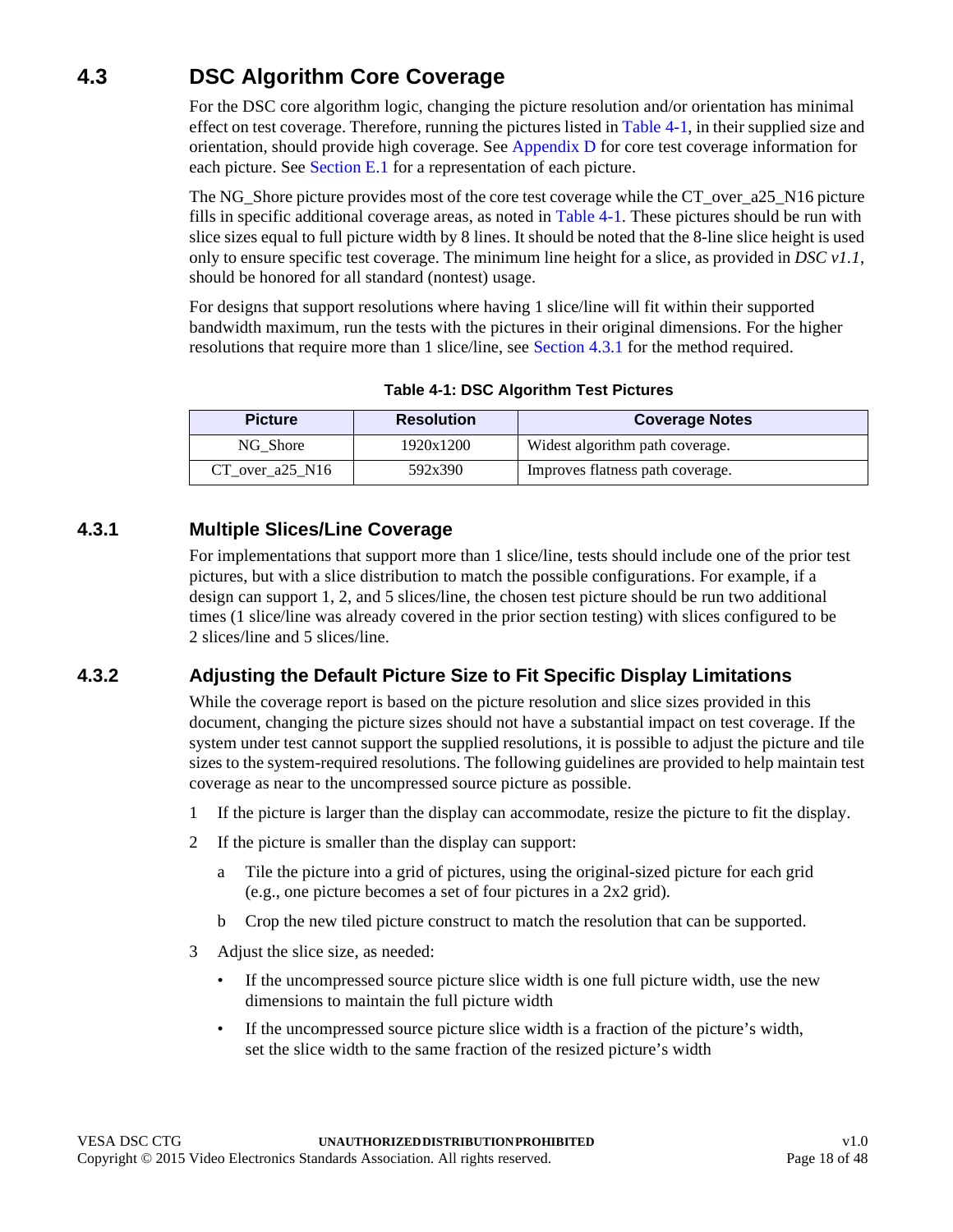## 4.3 DSC Algorithm Core Coverage

For the DSC core algorithm logic, changing the picture resolution and/or orientation has minimal effect on test coverage. Therefore, running the pictures listed in Table 4-1, in their supplied size and orientation, should provide high coverage. See Appendix D for core test coverage information for each picture. See Section E.1 for a representation of each picture.

The NG_Shore picture provides most of the core test coverage while the CT_over_a25_N16 picture fills in specific additional coverage areas, as noted in Table 4-1. These pictures should be run with slice sizes equal to full picture width by 8 lines. It should be noted that the 8-line slice height is used only to ensure specific test coverage. The minimum line height for a slice, as provided in *DSC v1.1*, should be honored for all standard (nontest) usage.

For designs that support resolutions where having 1 slice/line will fit within their supported bandwidth maximum, run the tests with the pictures in their original dimensions. For the higher resolutions that require more than 1 slice/line, see Section 4.3.1 for the method required.

**Table 4-1: DSC Algorithm Test Pictures**

| Picture | Resolution | Coverage Notes |
|---|---|---|
| NG_Shore | 1920x1200 | Widest algorithm path coverage. |
| CT_over_a25_N16 | 592x390 | Improves flatness path coverage. |

### 4.3.1 Multiple Slices/Line Coverage

For implementations that support more than 1 slice/line, tests should include one of the prior test pictures, but with a slice distribution to match the possible configurations. For example, if a design can support 1, 2, and 5 slices/line, the chosen test picture should be run two additional times (1 slice/line was already covered in the prior section testing) with slices configured to be 2 slices/line and 5 slices/line.

### 4.3.2 Adjusting the Default Picture Size to Fit Specific Display Limitations

While the coverage report is based on the picture resolution and slice sizes provided in this document, changing the picture sizes should not have a substantial impact on test coverage. If the system under test cannot support the supplied resolutions, it is possible to adjust the picture and tile sizes to the system-required resolutions. The following guidelines are provided to help maintain test coverage as near to the uncompressed source picture as possible.

1. If the picture is larger than the display can accommodate, resize the picture to fit the display.
2. If the picture is smaller than the display can support:
   a. Tile the picture into a grid of pictures, using the original-sized picture for each grid (e.g., one picture becomes a set of four pictures in a 2x2 grid).
   b. Crop the new tiled picture construct to match the resolution that can be supported.
3. Adjust the slice size, as needed:
   - If the uncompressed source picture slice width is one full picture width, use the new dimensions to maintain the full picture width
   - If the uncompressed source picture slice width is a fraction of the picture's width, set the slice width to the same fraction of the resized picture's width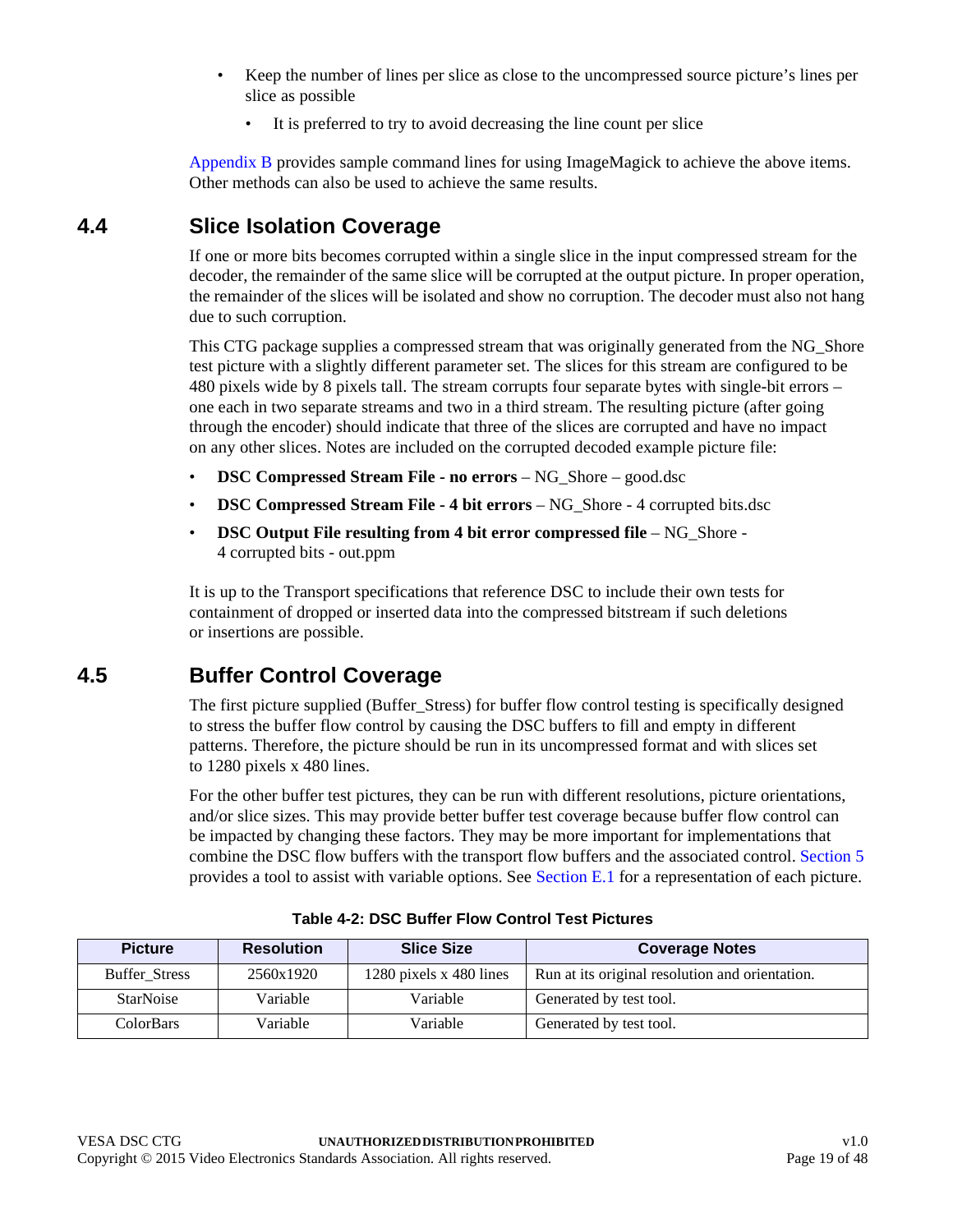- Keep the number of lines per slice as close to the uncompressed source picture's lines per slice as possible
  - It is preferred to try to avoid decreasing the line count per slice

Appendix B provides sample command lines for using ImageMagick to achieve the above items. Other methods can also be used to achieve the same results.

## 4.4 Slice Isolation Coverage

If one or more bits becomes corrupted within a single slice in the input compressed stream for the decoder, the remainder of the same slice will be corrupted at the output picture. In proper operation, the remainder of the slices will be isolated and show no corruption. The decoder must also not hang due to such corruption.

This CTG package supplies a compressed stream that was originally generated from the NG_Shore test picture with a slightly different parameter set. The slices for this stream are configured to be 480 pixels wide by 8 pixels tall. The stream corrupts four separate bytes with single-bit errors – one each in two separate streams and two in a third stream. The resulting picture (after going through the encoder) should indicate that three of the slices are corrupted and have no impact on any other slices. Notes are included on the corrupted decoded example picture file:

- **DSC Compressed Stream File - no errors** – NG_Shore – good.dsc
- **DSC Compressed Stream File - 4 bit errors** – NG_Shore - 4 corrupted bits.dsc
- **DSC Output File resulting from 4 bit error compressed file** – NG_Shore - 4 corrupted bits - out.ppm

It is up to the Transport specifications that reference DSC to include their own tests for containment of dropped or inserted data into the compressed bitstream if such deletions or insertions are possible.

## 4.5 Buffer Control Coverage

The first picture supplied (Buffer_Stress) for buffer flow control testing is specifically designed to stress the buffer flow control by causing the DSC buffers to fill and empty in different patterns. Therefore, the picture should be run in its uncompressed format and with slices set to 1280 pixels x 480 lines.

For the other buffer test pictures, they can be run with different resolutions, picture orientations, and/or slice sizes. This may provide better buffer test coverage because buffer flow control can be impacted by changing these factors. They may be more important for implementations that combine the DSC flow buffers with the transport flow buffers and the associated control. Section 5 provides a tool to assist with variable options. See Section E.1 for a representation of each picture.

**Table 4-2: DSC Buffer Flow Control Test Pictures**

| Picture | Resolution | Slice Size | Coverage Notes |
|---|---|---|---|
| Buffer_Stress | 2560x1920 | 1280 pixels x 480 lines | Run at its original resolution and orientation. |
| StarNoise | Variable | Variable | Generated by test tool. |
| ColorBars | Variable | Variable | Generated by test tool. |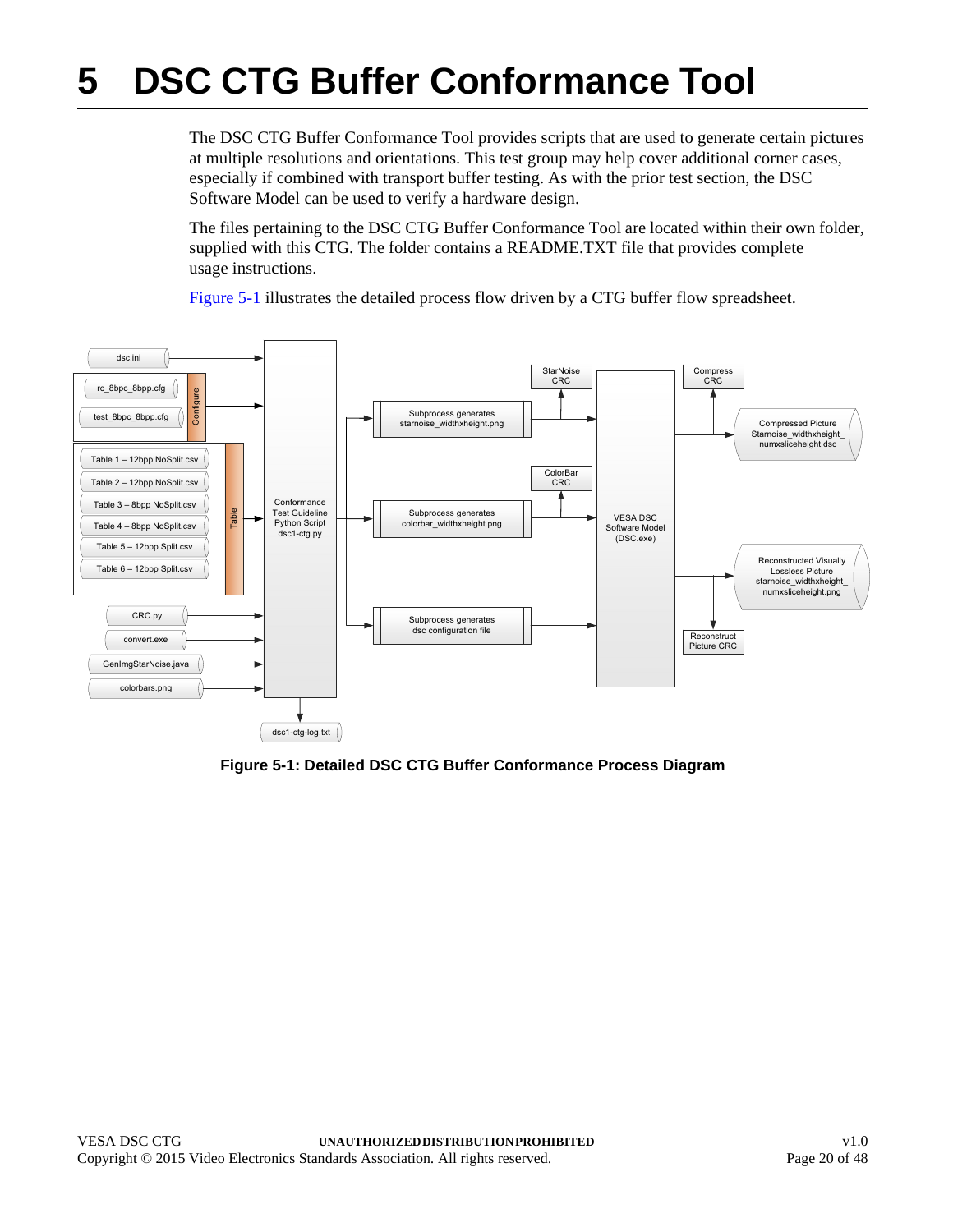# 5 DSC CTG Buffer Conformance Tool

The DSC CTG Buffer Conformance Tool provides scripts that are used to generate certain pictures at multiple resolutions and orientations. This test group may help cover additional corner cases, especially if combined with transport buffer testing. As with the prior test section, the DSC Software Model can be used to verify a hardware design.

The files pertaining to the DSC CTG Buffer Conformance Tool are located within their own folder, supplied with this CTG. The folder contains a README.TXT file that provides complete usage instructions.

Figure 5-1 illustrates the detailed process flow driven by a CTG buffer flow spreadsheet.

**Figure 5-1: Detailed DSC CTG Buffer Conformance Process Diagram**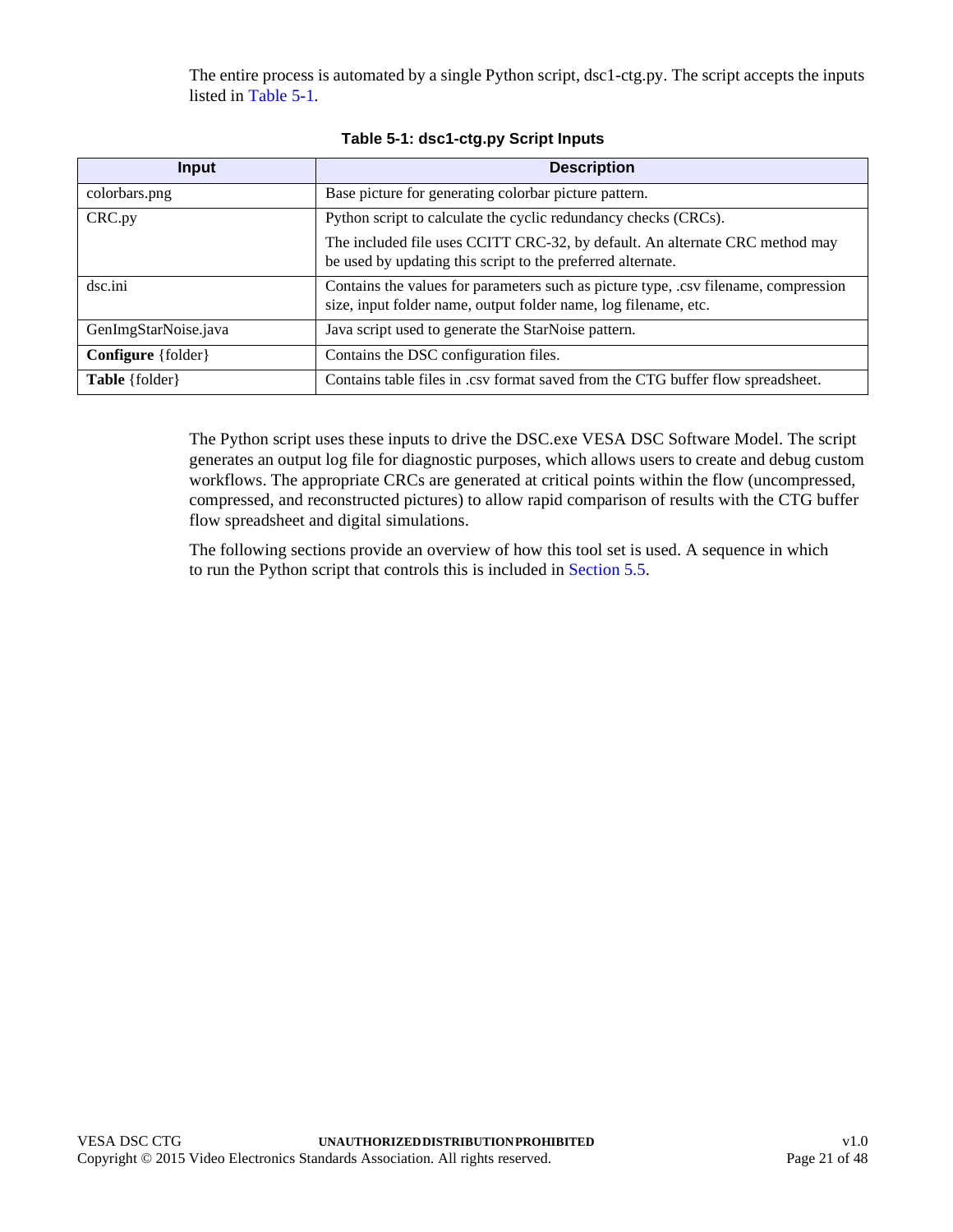The entire process is automated by a single Python script, dsc1-ctg.py. The script accepts the inputs listed in Table 5-1.

**Table 5-1: dsc1-ctg.py Script Inputs**

| Input | Description |
| --- | --- |
| colorbars.png | Base picture for generating colorbar picture pattern. |
| CRC.py | Python script to calculate the cyclic redundancy checks (CRCs).<br><br>The included file uses CCITT CRC-32, by default. An alternate CRC method may be used by updating this script to the preferred alternate. |
| dsc.ini | Contains the values for parameters such as picture type, .csv filename, compression size, input folder name, output folder name, log filename, etc. |
| GenImgStarNoise.java | Java script used to generate the StarNoise pattern. |
| **Configure** {folder} | Contains the DSC configuration files. |
| **Table** {folder} | Contains table files in .csv format saved from the CTG buffer flow spreadsheet. |

The Python script uses these inputs to drive the DSC.exe VESA DSC Software Model. The script generates an output log file for diagnostic purposes, which allows users to create and debug custom workflows. The appropriate CRCs are generated at critical points within the flow (uncompressed, compressed, and reconstructed pictures) to allow rapid comparison of results with the CTG buffer flow spreadsheet and digital simulations.

The following sections provide an overview of how this tool set is used. A sequence in which to run the Python script that controls this is included in Section 5.5.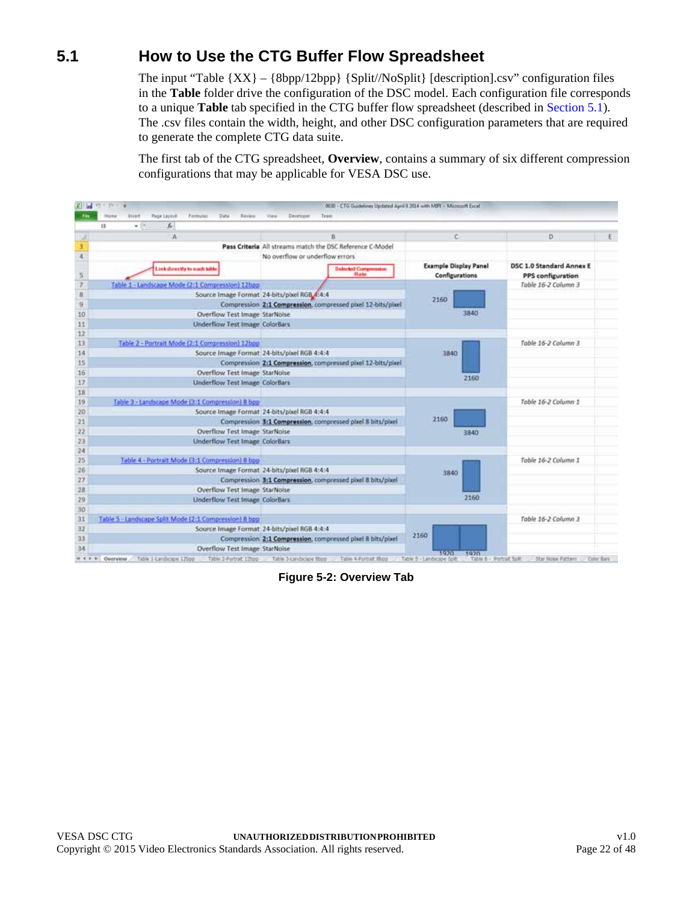## 5.1 How to Use the CTG Buffer Flow Spreadsheet

The input "Table {XX} – {8bpp/12bpp} {Split//NoSplit} [description].csv" configuration files in the **Table** folder drive the configuration of the DSC model. Each configuration file corresponds to a unique **Table** tab specified in the CTG buffer flow spreadsheet (described in Section 5.1). The .csv files contain the width, height, and other DSC configuration parameters that are required to generate the complete CTG data suite.

The first tab of the CTG spreadsheet, **Overview**, contains a summary of six different compression configurations that may be applicable for VESA DSC use.

| A | B | C | D |
|---|---|---|---|
| Pass Criteria | All streams match the DSC Reference C-Model | | |
| | No overflow or underflow errors | | |
| Link directly to each table | Selected Compression Rate | Example Display Panel Configurations | DSC 1.0 Standard Annex E PPS configuration |
| Table 1 - Landscape Mode (2:1 Compression) 12bpp | | 2160 × 3840 | Table 16-2 Column 3 |
| Source Image Format | 24-bits/pixel RGB 4:4:4 | | |
| Compression | **2:1 Compression**, compressed pixel 12-bits/pixel | | |
| Overflow Test Image | StarNoise | | |
| Underflow Test Image | ColorBars | | |
| Table 2 - Portrait Mode (2:1 Compression) 12bpp | | 3840 × 2160 | Table 16-2 Column 3 |
| Source Image Format | 24-bits/pixel RGB 4:4:4 | | |
| Compression | **2:1 Compression**, compressed pixel 12-bits/pixel | | |
| Overflow Test Image | StarNoise | | |
| Underflow Test Image | ColorBars | | |
| Table 3 - Landscape Mode (3:1 Compression) 8 bpp | | 2160 × 3840 | Table 16-2 Column 1 |
| Source Image Format | 24-bits/pixel RGB 4:4:4 | | |
| Compression | **3:1 Compression**, compressed pixel 8 bits/pixel | | |
| Overflow Test Image | StarNoise | | |
| Underflow Test Image | ColorBars | | |
| Table 4 - Portrait Mode (3:1 Compression) 8 bpp | | 3840 × 2160 | Table 16-2 Column 1 |
| Source Image Format | 24-bits/pixel RGB 4:4:4 | | |
| Compression | **3:1 Compression**, compressed pixel 8 bits/pixel | | |
| Overflow Test Image | StarNoise | | |
| Underflow Test Image | ColorBars | | |
| Table 5 - Landscape Split Mode (2:1 Compression) 8 bpp | | 2160 × 1920 + 1920 | Table 16-2 Column 3 |
| Source Image Format | 24-bits/pixel RGB 4:4:4 | | |
| Compression | **2:1 Compression**, compressed pixel 8 bits/pixel | | |
| Overflow Test Image | StarNoise | | |

**Figure 5-2: Overview Tab**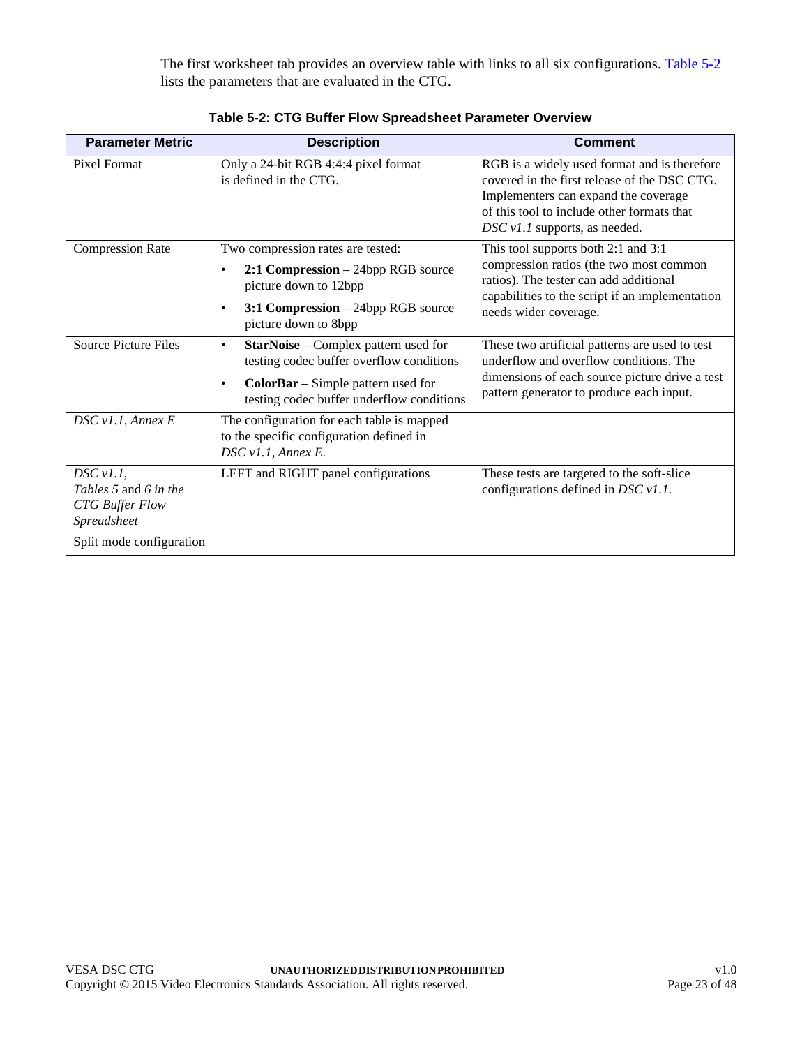The first worksheet tab provides an overview table with links to all six configurations. Table 5-2 lists the parameters that are evaluated in the CTG.

**Table 5-2: CTG Buffer Flow Spreadsheet Parameter Overview**

| Parameter Metric | Description | Comment |
|---|---|---|
| Pixel Format | Only a 24-bit RGB 4:4:4 pixel format is defined in the CTG. | RGB is a widely used format and is therefore covered in the first release of the DSC CTG. Implementers can expand the coverage of this tool to include other formats that *DSC v1.1* supports, as needed. |
| Compression Rate | Two compression rates are tested:<br>• **2:1 Compression** – 24bpp RGB source picture down to 12bpp<br>• **3:1 Compression** – 24bpp RGB source picture down to 8bpp | This tool supports both 2:1 and 3:1 compression ratios (the two most common ratios). The tester can add additional capabilities to the script if an implementation needs wider coverage. |
| Source Picture Files | • **StarNoise** – Complex pattern used for testing codec buffer overflow conditions<br>• **ColorBar** – Simple pattern used for testing codec buffer underflow conditions | These two artificial patterns are used to test underflow and overflow conditions. The dimensions of each source picture drive a test pattern generator to produce each input. |
| *DSC v1.1, Annex E* | The configuration for each table is mapped to the specific configuration defined in *DSC v1.1, Annex E*. | |
| *DSC v1.1, Tables 5* and *6 in the CTG Buffer Flow Spreadsheet*<br>Split mode configuration | LEFT and RIGHT panel configurations | These tests are targeted to the soft-slice configurations defined in *DSC v1.1*. |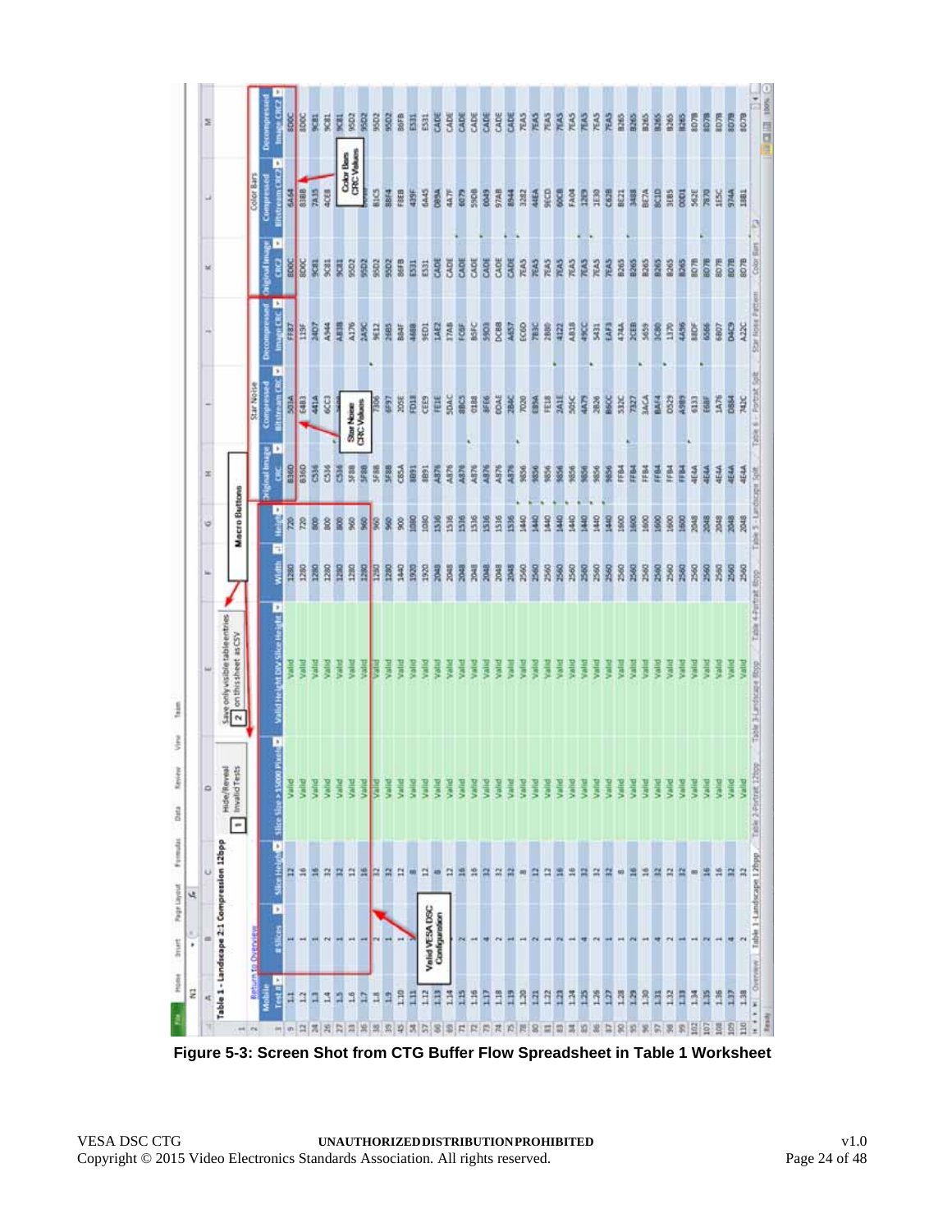Figure 5-3: Screen Shot from CTG Buffer Flow Spreadsheet in Table 1 Worksheet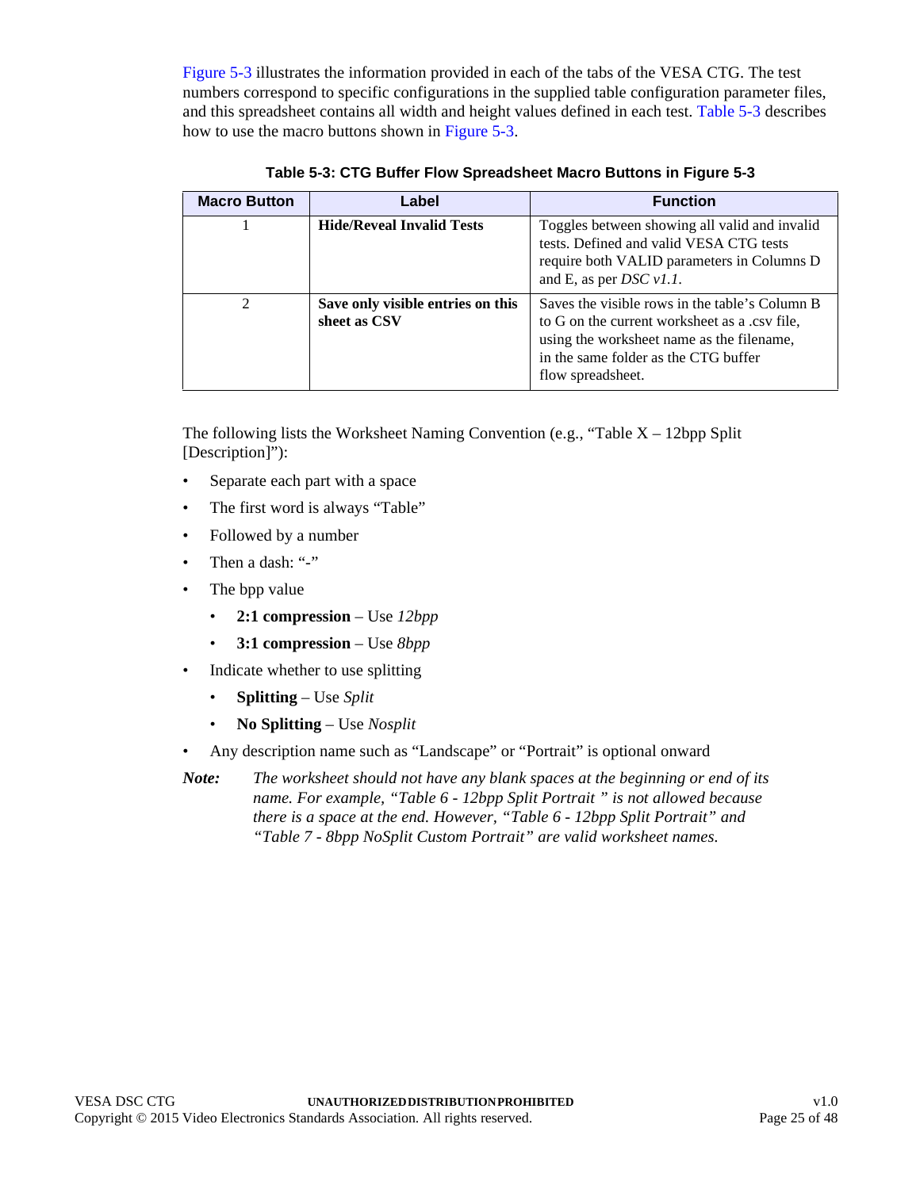Figure 5-3 illustrates the information provided in each of the tabs of the VESA CTG. The test numbers correspond to specific configurations in the supplied table configuration parameter files, and this spreadsheet contains all width and height values defined in each test. Table 5-3 describes how to use the macro buttons shown in Figure 5-3.

**Table 5-3: CTG Buffer Flow Spreadsheet Macro Buttons in Figure 5-3**

| Macro Button | Label | Function |
|---|---|---|
| 1 | **Hide/Reveal Invalid Tests** | Toggles between showing all valid and invalid tests. Defined and valid VESA CTG tests require both VALID parameters in Columns D and E, as per *DSC v1.1*. |
| 2 | **Save only visible entries on this sheet as CSV** | Saves the visible rows in the table's Column B to G on the current worksheet as a .csv file, using the worksheet name as the filename, in the same folder as the CTG buffer flow spreadsheet. |

The following lists the Worksheet Naming Convention (e.g., "Table X – 12bpp Split [Description]"):

- Separate each part with a space
- The first word is always "Table"
- Followed by a number
- Then a dash: "-"
- The bpp value
  - **2:1 compression** – Use *12bpp*
  - **3:1 compression** – Use *8bpp*
- Indicate whether to use splitting
  - **Splitting** – Use *Split*
  - **No Splitting** – Use *Nosplit*
- Any description name such as "Landscape" or "Portrait" is optional onward

***Note:*** *The worksheet should not have any blank spaces at the beginning or end of its name. For example, "Table 6 - 12bpp Split Portrait " is not allowed because there is a space at the end. However, "Table 6 - 12bpp Split Portrait" and "Table 7 - 8bpp NoSplit Custom Portrait" are valid worksheet names.*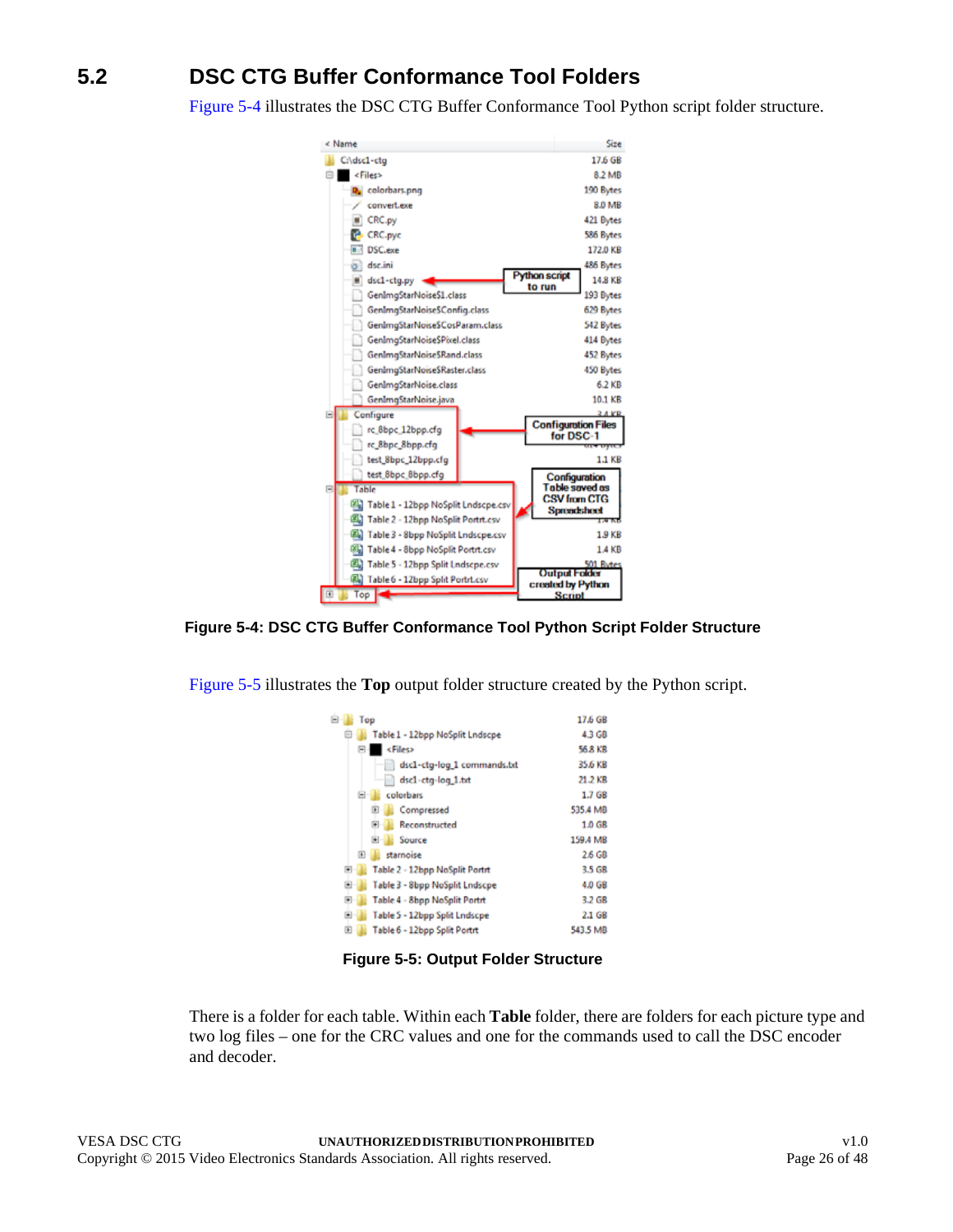## 5.2 DSC CTG Buffer Conformance Tool Folders

Figure 5-4 illustrates the DSC CTG Buffer Conformance Tool Python script folder structure.

**Figure 5-4: DSC CTG Buffer Conformance Tool Python Script Folder Structure**

Figure 5-5 illustrates the **Top** output folder structure created by the Python script.

**Figure 5-5: Output Folder Structure**

There is a folder for each table. Within each **Table** folder, there are folders for each picture type and two log files – one for the CRC values and one for the commands used to call the DSC encoder and decoder.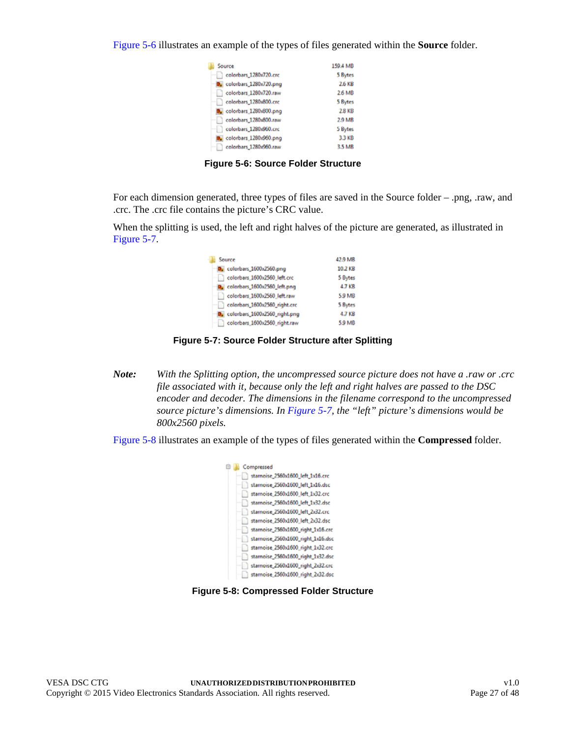Figure 5-6 illustrates an example of the types of files generated within the **Source** folder.

| Source | 159.4 MB |
|---|---|
| colorbars_1280x720.crc | 5 Bytes |
| colorbars_1280x720.png | 2.6 KB |
| colorbars_1280x720.raw | 2.6 MB |
| colorbars_1280x800.crc | 5 Bytes |
| colorbars_1280x800.png | 2.8 KB |
| colorbars_1280x800.raw | 2.9 MB |
| colorbars_1280x960.crc | 5 Bytes |
| colorbars_1280x960.png | 3.3 KB |
| colorbars_1280x960.raw | 3.5 MB |

**Figure 5-6: Source Folder Structure**

For each dimension generated, three types of files are saved in the Source folder – .png, .raw, and .crc. The .crc file contains the picture's CRC value.

When the splitting is used, the left and right halves of the picture are generated, as illustrated in Figure 5-7.

| Source | 42.9 MB |
|---|---|
| colorbars_1600x2560.png | 10.2 KB |
| colorbars_1600x2560_left.crc | 5 Bytes |
| colorbars_1600x2560_left.png | 4.7 KB |
| colorbars_1600x2560_left.raw | 5.9 MB |
| colorbars_1600x2560_right.crc | 5 Bytes |
| colorbars_1600x2560_right.png | 4.7 KB |
| colorbars_1600x2560_right.raw | 5.9 MB |

**Figure 5-7: Source Folder Structure after Splitting**

***Note:*** *With the Splitting option, the uncompressed source picture does not have a .raw or .crc file associated with it, because only the left and right halves are passed to the DSC encoder and decoder. The dimensions in the filename correspond to the uncompressed source picture's dimensions. In Figure 5-7, the "left" picture's dimensions would be 800x2560 pixels.*

Figure 5-8 illustrates an example of the types of files generated within the **Compressed** folder.

```
Compressed
  starnoise_2560x1600_left_1x16.crc
  starnoise_2560x1600_left_1x16.dsc
  starnoise_2560x1600_left_1x32.crc
  starnoise_2560x1600_left_1x32.dsc
  starnoise_2560x1600_left_2x32.crc
  starnoise_2560x1600_left_2x32.dsc
  starnoise_2560x1600_right_1x16.crc
  starnoise_2560x1600_right_1x16.dsc
  starnoise_2560x1600_right_1x32.crc
  starnoise_2560x1600_right_1x32.dsc
  starnoise_2560x1600_right_2x32.crc
  starnoise_2560x1600_right_2x32.dsc
```

**Figure 5-8: Compressed Folder Structure**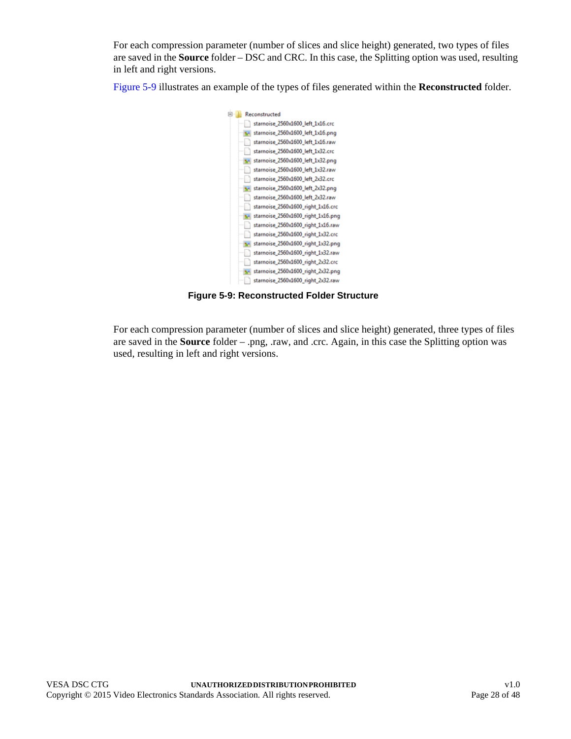For each compression parameter (number of slices and slice height) generated, two types of files are saved in the **Source** folder – DSC and CRC. In this case, the Splitting option was used, resulting in left and right versions.

Figure 5-9 illustrates an example of the types of files generated within the **Reconstructed** folder.

```
Reconstructed
  starnoise_2560x1600_left_1x16.crc
  starnoise_2560x1600_left_1x16.png
  starnoise_2560x1600_left_1x16.raw
  starnoise_2560x1600_left_1x32.crc
  starnoise_2560x1600_left_1x32.png
  starnoise_2560x1600_left_1x32.raw
  starnoise_2560x1600_left_2x32.crc
  starnoise_2560x1600_left_2x32.png
  starnoise_2560x1600_left_2x32.raw
  starnoise_2560x1600_right_1x16.crc
  starnoise_2560x1600_right_1x16.png
  starnoise_2560x1600_right_1x16.raw
  starnoise_2560x1600_right_1x32.crc
  starnoise_2560x1600_right_1x32.png
  starnoise_2560x1600_right_1x32.raw
  starnoise_2560x1600_right_2x32.crc
  starnoise_2560x1600_right_2x32.png
  starnoise_2560x1600_right_2x32.raw
```

**Figure 5-9: Reconstructed Folder Structure**

For each compression parameter (number of slices and slice height) generated, three types of files are saved in the **Source** folder – .png, .raw, and .crc. Again, in this case the Splitting option was used, resulting in left and right versions.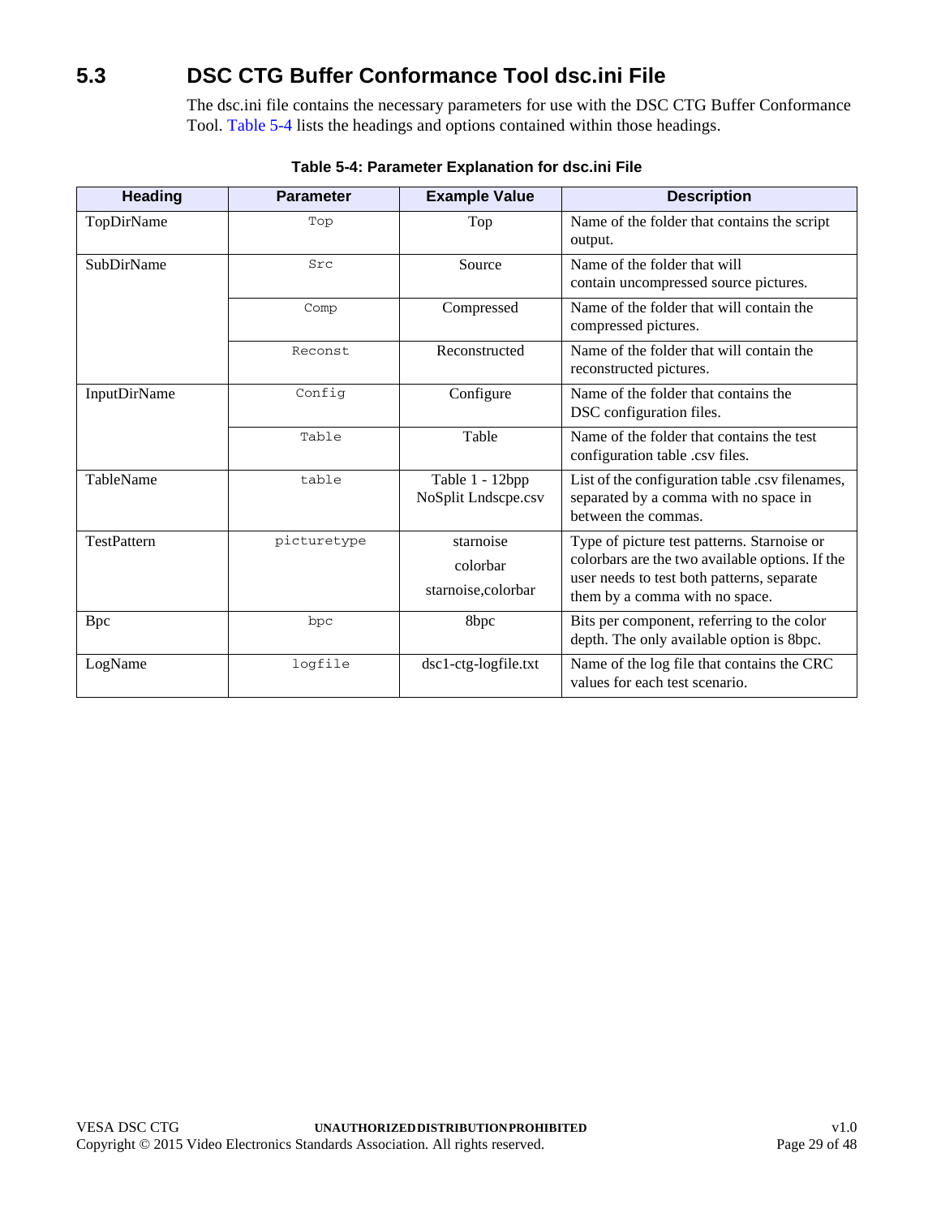## 5.3 DSC CTG Buffer Conformance Tool dsc.ini File

The dsc.ini file contains the necessary parameters for use with the DSC CTG Buffer Conformance Tool. Table 5-4 lists the headings and options contained within those headings.

**Table 5-4: Parameter Explanation for dsc.ini File**

| Heading | Parameter | Example Value | Description |
|---|---|---|---|
| TopDirName | `Top` | Top | Name of the folder that contains the script output. |
| SubDirName | `Src` | Source | Name of the folder that will contain uncompressed source pictures. |
| | `Comp` | Compressed | Name of the folder that will contain the compressed pictures. |
| | `Reconst` | Reconstructed | Name of the folder that will contain the reconstructed pictures. |
| InputDirName | `Config` | Configure | Name of the folder that contains the DSC configuration files. |
| | `Table` | Table | Name of the folder that contains the test configuration table .csv files. |
| TableName | `table` | Table 1 - 12bpp NoSplit Lndscpe.csv | List of the configuration table .csv filenames, separated by a comma with no space in between the commas. |
| TestPattern | `picturetype` | starnoise<br>colorbar<br>starnoise,colorbar | Type of picture test patterns. Starnoise or colorbars are the two available options. If the user needs to test both patterns, separate them by a comma with no space. |
| Bpc | `bpc` | 8bpc | Bits per component, referring to the color depth. The only available option is 8bpc. |
| LogName | `logfile` | dsc1-ctg-logfile.txt | Name of the log file that contains the CRC values for each test scenario. |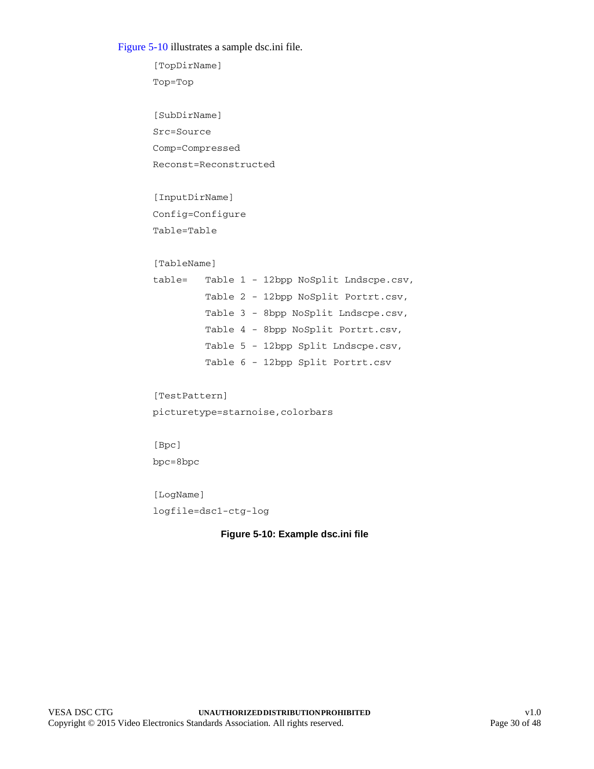Figure 5-10 illustrates a sample dsc.ini file.

```
[TopDirName]
Top=Top

[SubDirName]
Src=Source
Comp=Compressed
Reconst=Reconstructed

[InputDirName]
Config=Configure
Table=Table

[TableName]
table=   Table 1 - 12bpp NoSplit Lndscpe.csv,
         Table 2 - 12bpp NoSplit Portrt.csv,
         Table 3 - 8bpp NoSplit Lndscpe.csv,
         Table 4 - 8bpp NoSplit Portrt.csv,
         Table 5 - 12bpp Split Lndscpe.csv,
         Table 6 - 12bpp Split Portrt.csv

[TestPattern]
picturetype=starnoise,colorbars

[Bpc]
bpc=8bpc

[LogName]
logfile=dsc1-ctg-log
```

**Figure 5-10: Example dsc.ini file**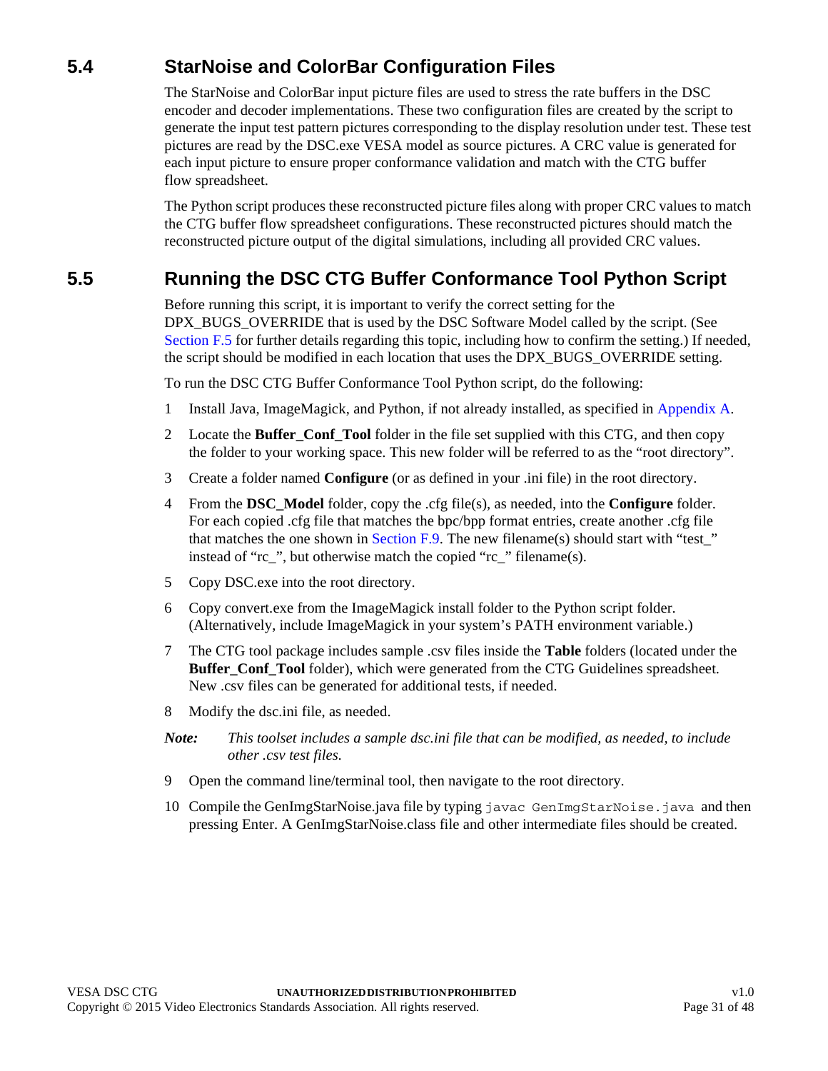## 5.4 StarNoise and ColorBar Configuration Files

The StarNoise and ColorBar input picture files are used to stress the rate buffers in the DSC encoder and decoder implementations. These two configuration files are created by the script to generate the input test pattern pictures corresponding to the display resolution under test. These test pictures are read by the DSC.exe VESA model as source pictures. A CRC value is generated for each input picture to ensure proper conformance validation and match with the CTG buffer flow spreadsheet.

The Python script produces these reconstructed picture files along with proper CRC values to match the CTG buffer flow spreadsheet configurations. These reconstructed pictures should match the reconstructed picture output of the digital simulations, including all provided CRC values.

## 5.5 Running the DSC CTG Buffer Conformance Tool Python Script

Before running this script, it is important to verify the correct setting for the DPX_BUGS_OVERRIDE that is used by the DSC Software Model called by the script. (See Section F.5 for further details regarding this topic, including how to confirm the setting.) If needed, the script should be modified in each location that uses the DPX_BUGS_OVERRIDE setting.

To run the DSC CTG Buffer Conformance Tool Python script, do the following:

1. Install Java, ImageMagick, and Python, if not already installed, as specified in Appendix A.
2. Locate the **Buffer_Conf_Tool** folder in the file set supplied with this CTG, and then copy the folder to your working space. This new folder will be referred to as the “root directory”.
3. Create a folder named **Configure** (or as defined in your .ini file) in the root directory.
4. From the **DSC_Model** folder, copy the .cfg file(s), as needed, into the **Configure** folder. For each copied .cfg file that matches the bpc/bpp format entries, create another .cfg file that matches the one shown in Section F.9. The new filename(s) should start with “test_” instead of “rc_”, but otherwise match the copied “rc_” filename(s).
5. Copy DSC.exe into the root directory.
6. Copy convert.exe from the ImageMagick install folder to the Python script folder. (Alternatively, include ImageMagick in your system’s PATH environment variable.)
7. The CTG tool package includes sample .csv files inside the **Table** folders (located under the **Buffer_Conf_Tool** folder), which were generated from the CTG Guidelines spreadsheet. New .csv files can be generated for additional tests, if needed.
8. Modify the dsc.ini file, as needed.

***Note:*** *This toolset includes a sample dsc.ini file that can be modified, as needed, to include other .csv test files.*

9. Open the command line/terminal tool, then navigate to the root directory.
10. Compile the GenImgStarNoise.java file by typing `javac GenImgStarNoise.java` and then pressing Enter. A GenImgStarNoise.class file and other intermediate files should be created.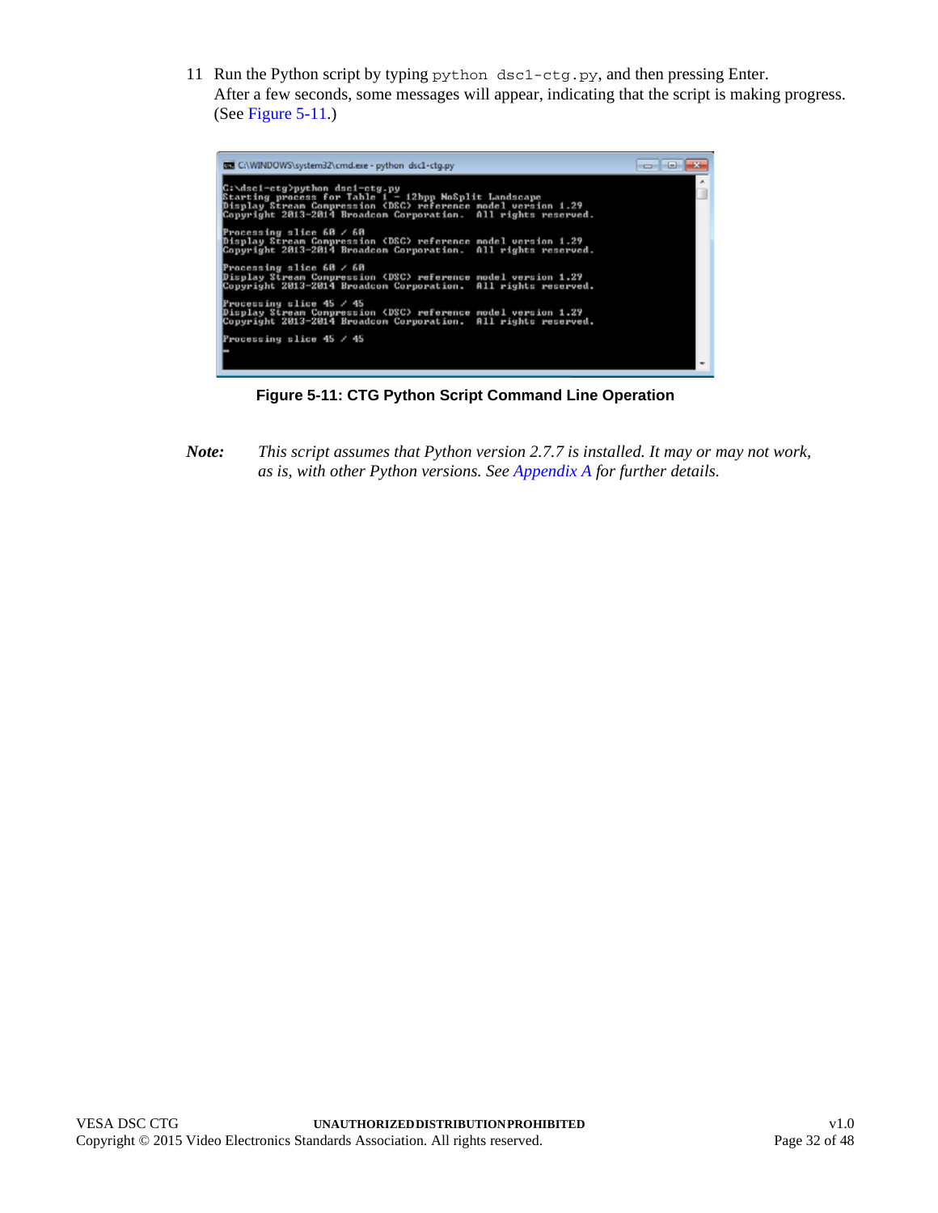11 Run the Python script by typing `python dsc1-ctg.py`, and then pressing Enter. After a few seconds, some messages will appear, indicating that the script is making progress. (See Figure 5-11.)

```
C:\dsc1-ctg>python dsc1-ctg.py
Starting process for Table 1 - 12bpp NoSplit Landscape
Display Stream Compression (DSC) reference model version 1.29
Copyright 2013-2014 Broadcom Corporation.  All rights reserved.

Processing slice 60 / 60
Display Stream Compression (DSC) reference model version 1.29
Copyright 2013-2014 Broadcom Corporation.  All rights reserved.

Processing slice 60 / 60
Display Stream Compression (DSC) reference model version 1.29
Copyright 2013-2014 Broadcom Corporation.  All rights reserved.

Processing slice 45 / 45
Display Stream Compression (DSC) reference model version 1.29
Copyright 2013-2014 Broadcom Corporation.  All rights reserved.

Processing slice 45 / 45
```

**Figure 5-11: CTG Python Script Command Line Operation**

***Note:*** *This script assumes that Python version 2.7.7 is installed. It may or may not work, as is, with other Python versions. See Appendix A for further details.*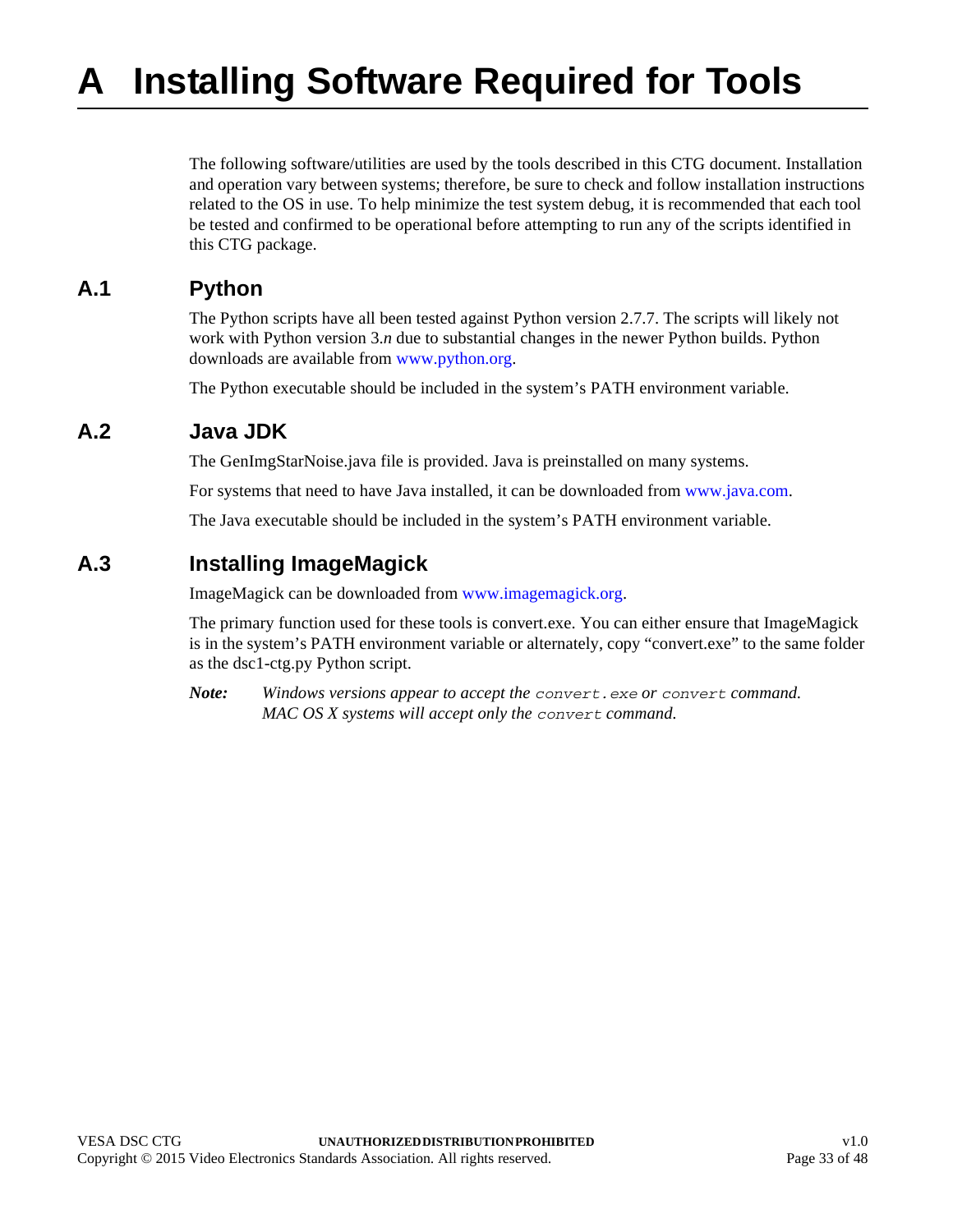# A Installing Software Required for Tools

The following software/utilities are used by the tools described in this CTG document. Installation and operation vary between systems; therefore, be sure to check and follow installation instructions related to the OS in use. To help minimize the test system debug, it is recommended that each tool be tested and confirmed to be operational before attempting to run any of the scripts identified in this CTG package.

## A.1 Python

The Python scripts have all been tested against Python version 2.7.7. The scripts will likely not work with Python version 3.*n* due to substantial changes in the newer Python builds. Python downloads are available from www.python.org.

The Python executable should be included in the system's PATH environment variable.

## A.2 Java JDK

The GenImgStarNoise.java file is provided. Java is preinstalled on many systems.

For systems that need to have Java installed, it can be downloaded from www.java.com.

The Java executable should be included in the system's PATH environment variable.

## A.3 Installing ImageMagick

ImageMagick can be downloaded from www.imagemagick.org.

The primary function used for these tools is convert.exe. You can either ensure that ImageMagick is in the system's PATH environment variable or alternately, copy "convert.exe" to the same folder as the dsc1-ctg.py Python script.

***Note:*** *Windows versions appear to accept the* `convert.exe` *or* `convert` *command. MAC OS X systems will accept only the* `convert` *command.*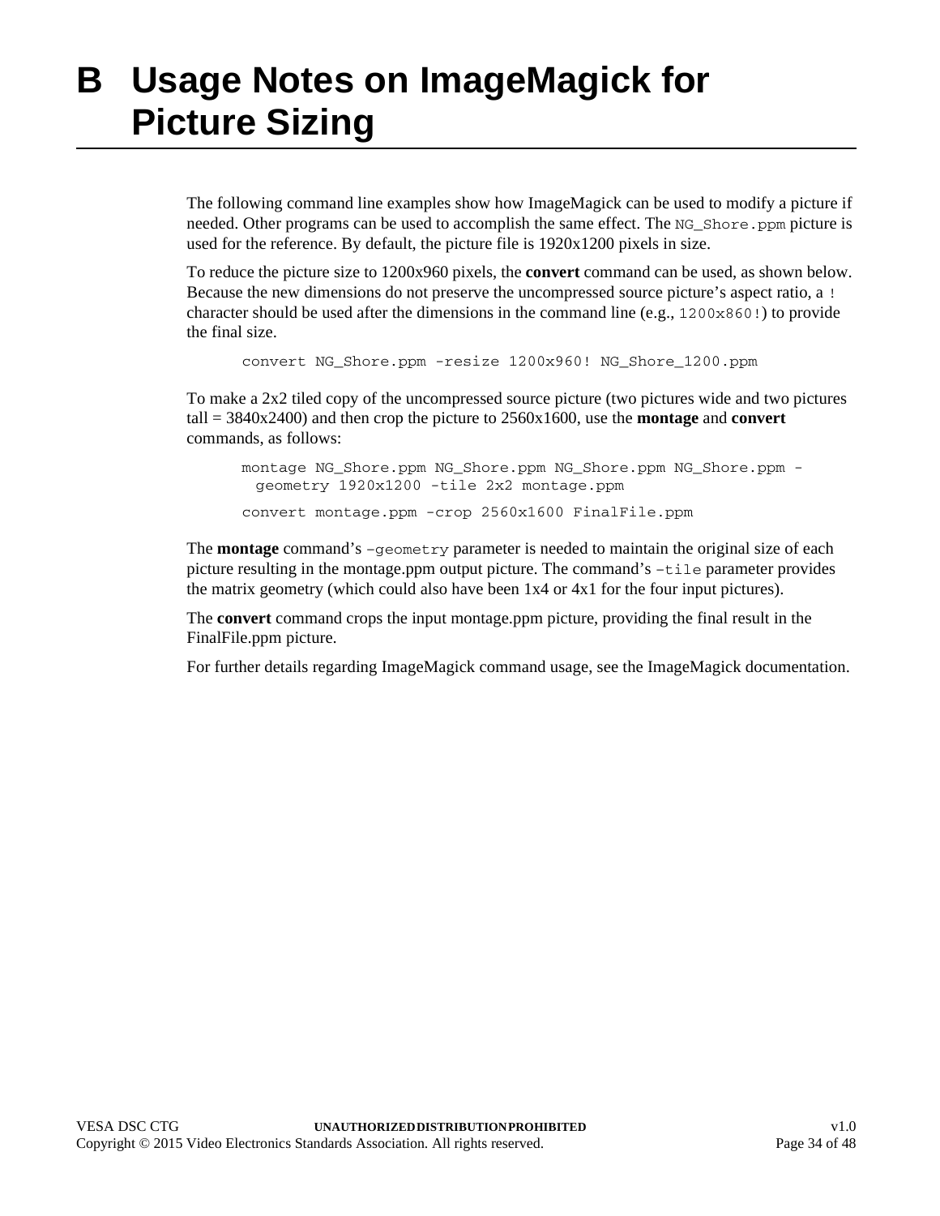# B Usage Notes on ImageMagick for Picture Sizing

The following command line examples show how ImageMagick can be used to modify a picture if needed. Other programs can be used to accomplish the same effect. The `NG_Shore.ppm` picture is used for the reference. By default, the picture file is 1920x1200 pixels in size.

To reduce the picture size to 1200x960 pixels, the **convert** command can be used, as shown below. Because the new dimensions do not preserve the uncompressed source picture's aspect ratio, a `!` character should be used after the dimensions in the command line (e.g., `1200x860!`) to provide the final size.

```
convert NG_Shore.ppm -resize 1200x960! NG_Shore_1200.ppm
```

To make a 2x2 tiled copy of the uncompressed source picture (two pictures wide and two pictures tall = 3840x2400) and then crop the picture to 2560x1600, use the **montage** and **convert** commands, as follows:

```
montage NG_Shore.ppm NG_Shore.ppm NG_Shore.ppm NG_Shore.ppm -
  geometry 1920x1200 -tile 2x2 montage.ppm
```

```
convert montage.ppm -crop 2560x1600 FinalFile.ppm
```

The **montage** command's `–geometry` parameter is needed to maintain the original size of each picture resulting in the montage.ppm output picture. The command's `–tile` parameter provides the matrix geometry (which could also have been 1x4 or 4x1 for the four input pictures).

The **convert** command crops the input montage.ppm picture, providing the final result in the FinalFile.ppm picture.

For further details regarding ImageMagick command usage, see the ImageMagick documentation.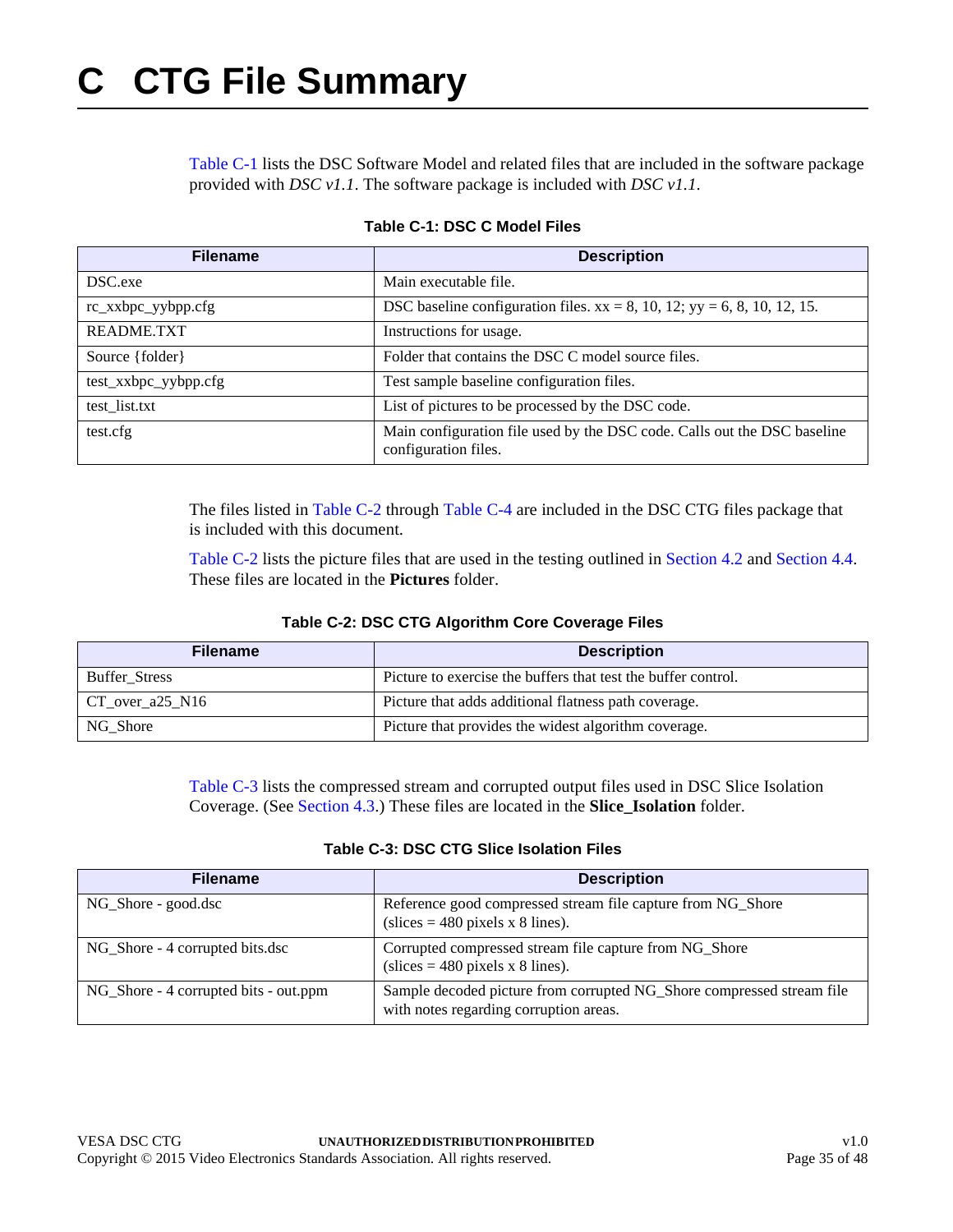# C CTG File Summary

Table C-1 lists the DSC Software Model and related files that are included in the software package provided with *DSC v1.1*. The software package is included with *DSC v1.1*.

**Table C-1: DSC C Model Files**

| Filename | Description |
| --- | --- |
| DSC.exe | Main executable file. |
| rc_xxbpc_yybpp.cfg | DSC baseline configuration files. xx = 8, 10, 12; yy = 6, 8, 10, 12, 15. |
| README.TXT | Instructions for usage. |
| Source {folder} | Folder that contains the DSC C model source files. |
| test_xxbpc_yybpp.cfg | Test sample baseline configuration files. |
| test_list.txt | List of pictures to be processed by the DSC code. |
| test.cfg | Main configuration file used by the DSC code. Calls out the DSC baseline configuration files. |

The files listed in Table C-2 through Table C-4 are included in the DSC CTG files package that is included with this document.

Table C-2 lists the picture files that are used in the testing outlined in Section 4.2 and Section 4.4. These files are located in the **Pictures** folder.

**Table C-2: DSC CTG Algorithm Core Coverage Files**

| Filename | Description |
| --- | --- |
| Buffer_Stress | Picture to exercise the buffers that test the buffer control. |
| CT_over_a25_N16 | Picture that adds additional flatness path coverage. |
| NG_Shore | Picture that provides the widest algorithm coverage. |

Table C-3 lists the compressed stream and corrupted output files used in DSC Slice Isolation Coverage. (See Section 4.3.) These files are located in the **Slice_Isolation** folder.

**Table C-3: DSC CTG Slice Isolation Files**

| Filename | Description |
| --- | --- |
| NG_Shore - good.dsc | Reference good compressed stream file capture from NG_Shore (slices = 480 pixels x 8 lines). |
| NG_Shore - 4 corrupted bits.dsc | Corrupted compressed stream file capture from NG_Shore (slices = 480 pixels x 8 lines). |
| NG_Shore - 4 corrupted bits - out.ppm | Sample decoded picture from corrupted NG_Shore compressed stream file with notes regarding corruption areas. |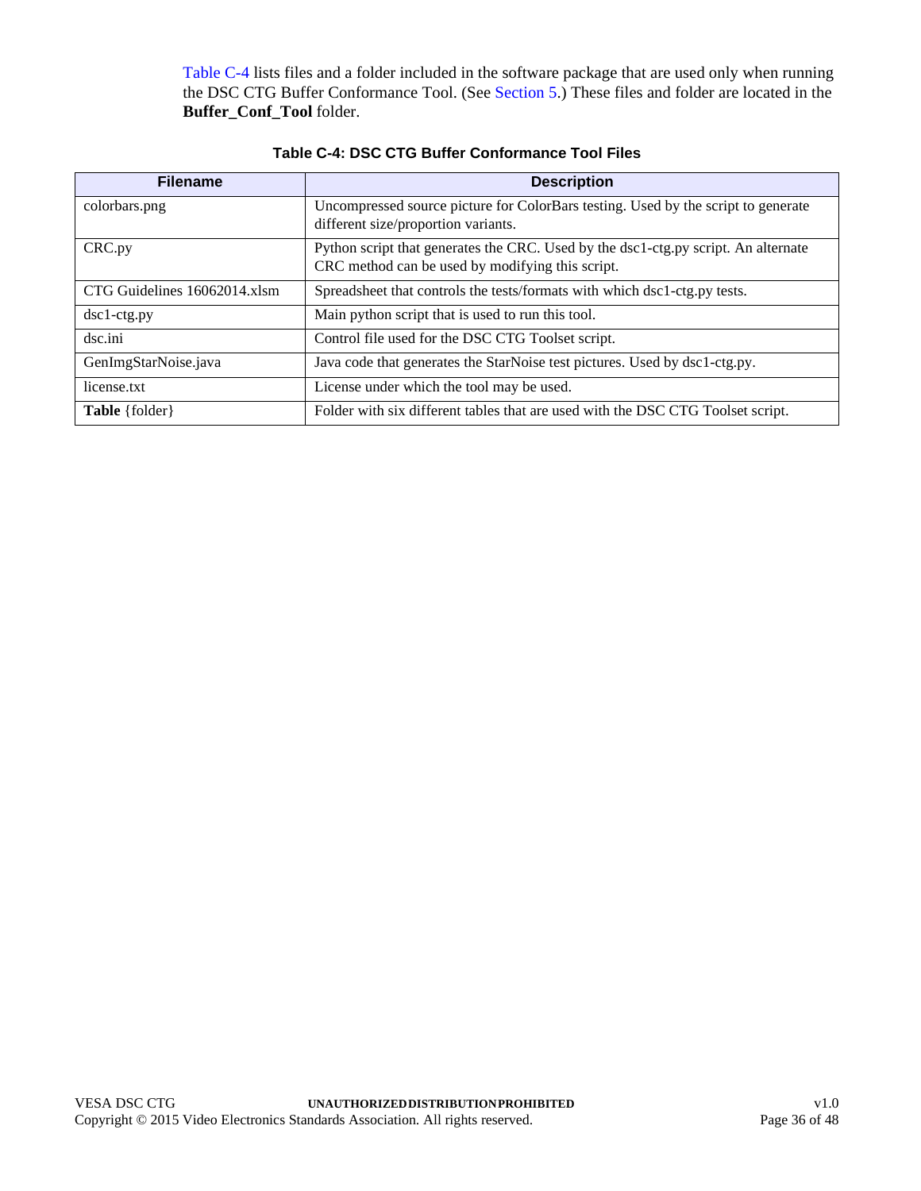Table C-4 lists files and a folder included in the software package that are used only when running the DSC CTG Buffer Conformance Tool. (See Section 5.) These files and folder are located in the **Buffer_Conf_Tool** folder.

**Table C-4: DSC CTG Buffer Conformance Tool Files**

| Filename | Description |
| --- | --- |
| colorbars.png | Uncompressed source picture for ColorBars testing. Used by the script to generate different size/proportion variants. |
| CRC.py | Python script that generates the CRC. Used by the dsc1-ctg.py script. An alternate CRC method can be used by modifying this script. |
| CTG Guidelines 16062014.xlsm | Spreadsheet that controls the tests/formats with which dsc1-ctg.py tests. |
| dsc1-ctg.py | Main python script that is used to run this tool. |
| dsc.ini | Control file used for the DSC CTG Toolset script. |
| GenImgStarNoise.java | Java code that generates the StarNoise test pictures. Used by dsc1-ctg.py. |
| license.txt | License under which the tool may be used. |
| **Table** {folder} | Folder with six different tables that are used with the DSC CTG Toolset script. |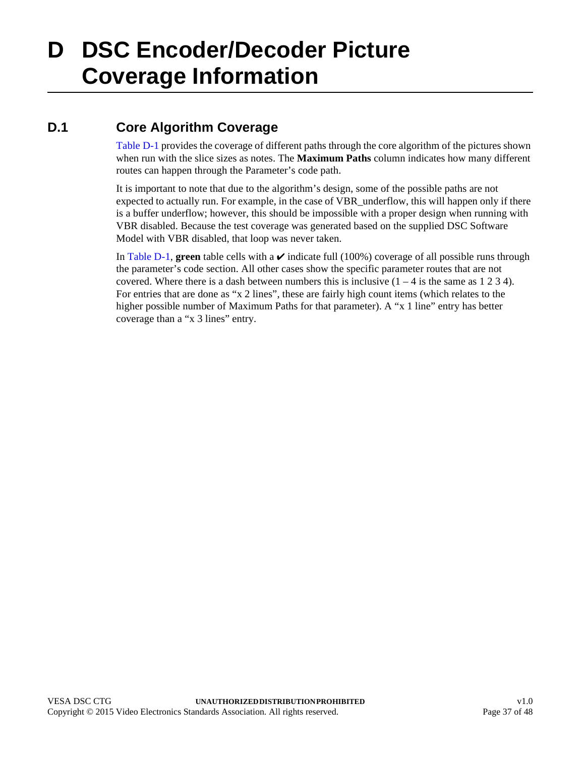# D DSC Encoder/Decoder Picture Coverage Information

## D.1 Core Algorithm Coverage

Table D-1 provides the coverage of different paths through the core algorithm of the pictures shown when run with the slice sizes as notes. The **Maximum Paths** column indicates how many different routes can happen through the Parameter's code path.

It is important to note that due to the algorithm's design, some of the possible paths are not expected to actually run. For example, in the case of VBR_underflow, this will happen only if there is a buffer underflow; however, this should be impossible with a proper design when running with VBR disabled. Because the test coverage was generated based on the supplied DSC Software Model with VBR disabled, that loop was never taken.

In Table D-1, **green** table cells with a ✔ indicate full (100%) coverage of all possible runs through the parameter's code section. All other cases show the specific parameter routes that are not covered. Where there is a dash between numbers this is inclusive (1 – 4 is the same as 1 2 3 4). For entries that are done as "x 2 lines", these are fairly high count items (which relates to the higher possible number of Maximum Paths for that parameter). A "x 1 line" entry has better coverage than a "x 3 lines" entry.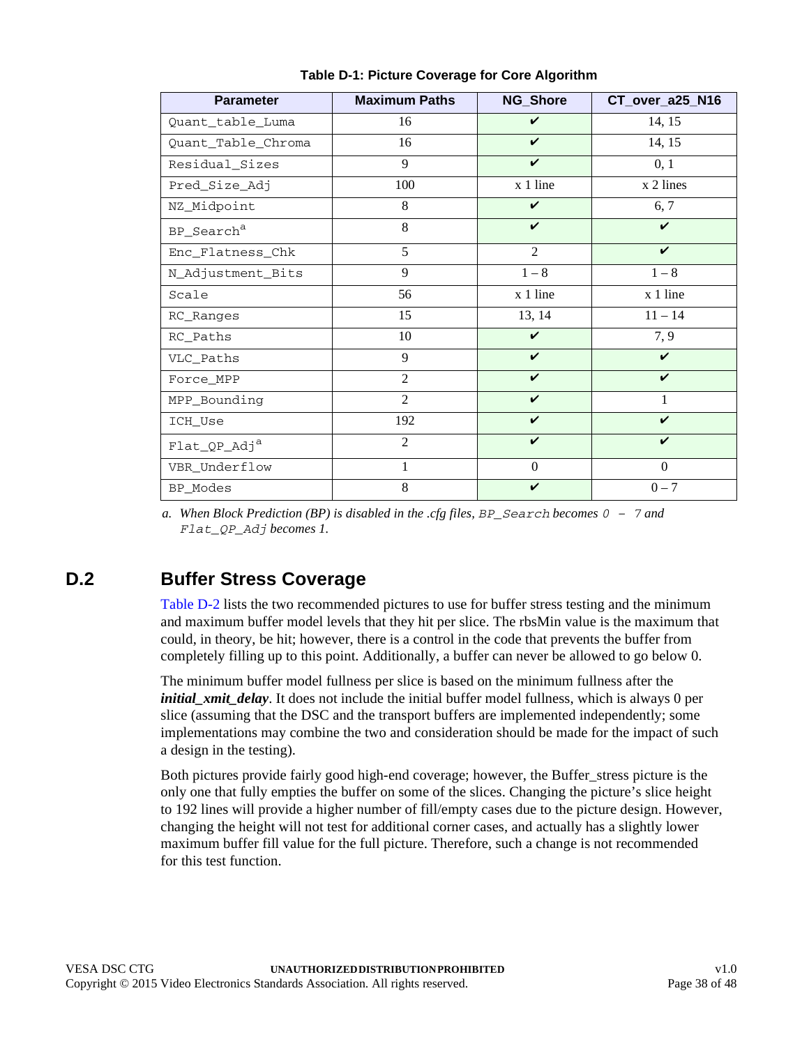**Table D-1: Picture Coverage for Core Algorithm**

| Parameter | Maximum Paths | NG_Shore | CT_over_a25_N16 |
|---|---|---|---|
| Quant_table_Luma | 16 | ✔ | 14, 15 |
| Quant_Table_Chroma | 16 | ✔ | 14, 15 |
| Residual_Sizes | 9 | ✔ | 0, 1 |
| Pred_Size_Adj | 100 | x 1 line | x 2 lines |
| NZ_Midpoint | 8 | ✔ | 6, 7 |
| BP_Search[a] | 8 | ✔ | ✔ |
| Enc_Flatness_Chk | 5 | 2 | ✔ |
| N_Adjustment_Bits | 9 | 1 – 8 | 1 – 8 |
| Scale | 56 | x 1 line | x 1 line |
| RC_Ranges | 15 | 13, 14 | 11 – 14 |
| RC_Paths | 10 | ✔ | 7, 9 |
| VLC_Paths | 9 | ✔ | ✔ |
| Force_MPP | 2 | ✔ | ✔ |
| MPP_Bounding | 2 | ✔ | 1 |
| ICH_Use | 192 | ✔ | ✔ |
| Flat_QP_Adj[a] | 2 | ✔ | ✔ |
| VBR_Underflow | 1 | 0 | 0 |
| BP_Modes | 8 | ✔ | 0 – 7 |

*a. When Block Prediction (BP) is disabled in the .cfg files, `BP_Search` becomes `0 – 7` and `Flat_QP_Adj` becomes 1.*

## D.2 Buffer Stress Coverage

Table D-2 lists the two recommended pictures to use for buffer stress testing and the minimum and maximum buffer model levels that they hit per slice. The rbsMin value is the maximum that could, in theory, be hit; however, there is a control in the code that prevents the buffer from completely filling up to this point. Additionally, a buffer can never be allowed to go below 0.

The minimum buffer model fullness per slice is based on the minimum fullness after the ***initial_xmit_delay***. It does not include the initial buffer model fullness, which is always 0 per slice (assuming that the DSC and the transport buffers are implemented independently; some implementations may combine the two and consideration should be made for the impact of such a design in the testing).

Both pictures provide fairly good high-end coverage; however, the Buffer_stress picture is the only one that fully empties the buffer on some of the slices. Changing the picture's slice height to 192 lines will provide a higher number of fill/empty cases due to the picture design. However, changing the height will not test for additional corner cases, and actually has a slightly lower maximum buffer fill value for the full picture. Therefore, such a change is not recommended for this test function.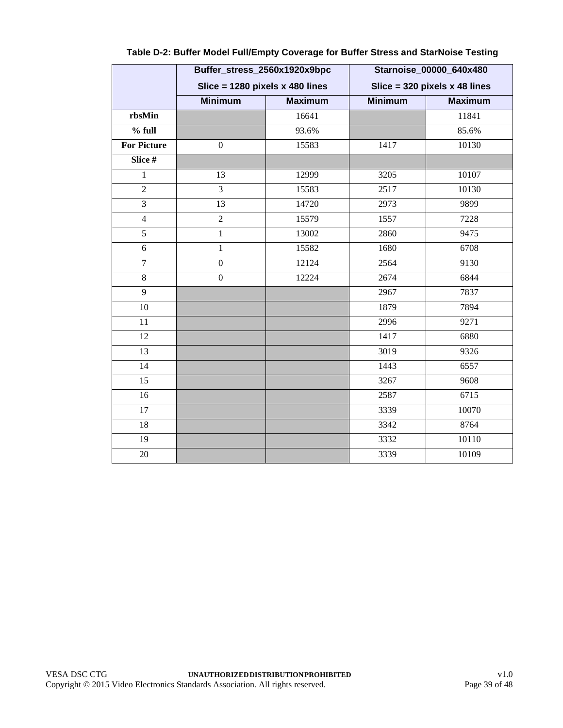**Table D-2: Buffer Model Full/Empty Coverage for Buffer Stress and StarNoise Testing**

| | Buffer_stress_2560x1920x9bpc Slice = 1280 pixels x 480 lines | | Starnoise_00000_640x480 Slice = 320 pixels x 48 lines | |
|---|---|---|---|---|
| | Minimum | Maximum | Minimum | Maximum |
| **rbsMin** | | 16641 | | 11841 |
| **% full** | | 93.6% | | 85.6% |
| **For Picture** | 0 | 15583 | 1417 | 10130 |
| **Slice #** | | | | |
| 1 | 13 | 12999 | 3205 | 10107 |
| 2 | 3 | 15583 | 2517 | 10130 |
| 3 | 13 | 14720 | 2973 | 9899 |
| 4 | 2 | 15579 | 1557 | 7228 |
| 5 | 1 | 13002 | 2860 | 9475 |
| 6 | 1 | 15582 | 1680 | 6708 |
| 7 | 0 | 12124 | 2564 | 9130 |
| 8 | 0 | 12224 | 2674 | 6844 |
| 9 | | | 2967 | 7837 |
| 10 | | | 1879 | 7894 |
| 11 | | | 2996 | 9271 |
| 12 | | | 1417 | 6880 |
| 13 | | | 3019 | 9326 |
| 14 | | | 1443 | 6557 |
| 15 | | | 3267 | 9608 |
| 16 | | | 2587 | 6715 |
| 17 | | | 3339 | 10070 |
| 18 | | | 3342 | 8764 |
| 19 | | | 3332 | 10110 |
| 20 | | | 3339 | 10109 |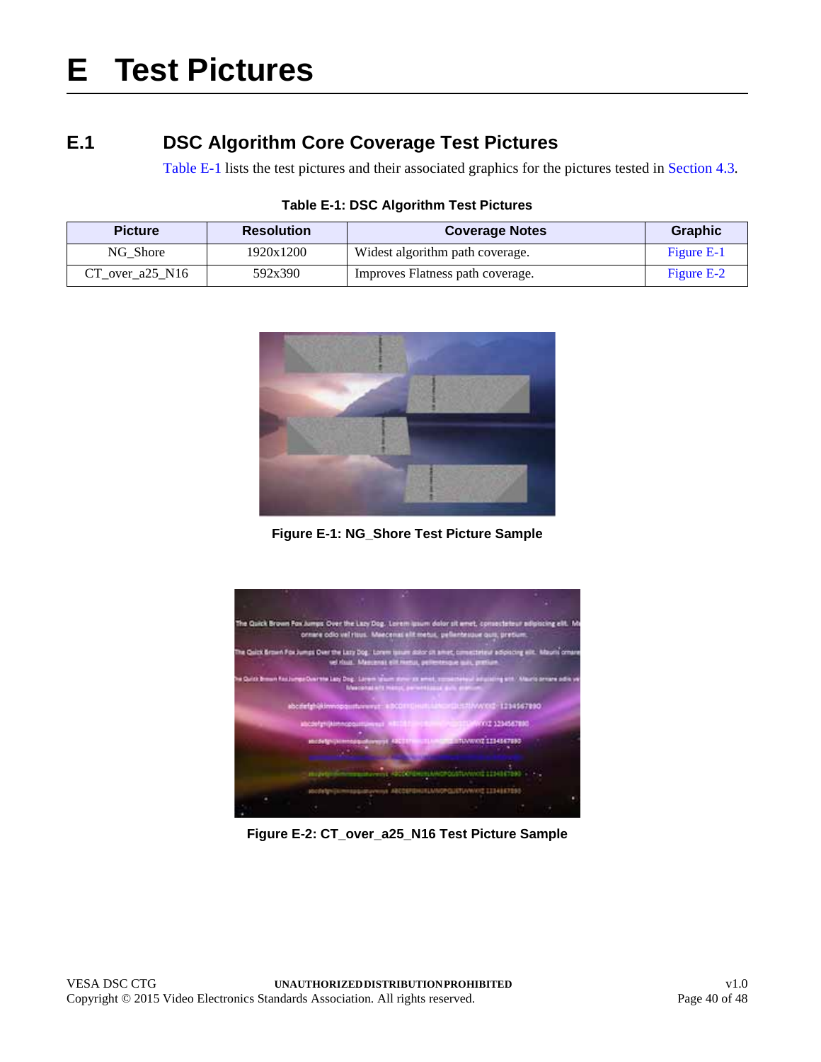# E Test Pictures

## E.1 DSC Algorithm Core Coverage Test Pictures

Table E-1 lists the test pictures and their associated graphics for the pictures tested in Section 4.3.

**Table E-1: DSC Algorithm Test Pictures**

| Picture | Resolution | Coverage Notes | Graphic |
|---|---|---|---|
| NG_Shore | 1920x1200 | Widest algorithm path coverage. | Figure E-1 |
| CT_over_a25_N16 | 592x390 | Improves Flatness path coverage. | Figure E-2 |

**Figure E-1: NG_Shore Test Picture Sample**

**Figure E-2: CT_over_a25_N16 Test Picture Sample**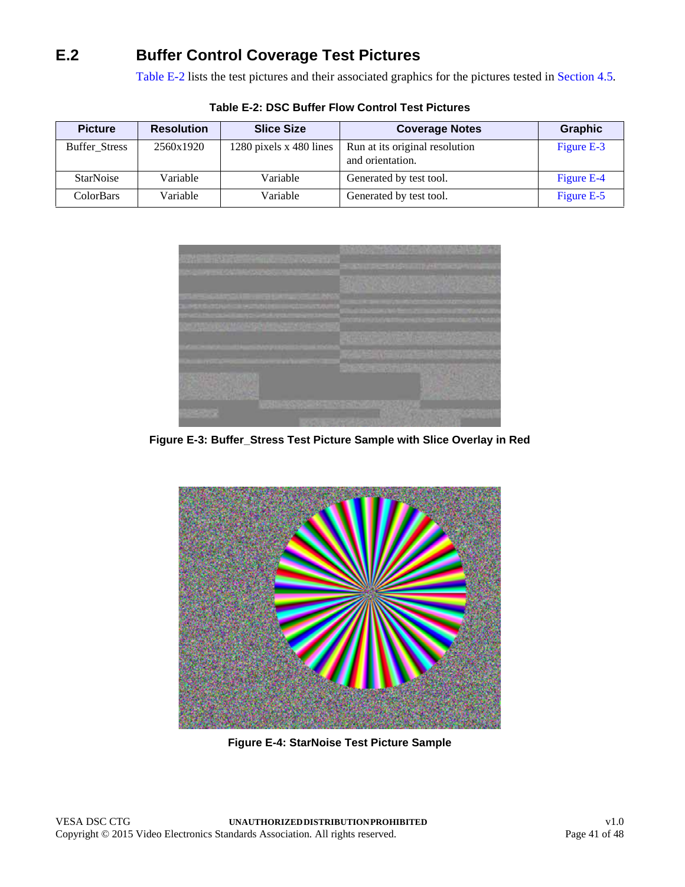## E.2 Buffer Control Coverage Test Pictures

Table E-2 lists the test pictures and their associated graphics for the pictures tested in Section 4.5.

**Table E-2: DSC Buffer Flow Control Test Pictures**

| Picture | Resolution | Slice Size | Coverage Notes | Graphic |
|---|---|---|---|---|
| Buffer_Stress | 2560x1920 | 1280 pixels x 480 lines | Run at its original resolution and orientation. | Figure E-3 |
| StarNoise | Variable | Variable | Generated by test tool. | Figure E-4 |
| ColorBars | Variable | Variable | Generated by test tool. | Figure E-5 |

**Figure E-3: Buffer_Stress Test Picture Sample with Slice Overlay in Red**

**Figure E-4: StarNoise Test Picture Sample**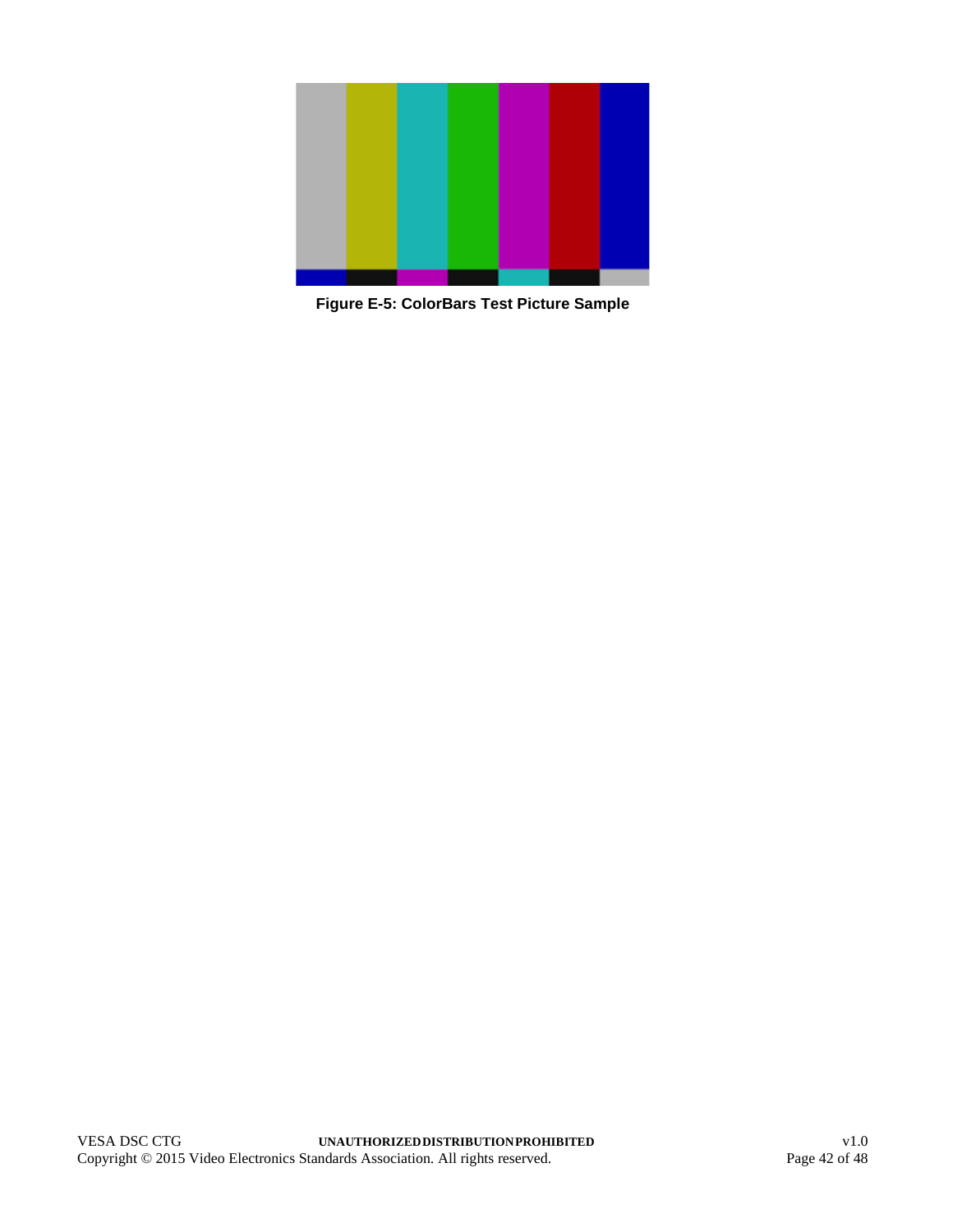Figure E-5: ColorBars Test Picture Sample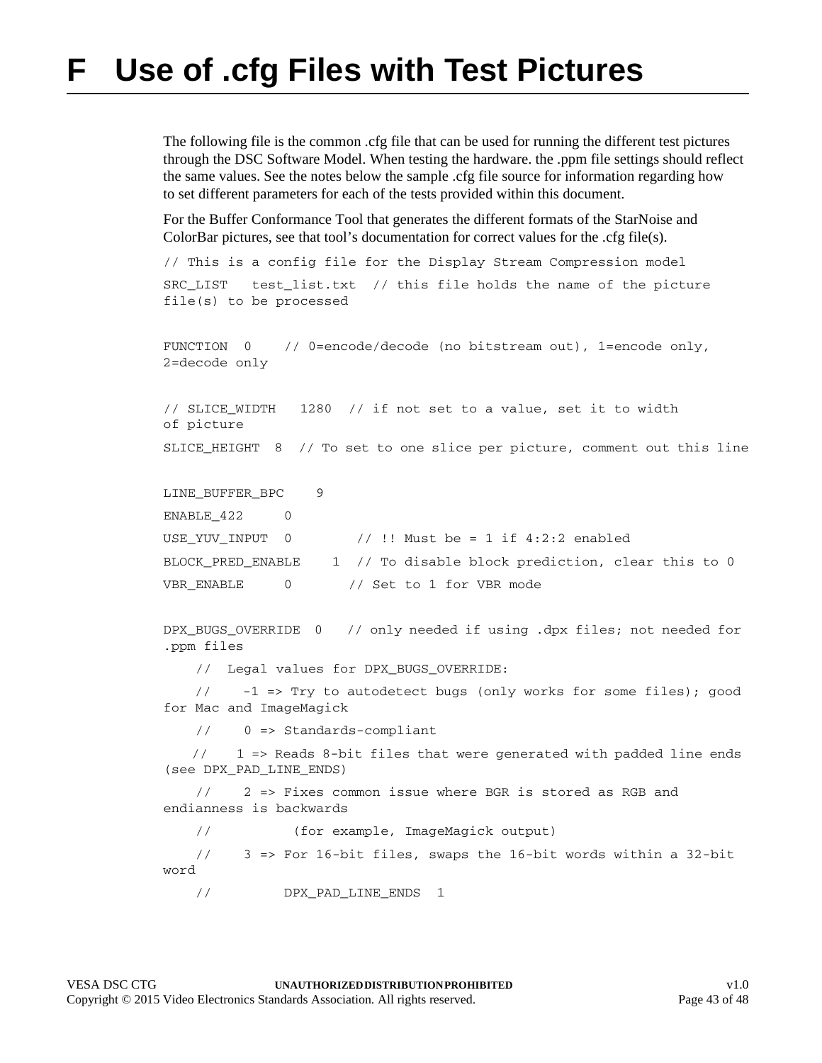# F Use of .cfg Files with Test Pictures

The following file is the common .cfg file that can be used for running the different test pictures through the DSC Software Model. When testing the hardware. the .ppm file settings should reflect the same values. See the notes below the sample .cfg file source for information regarding how to set different parameters for each of the tests provided within this document.

For the Buffer Conformance Tool that generates the different formats of the StarNoise and ColorBar pictures, see that tool's documentation for correct values for the .cfg file(s).

```
// This is a config file for the Display Stream Compression model
SRC_LIST   test_list.txt  // this file holds the name of the picture
file(s) to be processed

FUNCTION  0    // 0=encode/decode (no bitstream out), 1=encode only,
2=decode only

// SLICE_WIDTH   1280  // if not set to a value, set it to width
of picture
SLICE_HEIGHT  8  // To set to one slice per picture, comment out this line

LINE_BUFFER_BPC    9
ENABLE_422     0
USE_YUV_INPUT  0        // !! Must be = 1 if 4:2:2 enabled
BLOCK_PRED_ENABLE    1  // To disable block prediction, clear this to 0
VBR_ENABLE     0       // Set to 1 for VBR mode

DPX_BUGS_OVERRIDE  0   // only needed if using .dpx files; not needed for
.ppm files
    //  Legal values for DPX_BUGS_OVERRIDE:
    //    -1 => Try to autodetect bugs (only works for some files); good
for Mac and ImageMagick
    //    0 => Standards-compliant
    //    1 => Reads 8-bit files that were generated with padded line ends
(see DPX_PAD_LINE_ENDS)
    //    2 => Fixes common issue where BGR is stored as RGB and
endianness is backwards
    //          (for example, ImageMagick output)
    //    3 => For 16-bit files, swaps the 16-bit words within a 32-bit
word
    //         DPX_PAD_LINE_ENDS  1
```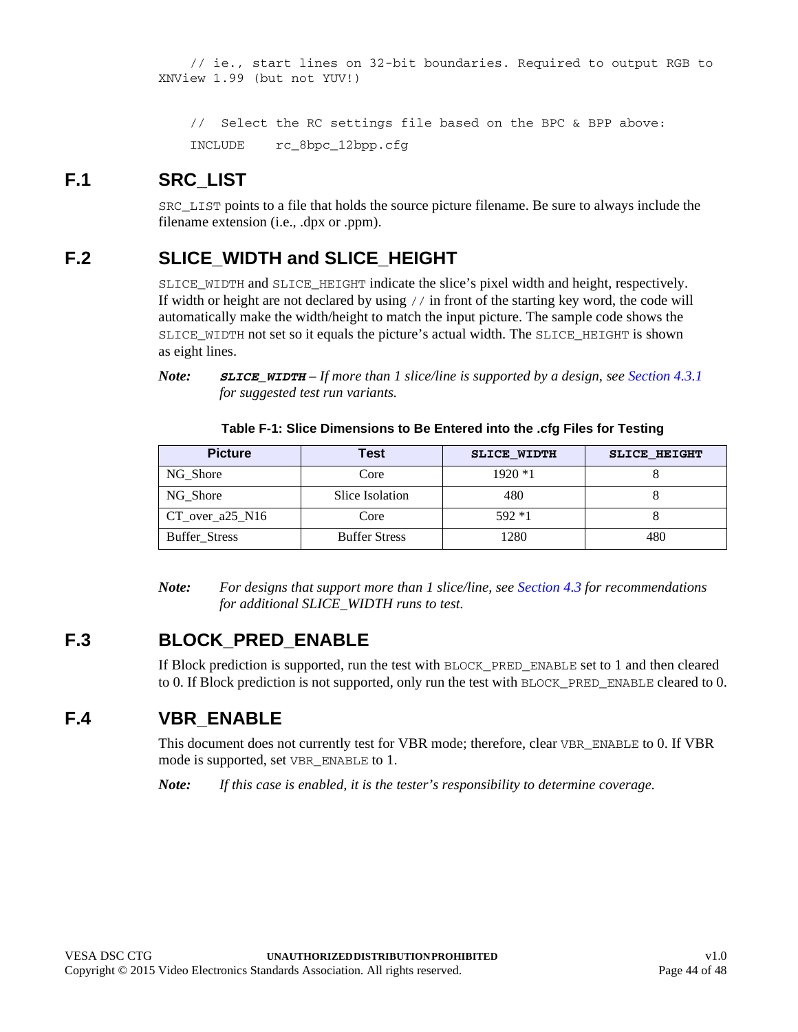```
    // ie., start lines on 32-bit boundaries. Required to output RGB to
XNView 1.99 (but not YUV!)

    //  Select the RC settings file based on the BPC & BPP above:
    INCLUDE     rc_8bpc_12bpp.cfg
```

## F.1 SRC_LIST

`SRC_LIST` points to a file that holds the source picture filename. Be sure to always include the filename extension (i.e., .dpx or .ppm).

## F.2 SLICE_WIDTH and SLICE_HEIGHT

`SLICE_WIDTH` and `SLICE_HEIGHT` indicate the slice's pixel width and height, respectively. If width or height are not declared by using `//` in front of the starting key word, the code will automatically make the width/height to match the input picture. The sample code shows the `SLICE_WIDTH` not set so it equals the picture's actual width. The `SLICE_HEIGHT` is shown as eight lines.

***Note:*** ***`SLICE_WIDTH`** – If more than 1 slice/line is supported by a design, see Section 4.3.1 for suggested test run variants.*

**Table F-1: Slice Dimensions to Be Entered into the .cfg Files for Testing**

| Picture | Test | SLICE_WIDTH | SLICE_HEIGHT |
|---|---|---|---|
| NG_Shore | Core | 1920 *1 | 8 |
| NG_Shore | Slice Isolation | 480 | 8 |
| CT_over_a25_N16 | Core | 592 *1 | 8 |
| Buffer_Stress | Buffer Stress | 1280 | 480 |

***Note:*** *For designs that support more than 1 slice/line, see Section 4.3 for recommendations for additional SLICE_WIDTH runs to test.*

## F.3 BLOCK_PRED_ENABLE

If Block prediction is supported, run the test with `BLOCK_PRED_ENABLE` set to 1 and then cleared to 0. If Block prediction is not supported, only run the test with `BLOCK_PRED_ENABLE` cleared to 0.

## F.4 VBR_ENABLE

This document does not currently test for VBR mode; therefore, clear `VBR_ENABLE` to 0. If VBR mode is supported, set `VBR_ENABLE` to 1.

***Note:*** *If this case is enabled, it is the tester's responsibility to determine coverage.*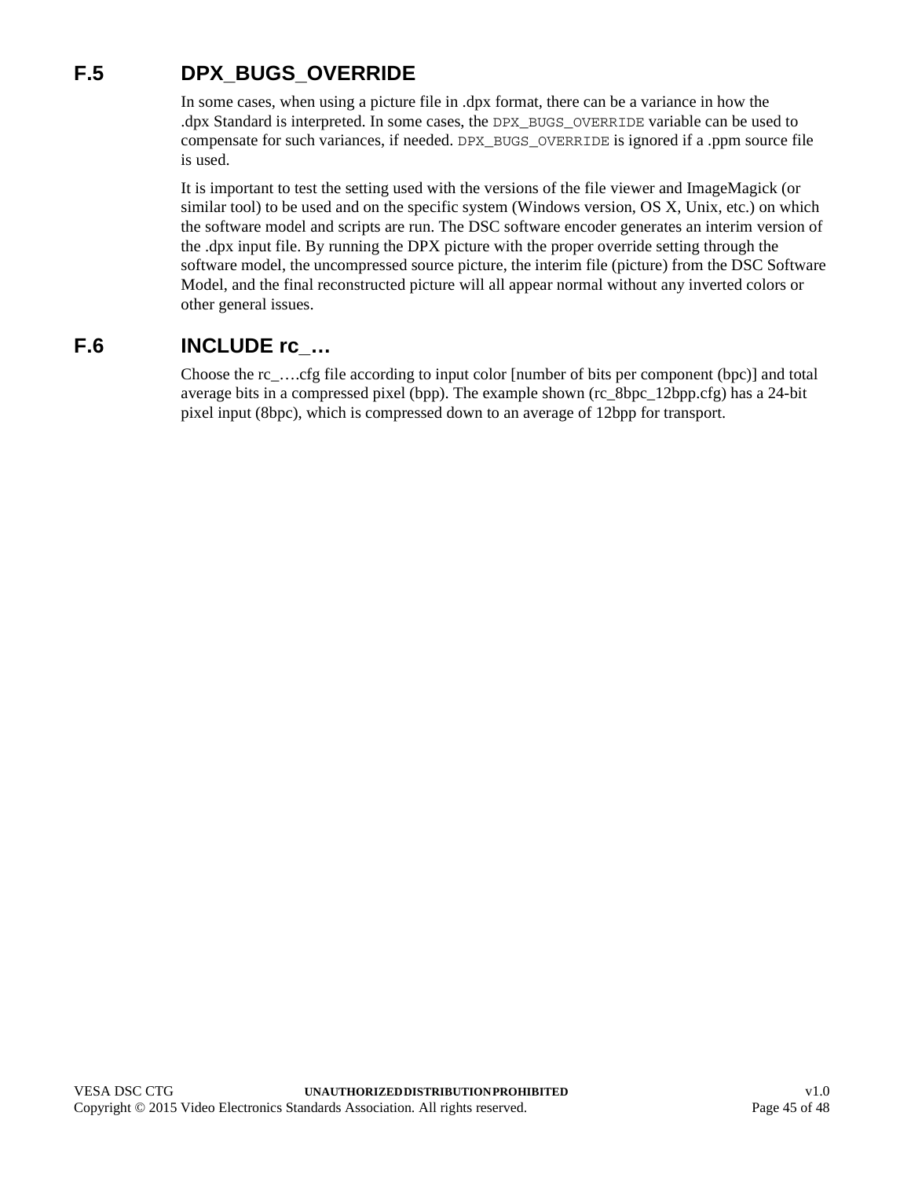## F.5 DPX_BUGS_OVERRIDE

In some cases, when using a picture file in .dpx format, there can be a variance in how the .dpx Standard is interpreted. In some cases, the `DPX_BUGS_OVERRIDE` variable can be used to compensate for such variances, if needed. `DPX_BUGS_OVERRIDE` is ignored if a .ppm source file is used.

It is important to test the setting used with the versions of the file viewer and ImageMagick (or similar tool) to be used and on the specific system (Windows version, OS X, Unix, etc.) on which the software model and scripts are run. The DSC software encoder generates an interim version of the .dpx input file. By running the DPX picture with the proper override setting through the software model, the uncompressed source picture, the interim file (picture) from the DSC Software Model, and the final reconstructed picture will all appear normal without any inverted colors or other general issues.

## F.6 INCLUDE rc_…

Choose the rc_….cfg file according to input color [number of bits per component (bpc)] and total average bits in a compressed pixel (bpp). The example shown (rc_8bpc_12bpp.cfg) has a 24-bit pixel input (8bpc), which is compressed down to an average of 12bpp for transport.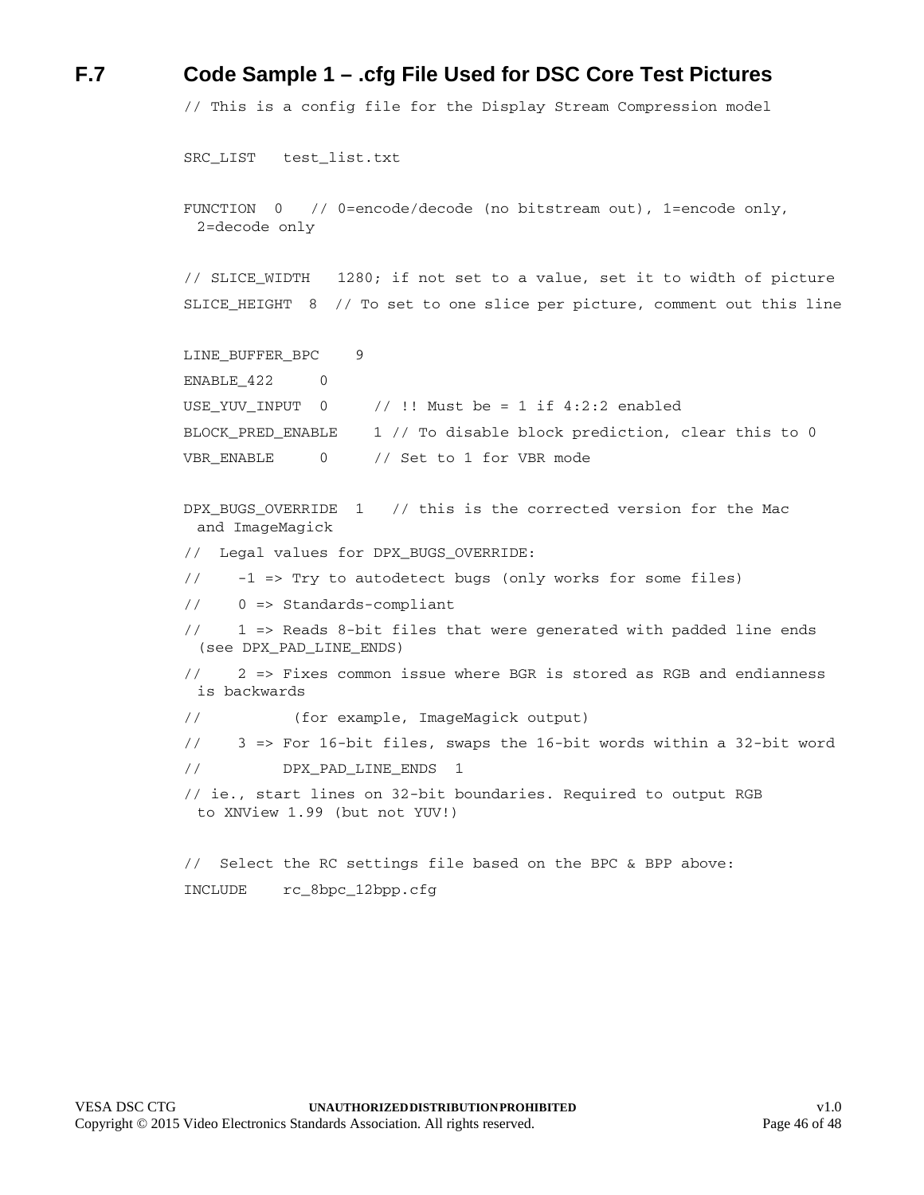## F.7 Code Sample 1 – .cfg File Used for DSC Core Test Pictures

```
// This is a config file for the Display Stream Compression model

SRC_LIST   test_list.txt

FUNCTION  0   // 0=encode/decode (no bitstream out), 1=encode only,
  2=decode only

// SLICE_WIDTH   1280; if not set to a value, set it to width of picture
SLICE_HEIGHT  8  // To set to one slice per picture, comment out this line

LINE_BUFFER_BPC    9
ENABLE_422     0
USE_YUV_INPUT  0     // !! Must be = 1 if 4:2:2 enabled
BLOCK_PRED_ENABLE    1 // To disable block prediction, clear this to 0
VBR_ENABLE     0     // Set to 1 for VBR mode

DPX_BUGS_OVERRIDE  1   // this is the corrected version for the Mac
  and ImageMagick
//  Legal values for DPX_BUGS_OVERRIDE:
//    -1 => Try to autodetect bugs (only works for some files)
//    0 => Standards-compliant
//    1 => Reads 8-bit files that were generated with padded line ends
  (see DPX_PAD_LINE_ENDS)
//    2 => Fixes common issue where BGR is stored as RGB and endianness
  is backwards
//          (for example, ImageMagick output)
//    3 => For 16-bit files, swaps the 16-bit words within a 32-bit word
//         DPX_PAD_LINE_ENDS  1
// ie., start lines on 32-bit boundaries. Required to output RGB
  to XNView 1.99 (but not YUV!)

//  Select the RC settings file based on the BPC & BPP above:
INCLUDE    rc_8bpc_12bpp.cfg
```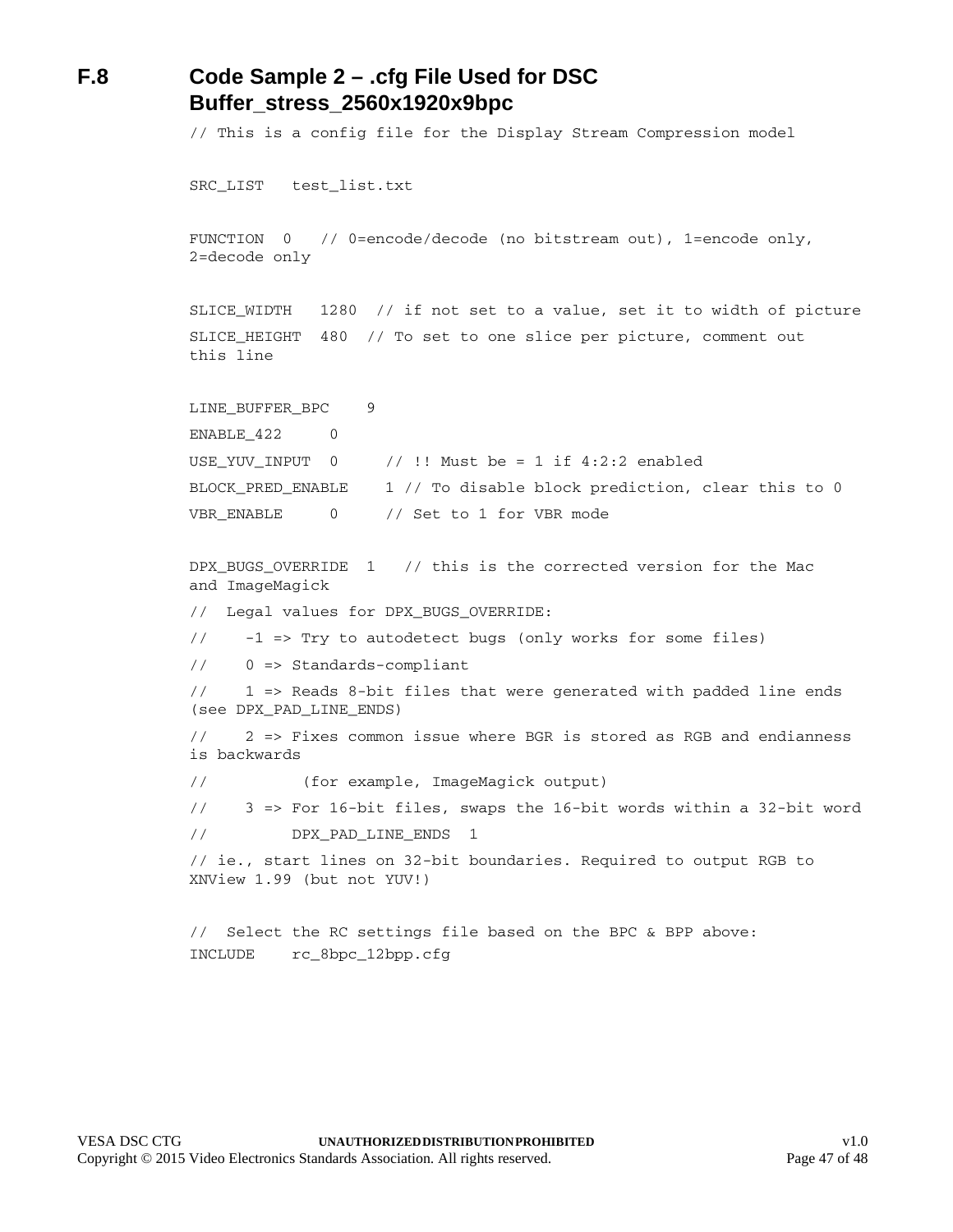### F.8 Code Sample 2 – .cfg File Used for DSC Buffer_stress_2560x1920x9bpc

```
// This is a config file for the Display Stream Compression model

SRC_LIST   test_list.txt

FUNCTION  0   // 0=encode/decode (no bitstream out), 1=encode only, 2=decode only

SLICE_WIDTH   1280  // if not set to a value, set it to width of picture
SLICE_HEIGHT  480  // To set to one slice per picture, comment out this line

LINE_BUFFER_BPC    9
ENABLE_422     0
USE_YUV_INPUT  0     // !! Must be = 1 if 4:2:2 enabled
BLOCK_PRED_ENABLE    1 // To disable block prediction, clear this to 0
VBR_ENABLE     0     // Set to 1 for VBR mode

DPX_BUGS_OVERRIDE  1   // this is the corrected version for the Mac and ImageMagick
//  Legal values for DPX_BUGS_OVERRIDE:
//    -1 => Try to autodetect bugs (only works for some files)
//    0 => Standards-compliant
//    1 => Reads 8-bit files that were generated with padded line ends (see DPX_PAD_LINE_ENDS)
//    2 => Fixes common issue where BGR is stored as RGB and endianness is backwards
//          (for example, ImageMagick output)
//    3 => For 16-bit files, swaps the 16-bit words within a 32-bit word
//         DPX_PAD_LINE_ENDS  1
// ie., start lines on 32-bit boundaries. Required to output RGB to XNView 1.99 (but not YUV!)

//  Select the RC settings file based on the BPC & BPP above:
INCLUDE    rc_8bpc_12bpp.cfg
```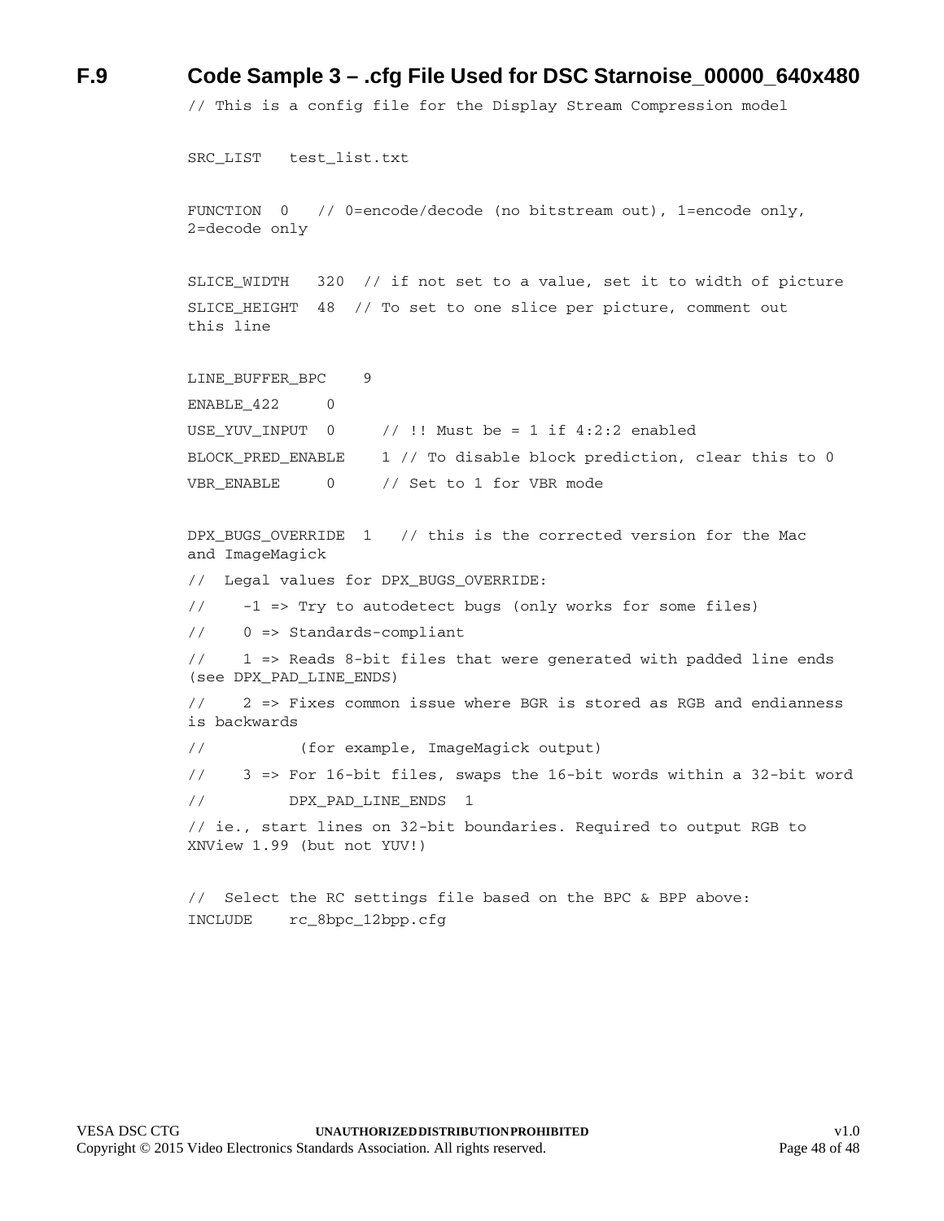## F.9 Code Sample 3 – .cfg File Used for DSC Starnoise_00000_640x480

```
// This is a config file for the Display Stream Compression model

SRC_LIST   test_list.txt

FUNCTION  0   // 0=encode/decode (no bitstream out), 1=encode only,
2=decode only

SLICE_WIDTH   320  // if not set to a value, set it to width of picture
SLICE_HEIGHT  48  // To set to one slice per picture, comment out
this line

LINE_BUFFER_BPC    9
ENABLE_422     0
USE_YUV_INPUT  0     // !! Must be = 1 if 4:2:2 enabled
BLOCK_PRED_ENABLE    1 // To disable block prediction, clear this to 0
VBR_ENABLE     0     // Set to 1 for VBR mode

DPX_BUGS_OVERRIDE  1   // this is the corrected version for the Mac
and ImageMagick
//  Legal values for DPX_BUGS_OVERRIDE:
//    -1 => Try to autodetect bugs (only works for some files)
//    0 => Standards-compliant
//    1 => Reads 8-bit files that were generated with padded line ends
(see DPX_PAD_LINE_ENDS)
//    2 => Fixes common issue where BGR is stored as RGB and endianness
is backwards
//         (for example, ImageMagick output)
//    3 => For 16-bit files, swaps the 16-bit words within a 32-bit word
//        DPX_PAD_LINE_ENDS  1
// ie., start lines on 32-bit boundaries. Required to output RGB to
XNView 1.99 (but not YUV!)

//  Select the RC settings file based on the BPC & BPP above:
INCLUDE    rc_8bpc_12bpp.cfg
```